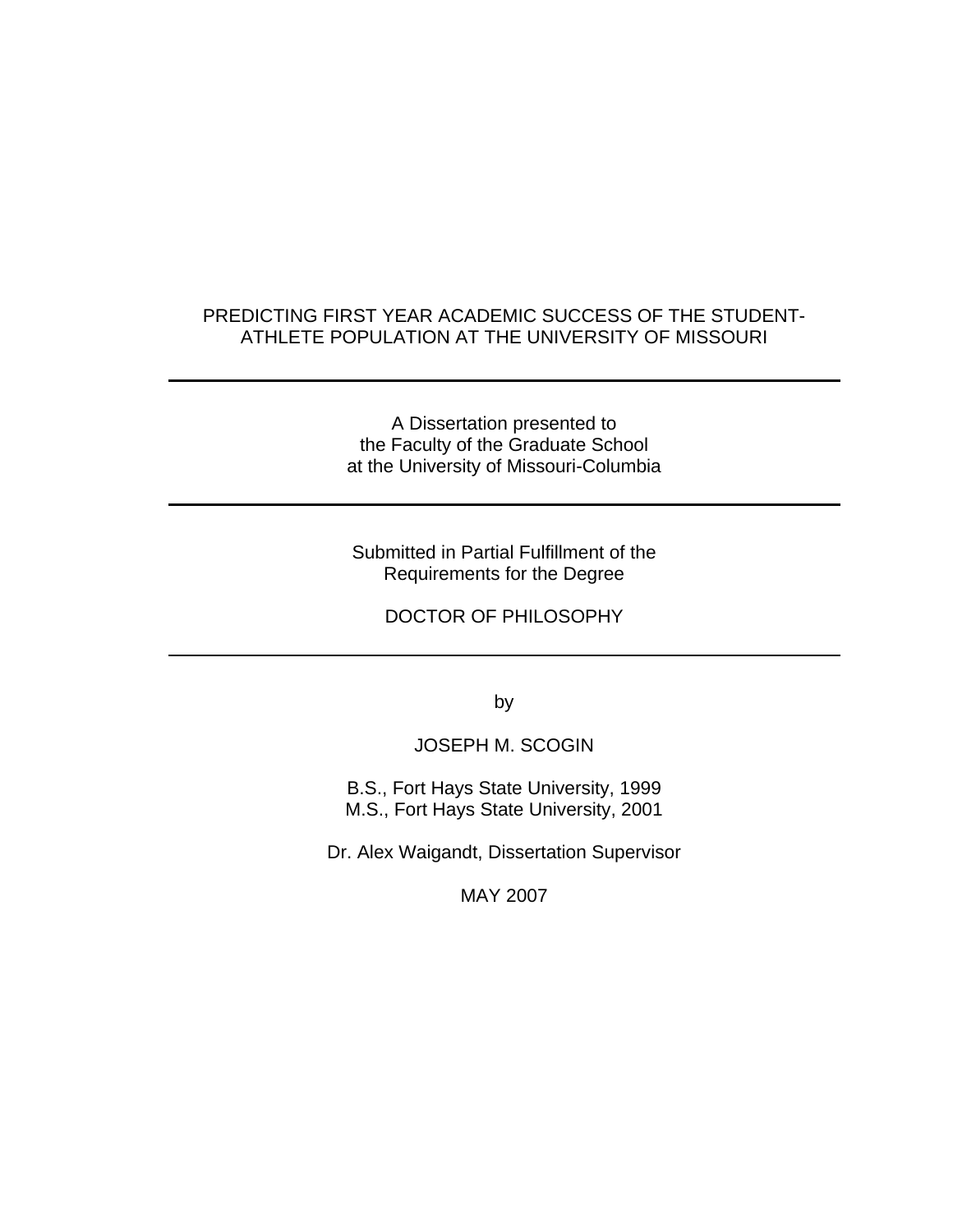# PREDICTING FIRST YEAR ACADEMIC SUCCESS OF THE STUDENT-ATHLETE POPULATION AT THE UNIVERSITY OF MISSOURI

---

A Dissertation presented to
the Faculty of the Graduate School
at the University of Missouri-Columbia

---

Submitted in Partial Fulfillment of the
Requirements for the Degree

DOCTOR OF PHILOSOPHY

---

by

JOSEPH M. SCOGIN

B.S., Fort Hays State University, 1999
M.S., Fort Hays State University, 2001

Dr. Alex Waigandt, Dissertation Supervisor

MAY 2007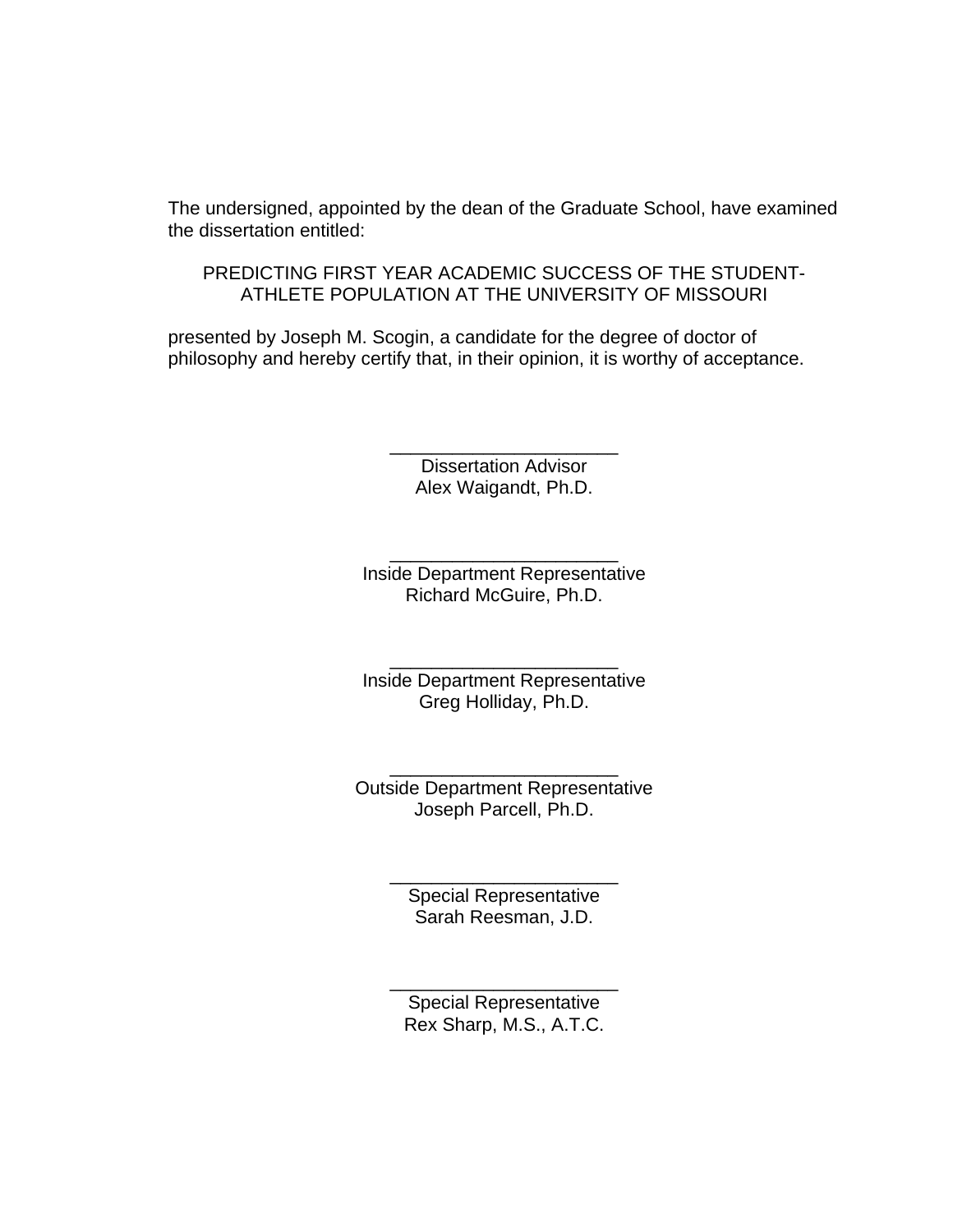The undersigned, appointed by the dean of the Graduate School, have examined the dissertation entitled:

PREDICTING FIRST YEAR ACADEMIC SUCCESS OF THE STUDENT-ATHLETE POPULATION AT THE UNIVERSITY OF MISSOURI

presented by Joseph M. Scogin, a candidate for the degree of doctor of philosophy and hereby certify that, in their opinion, it is worthy of acceptance.

______________________
Dissertation Advisor
Alex Waigandt, Ph.D.

______________________
Inside Department Representative
Richard McGuire, Ph.D.

______________________
Inside Department Representative
Greg Holliday, Ph.D.

______________________
Outside Department Representative
Joseph Parcell, Ph.D.

______________________
Special Representative
Sarah Reesman, J.D.

______________________
Special Representative
Rex Sharp, M.S., A.T.C.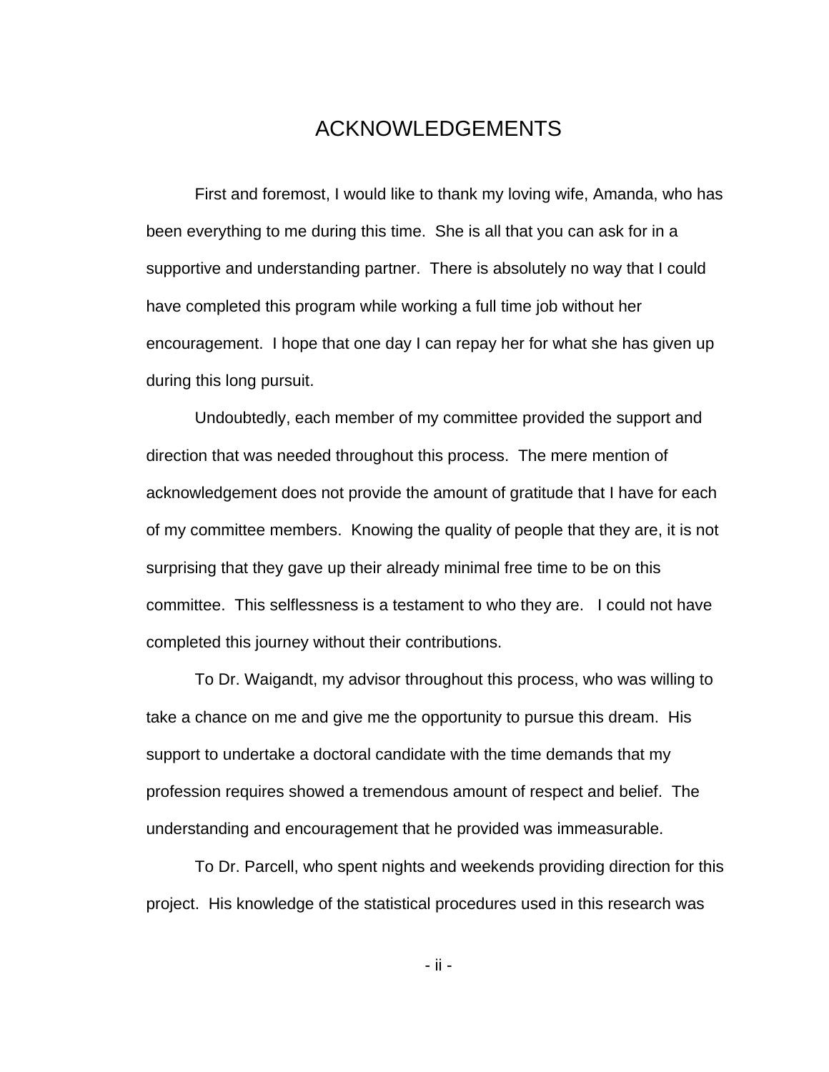# ACKNOWLEDGEMENTS

First and foremost, I would like to thank my loving wife, Amanda, who has been everything to me during this time. She is all that you can ask for in a supportive and understanding partner. There is absolutely no way that I could have completed this program while working a full time job without her encouragement. I hope that one day I can repay her for what she has given up during this long pursuit.

Undoubtedly, each member of my committee provided the support and direction that was needed throughout this process. The mere mention of acknowledgement does not provide the amount of gratitude that I have for each of my committee members. Knowing the quality of people that they are, it is not surprising that they gave up their already minimal free time to be on this committee. This selflessness is a testament to who they are. I could not have completed this journey without their contributions.

To Dr. Waigandt, my advisor throughout this process, who was willing to take a chance on me and give me the opportunity to pursue this dream. His support to undertake a doctoral candidate with the time demands that my profession requires showed a tremendous amount of respect and belief. The understanding and encouragement that he provided was immeasurable.

To Dr. Parcell, who spent nights and weekends providing direction for this project. His knowledge of the statistical procedures used in this research was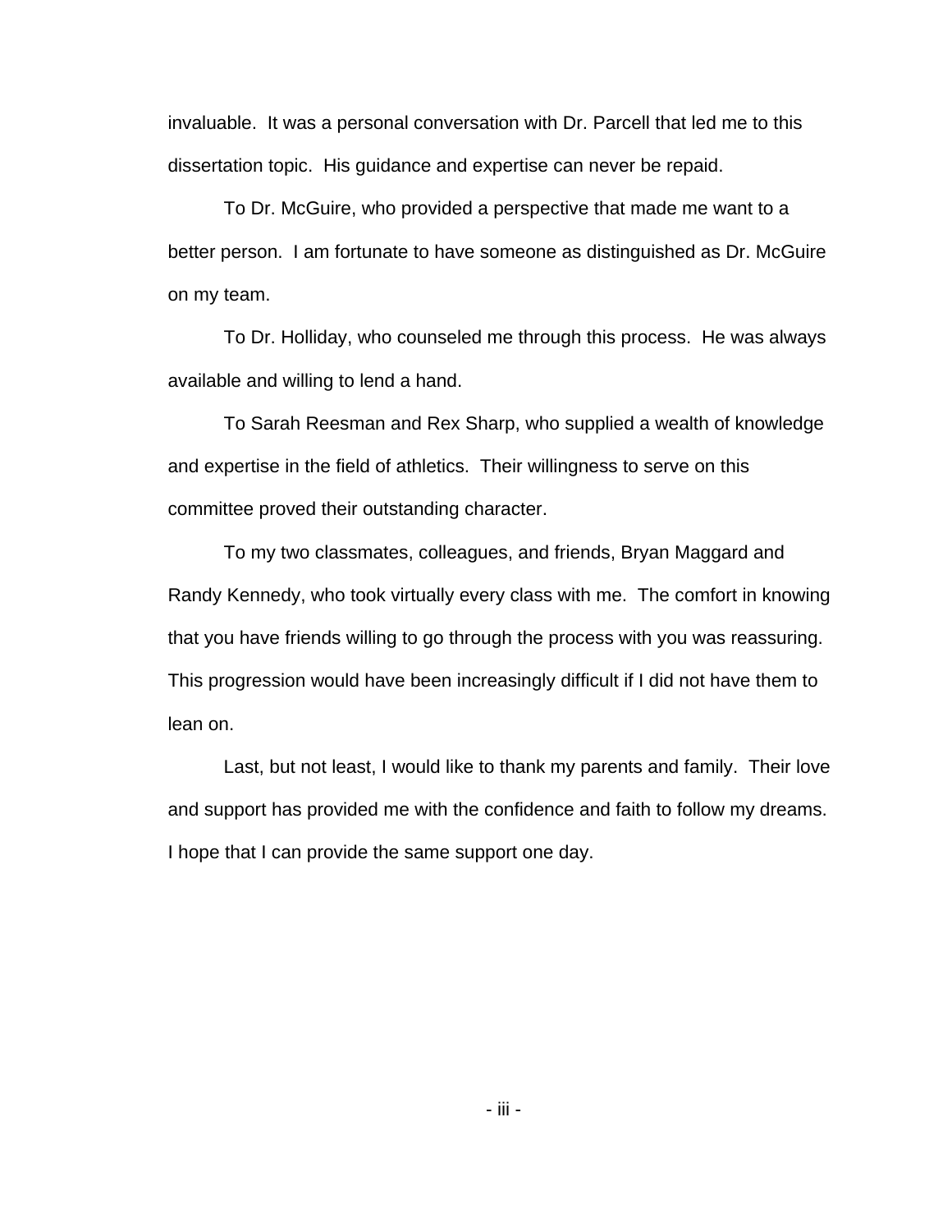invaluable. It was a personal conversation with Dr. Parcell that led me to this dissertation topic. His guidance and expertise can never be repaid.

To Dr. McGuire, who provided a perspective that made me want to a better person. I am fortunate to have someone as distinguished as Dr. McGuire on my team.

To Dr. Holliday, who counseled me through this process. He was always available and willing to lend a hand.

To Sarah Reesman and Rex Sharp, who supplied a wealth of knowledge and expertise in the field of athletics. Their willingness to serve on this committee proved their outstanding character.

To my two classmates, colleagues, and friends, Bryan Maggard and Randy Kennedy, who took virtually every class with me. The comfort in knowing that you have friends willing to go through the process with you was reassuring. This progression would have been increasingly difficult if I did not have them to lean on.

Last, but not least, I would like to thank my parents and family. Their love and support has provided me with the confidence and faith to follow my dreams. I hope that I can provide the same support one day.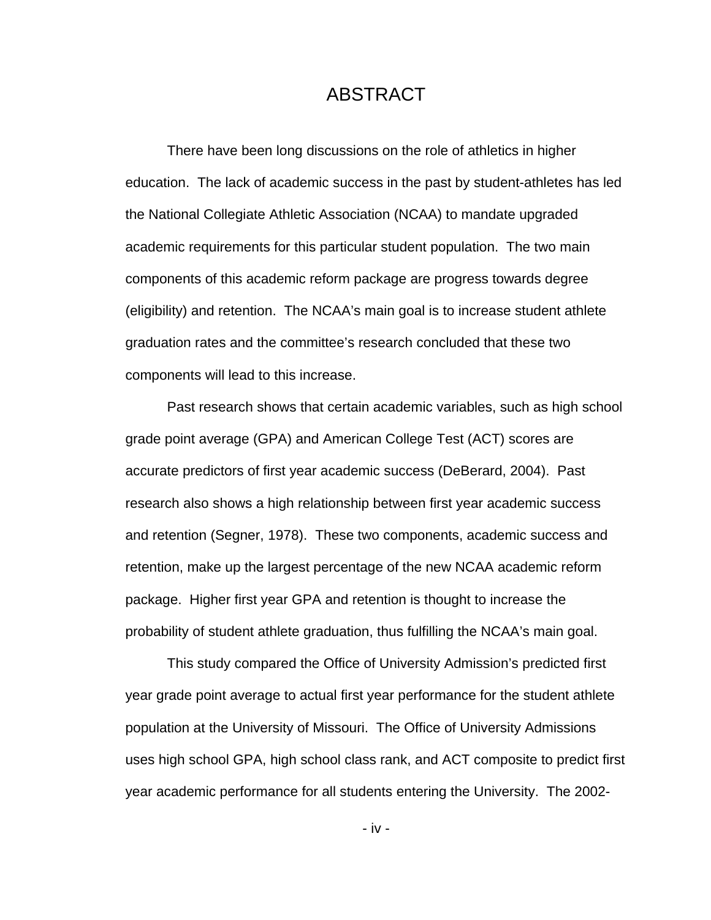# ABSTRACT

There have been long discussions on the role of athletics in higher education. The lack of academic success in the past by student-athletes has led the National Collegiate Athletic Association (NCAA) to mandate upgraded academic requirements for this particular student population. The two main components of this academic reform package are progress towards degree (eligibility) and retention. The NCAA's main goal is to increase student athlete graduation rates and the committee's research concluded that these two components will lead to this increase.

Past research shows that certain academic variables, such as high school grade point average (GPA) and American College Test (ACT) scores are accurate predictors of first year academic success (DeBerard, 2004). Past research also shows a high relationship between first year academic success and retention (Segner, 1978). These two components, academic success and retention, make up the largest percentage of the new NCAA academic reform package. Higher first year GPA and retention is thought to increase the probability of student athlete graduation, thus fulfilling the NCAA's main goal.

This study compared the Office of University Admission's predicted first year grade point average to actual first year performance for the student athlete population at the University of Missouri. The Office of University Admissions uses high school GPA, high school class rank, and ACT composite to predict first year academic performance for all students entering the University. The 2002-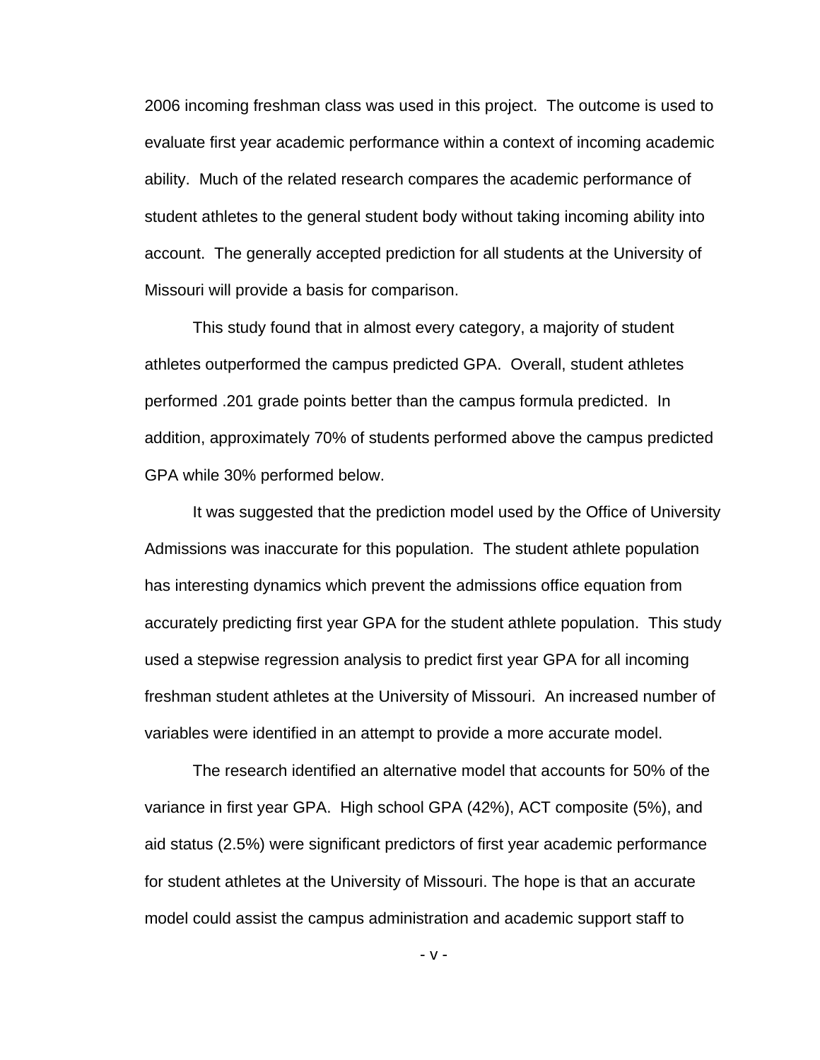2006 incoming freshman class was used in this project. The outcome is used to evaluate first year academic performance within a context of incoming academic ability. Much of the related research compares the academic performance of student athletes to the general student body without taking incoming ability into account. The generally accepted prediction for all students at the University of Missouri will provide a basis for comparison.

This study found that in almost every category, a majority of student athletes outperformed the campus predicted GPA. Overall, student athletes performed .201 grade points better than the campus formula predicted. In addition, approximately 70% of students performed above the campus predicted GPA while 30% performed below.

It was suggested that the prediction model used by the Office of University Admissions was inaccurate for this population. The student athlete population has interesting dynamics which prevent the admissions office equation from accurately predicting first year GPA for the student athlete population. This study used a stepwise regression analysis to predict first year GPA for all incoming freshman student athletes at the University of Missouri. An increased number of variables were identified in an attempt to provide a more accurate model.

The research identified an alternative model that accounts for 50% of the variance in first year GPA. High school GPA (42%), ACT composite (5%), and aid status (2.5%) were significant predictors of first year academic performance for student athletes at the University of Missouri. The hope is that an accurate model could assist the campus administration and academic support staff to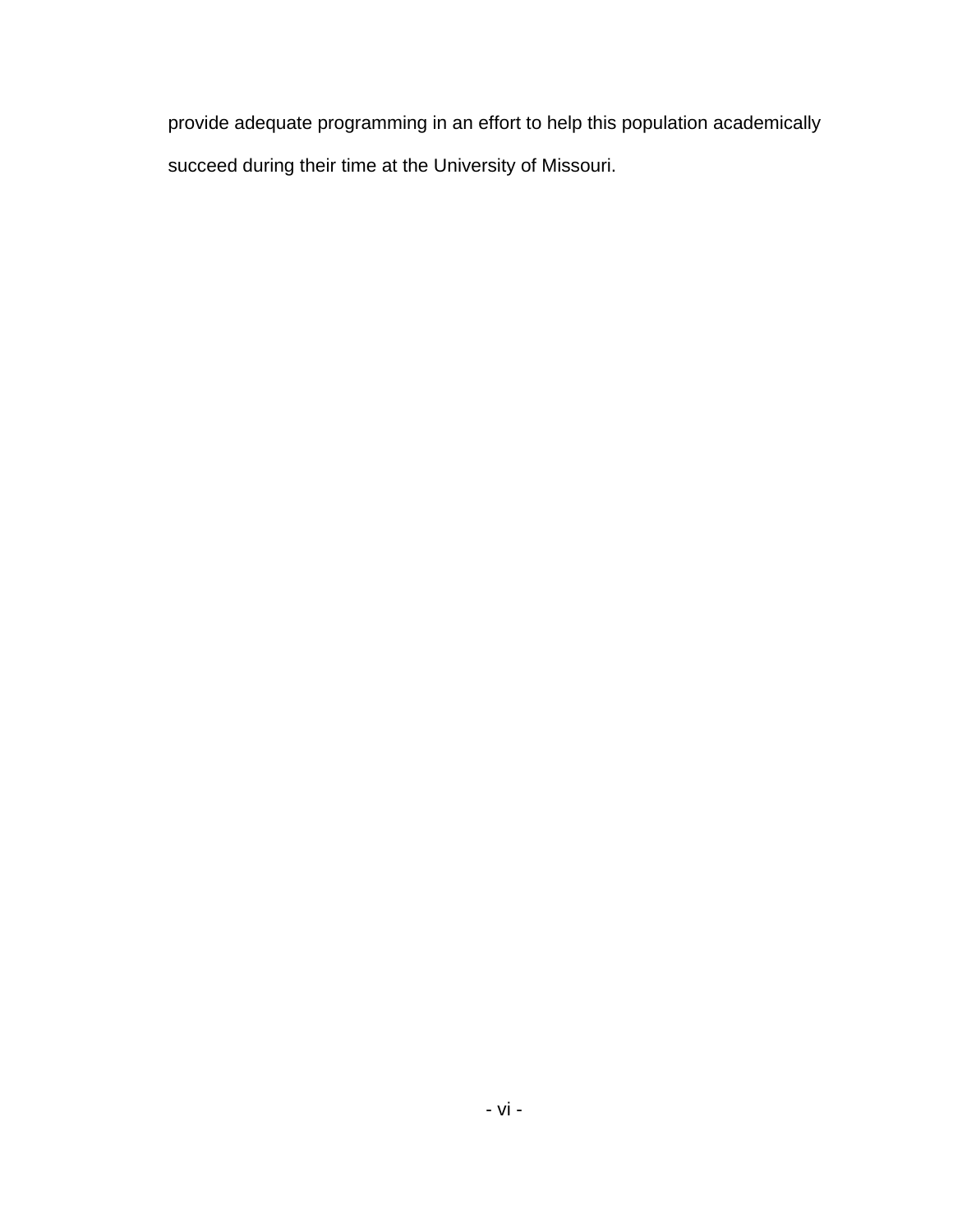provide adequate programming in an effort to help this population academically succeed during their time at the University of Missouri.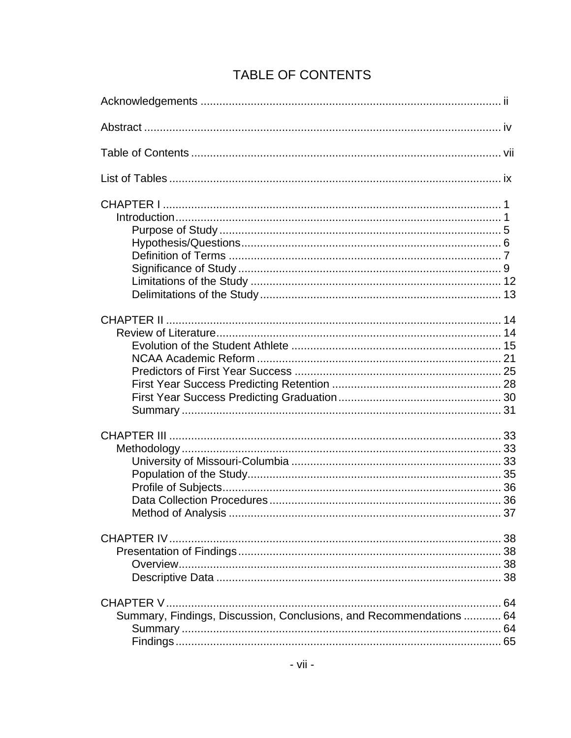# TABLE OF CONTENTS

Acknowledgements ............................................................................................... ii

Abstract ................................................................................................................ iv

Table of Contents .................................................................................................. vii

List of Tables ......................................................................................................... ix

CHAPTER I ........................................................................................................... 1
- Introduction ........................................................................................................ 1
    - Purpose of Study .......................................................................................... 5
    - Hypothesis/Questions ................................................................................... 6
    - Definition of Terms ...................................................................................... 7
    - Significance of Study .................................................................................... 9
    - Limitations of the Study ............................................................................... 12
    - Delimitations of the Study ............................................................................ 13

CHAPTER II .......................................................................................................... 14
- Review of Literature ........................................................................................... 14
    - Evolution of the Student Athlete .................................................................. 15
    - NCAA Academic Reform ............................................................................. 21
    - Predictors of First Year Success ................................................................. 25
    - First Year Success Predicting Retention ..................................................... 28
    - First Year Success Predicting Graduation ................................................... 30
    - Summary ..................................................................................................... 31

CHAPTER III ......................................................................................................... 33
- Methodology ....................................................................................................... 33
    - University of Missouri-Columbia .................................................................. 33
    - Population of the Study ................................................................................ 35
    - Profile of Subjects ........................................................................................ 36
    - Data Collection Procedures .......................................................................... 36
    - Method of Analysis ....................................................................................... 37

CHAPTER IV ......................................................................................................... 38
- Presentation of Findings ..................................................................................... 38
    - Overview ...................................................................................................... 38
    - Descriptive Data ........................................................................................... 38

CHAPTER V .......................................................................................................... 64
- Summary, Findings, Discussion, Conclusions, and Recommendations ............ 64
    - Summary ..................................................................................................... 64
    - Findings ....................................................................................................... 65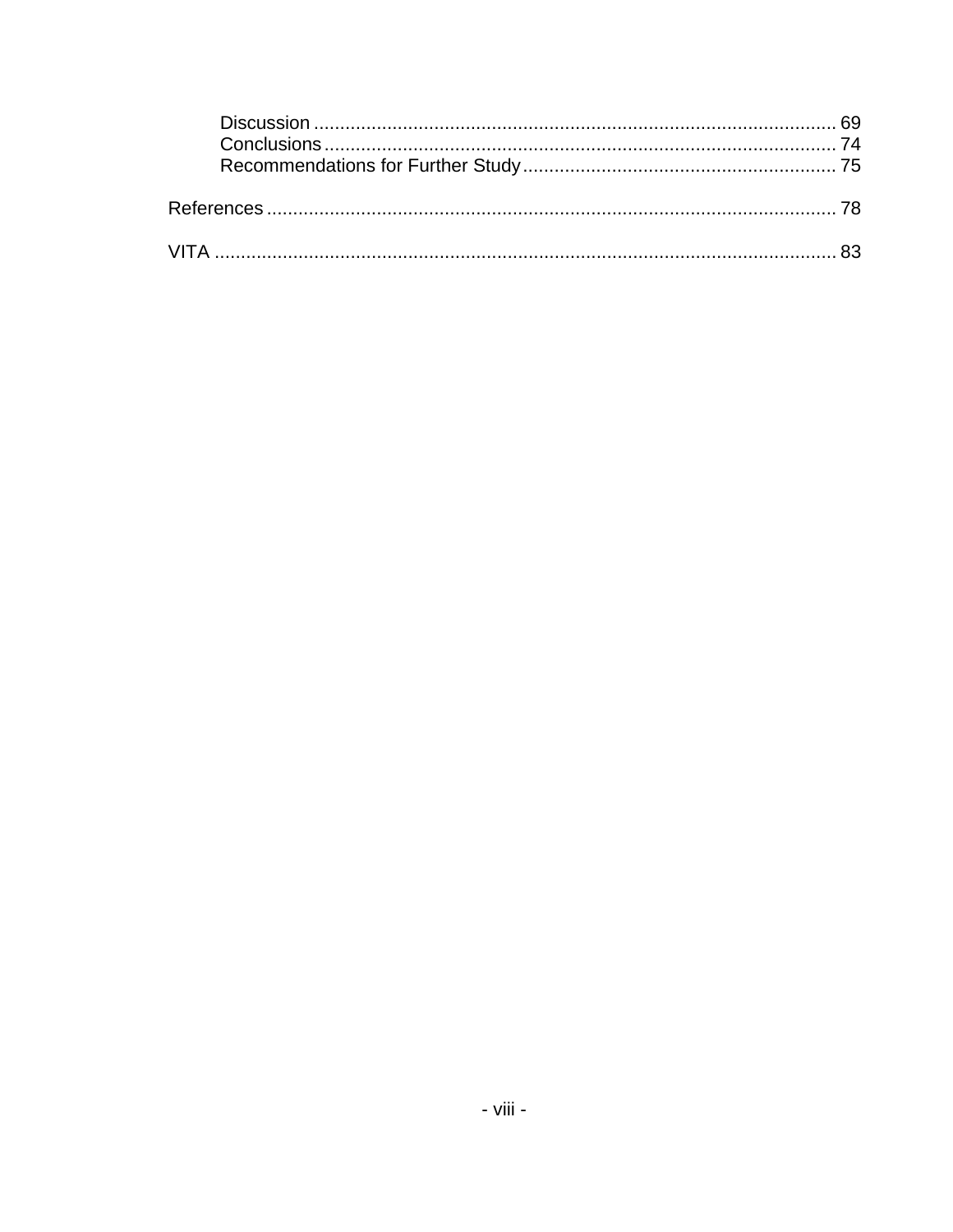Discussion ..................................................................................................... 69
Conclusions ................................................................................................... 74
Recommendations for Further Study ............................................................ 75

References ............................................................................................................ 78

VITA ....................................................................................................................... 83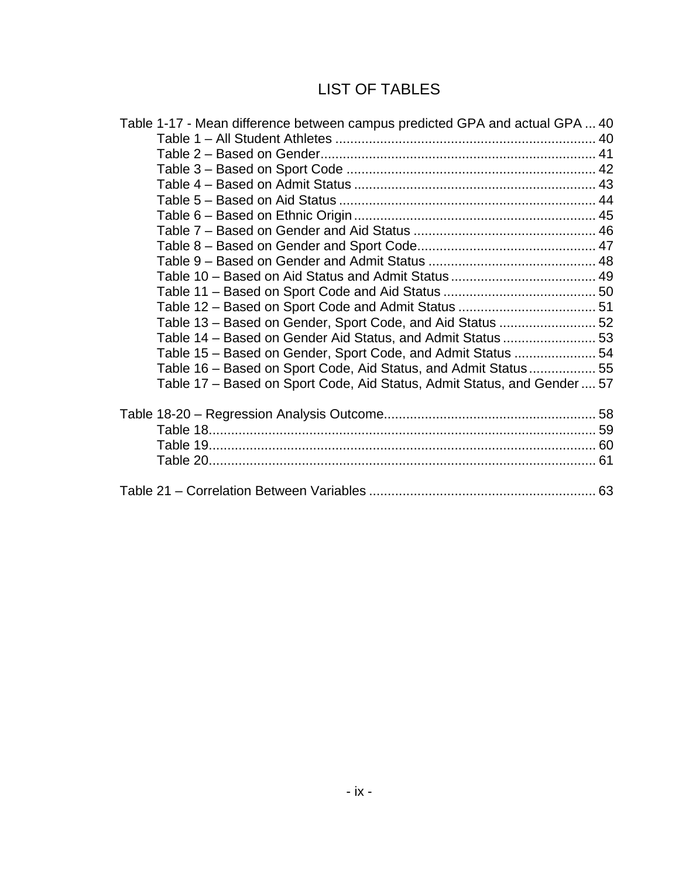# LIST OF TABLES

Table 1-17 - Mean difference between campus predicted GPA and actual GPA ... 40

- Table 1 – All Student Athletes ... 40
- Table 2 – Based on Gender ... 41
- Table 3 – Based on Sport Code ... 42
- Table 4 – Based on Admit Status ... 43
- Table 5 – Based on Aid Status ... 44
- Table 6 – Based on Ethnic Origin ... 45
- Table 7 – Based on Gender and Aid Status ... 46
- Table 8 – Based on Gender and Sport Code ... 47
- Table 9 – Based on Gender and Admit Status ... 48
- Table 10 – Based on Aid Status and Admit Status ... 49
- Table 11 – Based on Sport Code and Aid Status ... 50
- Table 12 – Based on Sport Code and Admit Status ... 51
- Table 13 – Based on Gender, Sport Code, and Aid Status ... 52
- Table 14 – Based on Gender Aid Status, and Admit Status ... 53
- Table 15 – Based on Gender, Sport Code, and Admit Status ... 54
- Table 16 – Based on Sport Code, Aid Status, and Admit Status ... 55
- Table 17 – Based on Sport Code, Aid Status, Admit Status, and Gender ... 57

Table 18-20 – Regression Analysis Outcome ... 58

- Table 18 ... 59
- Table 19 ... 60
- Table 20 ... 61

Table 21 – Correlation Between Variables ... 63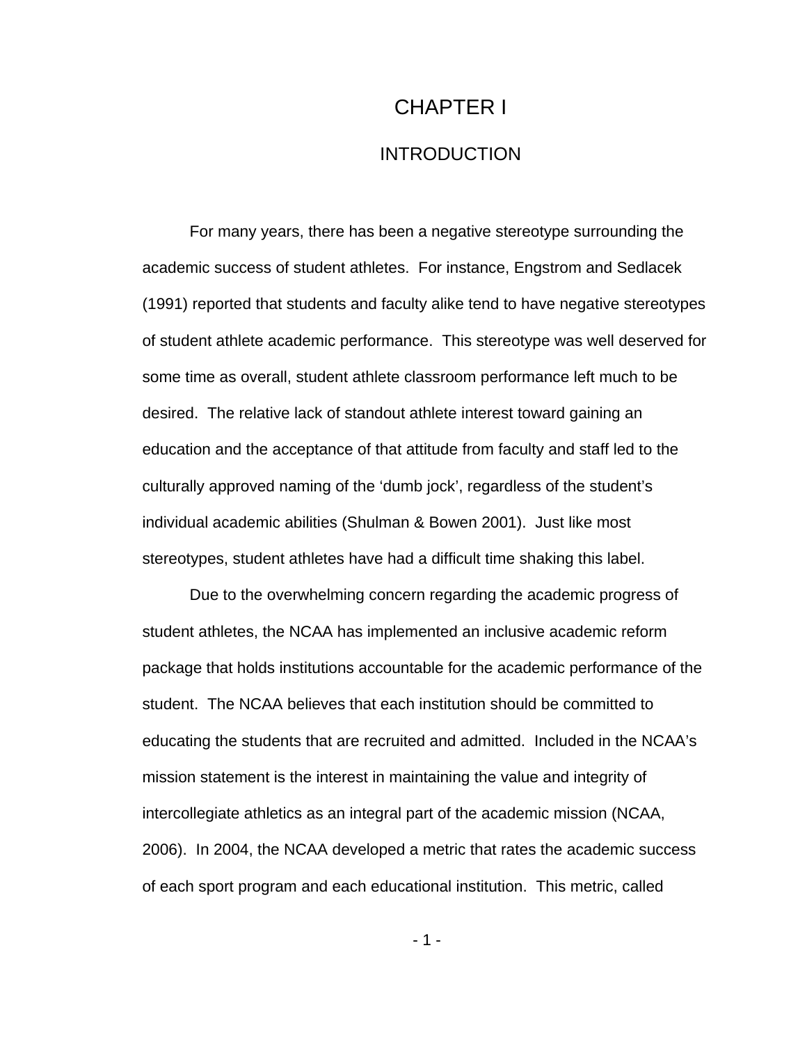# CHAPTER I

## INTRODUCTION

For many years, there has been a negative stereotype surrounding the academic success of student athletes. For instance, Engstrom and Sedlacek (1991) reported that students and faculty alike tend to have negative stereotypes of student athlete academic performance. This stereotype was well deserved for some time as overall, student athlete classroom performance left much to be desired. The relative lack of standout athlete interest toward gaining an education and the acceptance of that attitude from faculty and staff led to the culturally approved naming of the 'dumb jock', regardless of the student's individual academic abilities (Shulman & Bowen 2001). Just like most stereotypes, student athletes have had a difficult time shaking this label.

Due to the overwhelming concern regarding the academic progress of student athletes, the NCAA has implemented an inclusive academic reform package that holds institutions accountable for the academic performance of the student. The NCAA believes that each institution should be committed to educating the students that are recruited and admitted. Included in the NCAA's mission statement is the interest in maintaining the value and integrity of intercollegiate athletics as an integral part of the academic mission (NCAA, 2006). In 2004, the NCAA developed a metric that rates the academic success of each sport program and each educational institution. This metric, called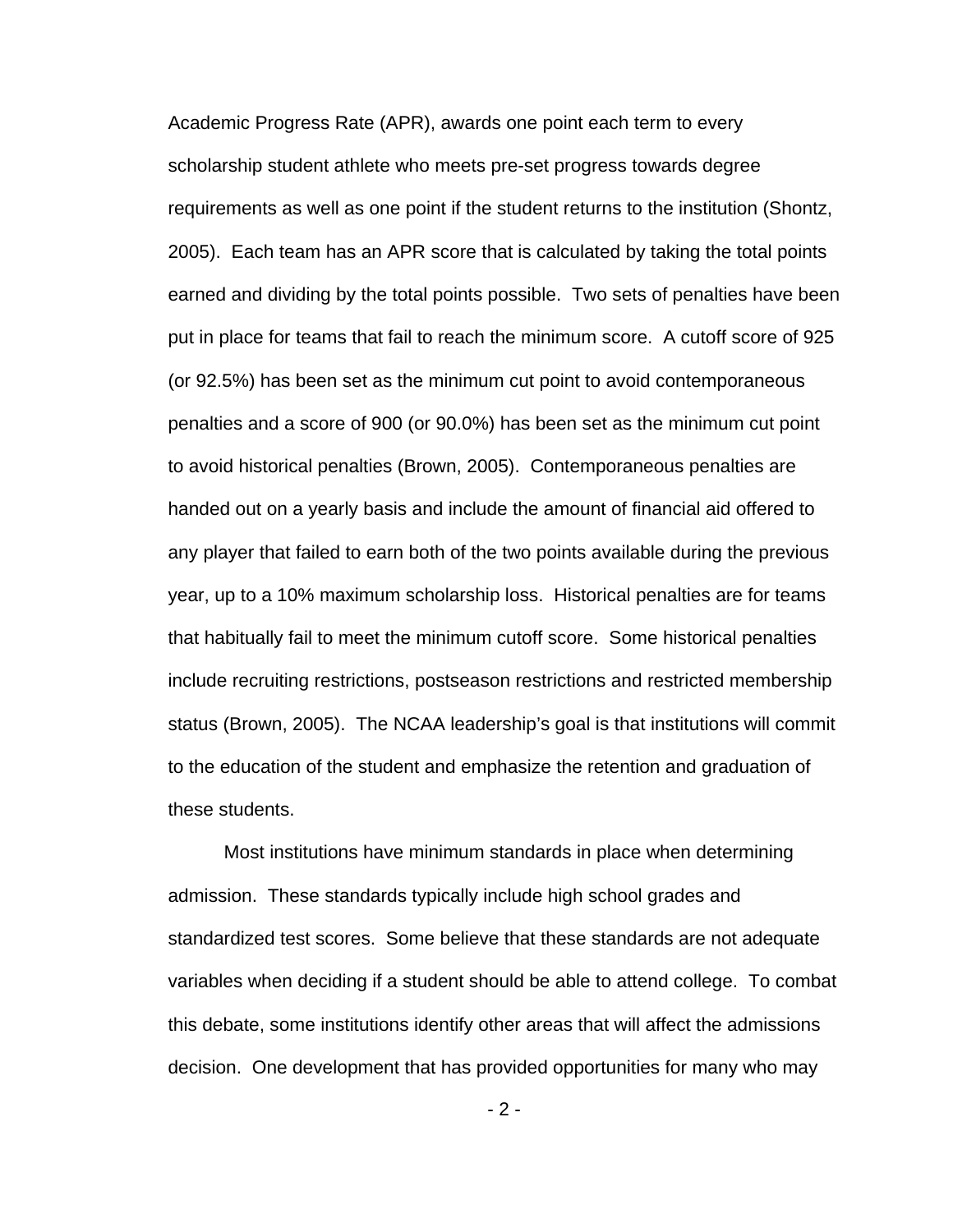Academic Progress Rate (APR), awards one point each term to every scholarship student athlete who meets pre-set progress towards degree requirements as well as one point if the student returns to the institution (Shontz, 2005). Each team has an APR score that is calculated by taking the total points earned and dividing by the total points possible. Two sets of penalties have been put in place for teams that fail to reach the minimum score. A cutoff score of 925 (or 92.5%) has been set as the minimum cut point to avoid contemporaneous penalties and a score of 900 (or 90.0%) has been set as the minimum cut point to avoid historical penalties (Brown, 2005). Contemporaneous penalties are handed out on a yearly basis and include the amount of financial aid offered to any player that failed to earn both of the two points available during the previous year, up to a 10% maximum scholarship loss. Historical penalties are for teams that habitually fail to meet the minimum cutoff score. Some historical penalties include recruiting restrictions, postseason restrictions and restricted membership status (Brown, 2005). The NCAA leadership's goal is that institutions will commit to the education of the student and emphasize the retention and graduation of these students.

Most institutions have minimum standards in place when determining admission. These standards typically include high school grades and standardized test scores. Some believe that these standards are not adequate variables when deciding if a student should be able to attend college. To combat this debate, some institutions identify other areas that will affect the admissions decision. One development that has provided opportunities for many who may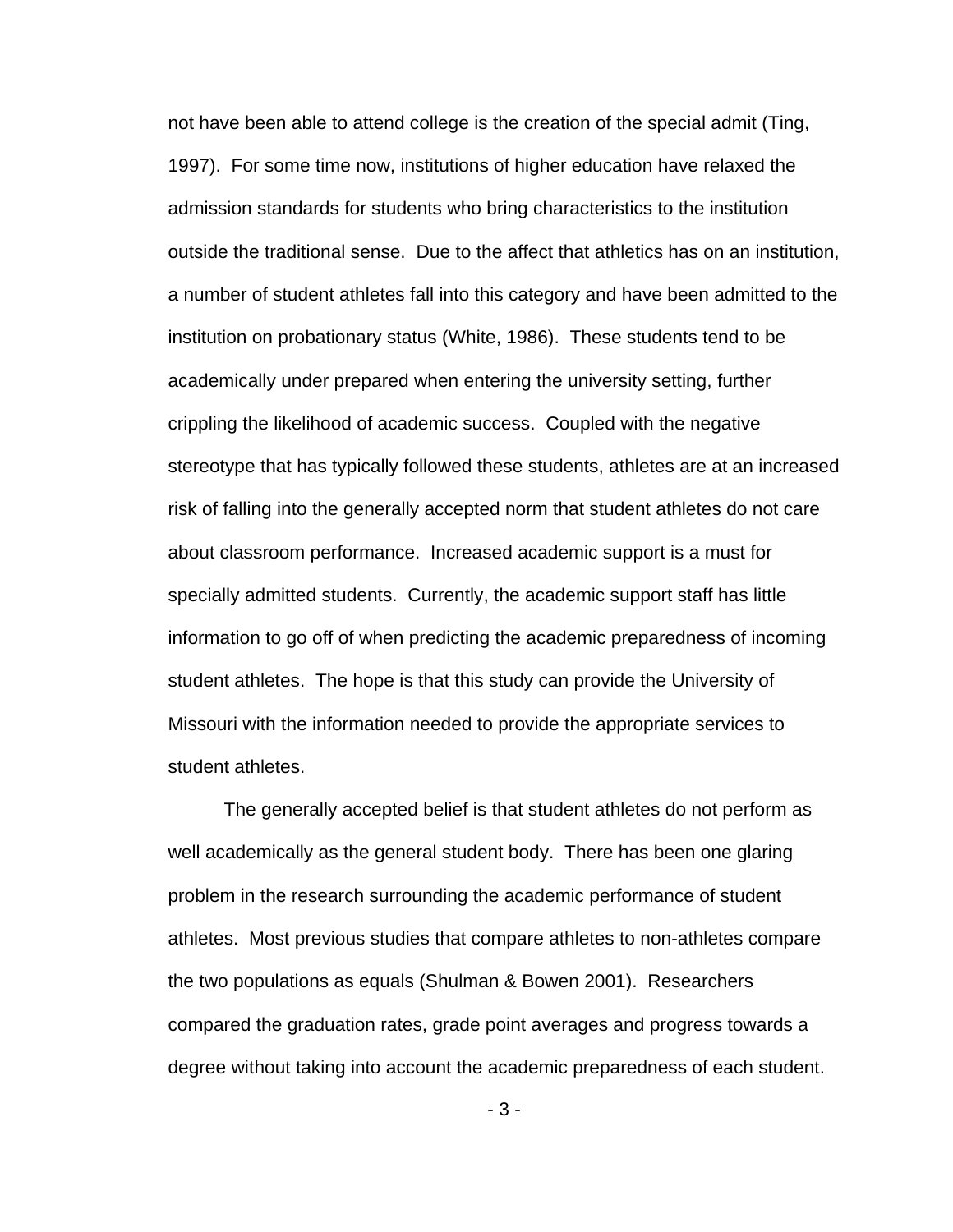not have been able to attend college is the creation of the special admit (Ting, 1997). For some time now, institutions of higher education have relaxed the admission standards for students who bring characteristics to the institution outside the traditional sense. Due to the affect that athletics has on an institution, a number of student athletes fall into this category and have been admitted to the institution on probationary status (White, 1986). These students tend to be academically under prepared when entering the university setting, further crippling the likelihood of academic success. Coupled with the negative stereotype that has typically followed these students, athletes are at an increased risk of falling into the generally accepted norm that student athletes do not care about classroom performance. Increased academic support is a must for specially admitted students. Currently, the academic support staff has little information to go off of when predicting the academic preparedness of incoming student athletes. The hope is that this study can provide the University of Missouri with the information needed to provide the appropriate services to student athletes.

The generally accepted belief is that student athletes do not perform as well academically as the general student body. There has been one glaring problem in the research surrounding the academic performance of student athletes. Most previous studies that compare athletes to non-athletes compare the two populations as equals (Shulman & Bowen 2001). Researchers compared the graduation rates, grade point averages and progress towards a degree without taking into account the academic preparedness of each student.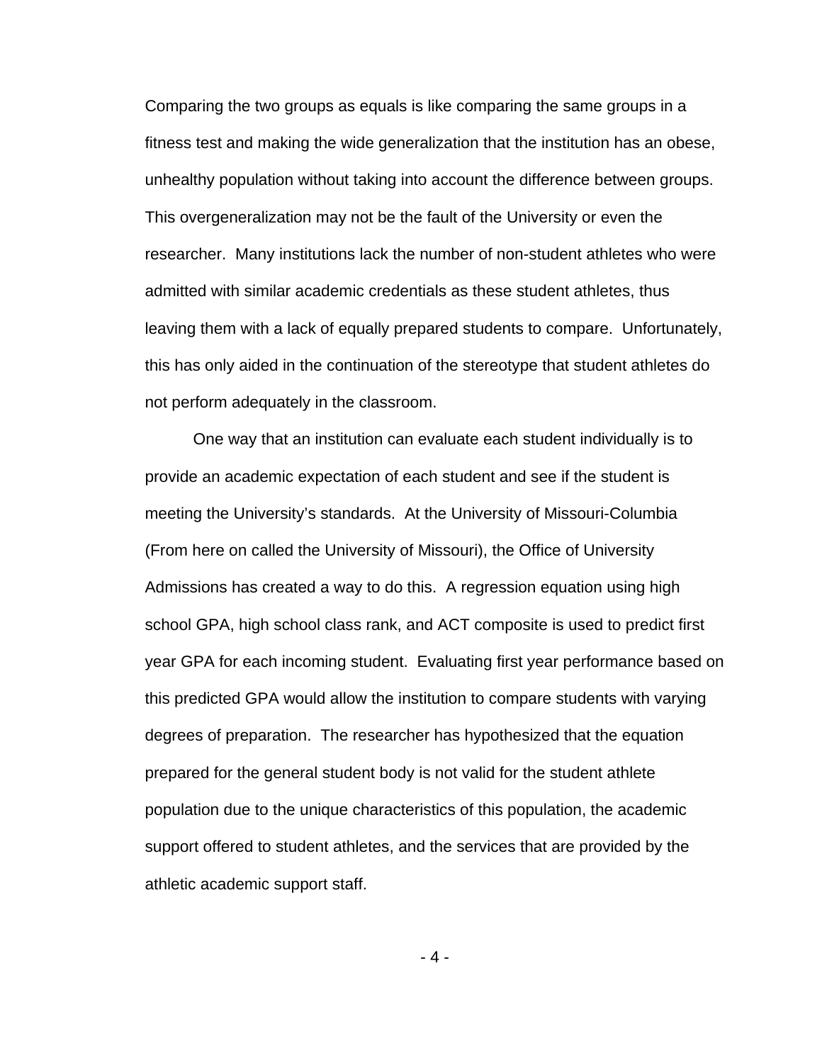Comparing the two groups as equals is like comparing the same groups in a fitness test and making the wide generalization that the institution has an obese, unhealthy population without taking into account the difference between groups. This overgeneralization may not be the fault of the University or even the researcher. Many institutions lack the number of non-student athletes who were admitted with similar academic credentials as these student athletes, thus leaving them with a lack of equally prepared students to compare. Unfortunately, this has only aided in the continuation of the stereotype that student athletes do not perform adequately in the classroom.

One way that an institution can evaluate each student individually is to provide an academic expectation of each student and see if the student is meeting the University's standards. At the University of Missouri-Columbia (From here on called the University of Missouri), the Office of University Admissions has created a way to do this. A regression equation using high school GPA, high school class rank, and ACT composite is used to predict first year GPA for each incoming student. Evaluating first year performance based on this predicted GPA would allow the institution to compare students with varying degrees of preparation. The researcher has hypothesized that the equation prepared for the general student body is not valid for the student athlete population due to the unique characteristics of this population, the academic support offered to student athletes, and the services that are provided by the athletic academic support staff.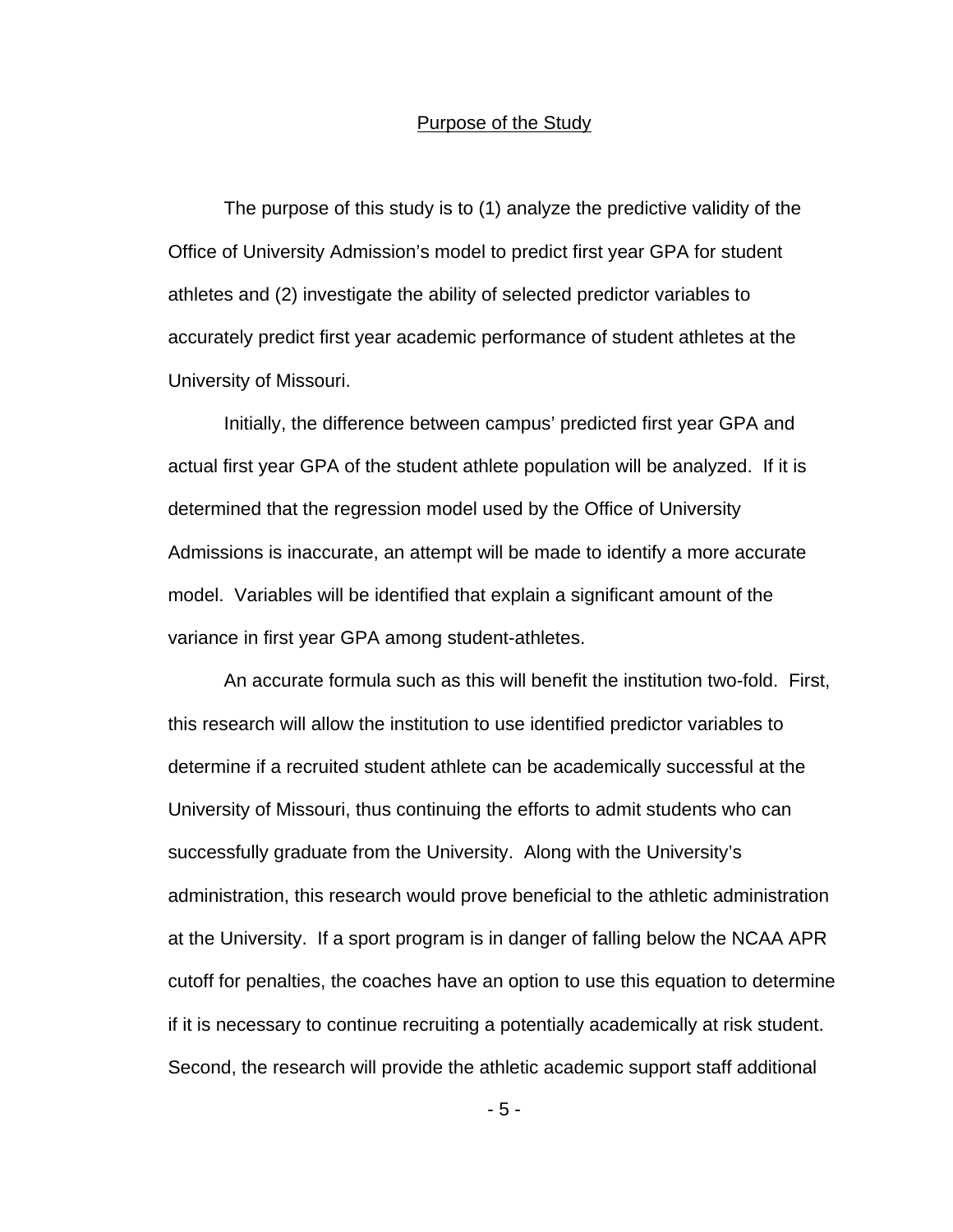## Purpose of the Study

The purpose of this study is to (1) analyze the predictive validity of the Office of University Admission's model to predict first year GPA for student athletes and (2) investigate the ability of selected predictor variables to accurately predict first year academic performance of student athletes at the University of Missouri.

Initially, the difference between campus' predicted first year GPA and actual first year GPA of the student athlete population will be analyzed. If it is determined that the regression model used by the Office of University Admissions is inaccurate, an attempt will be made to identify a more accurate model. Variables will be identified that explain a significant amount of the variance in first year GPA among student-athletes.

An accurate formula such as this will benefit the institution two-fold. First, this research will allow the institution to use identified predictor variables to determine if a recruited student athlete can be academically successful at the University of Missouri, thus continuing the efforts to admit students who can successfully graduate from the University. Along with the University's administration, this research would prove beneficial to the athletic administration at the University. If a sport program is in danger of falling below the NCAA APR cutoff for penalties, the coaches have an option to use this equation to determine if it is necessary to continue recruiting a potentially academically at risk student. Second, the research will provide the athletic academic support staff additional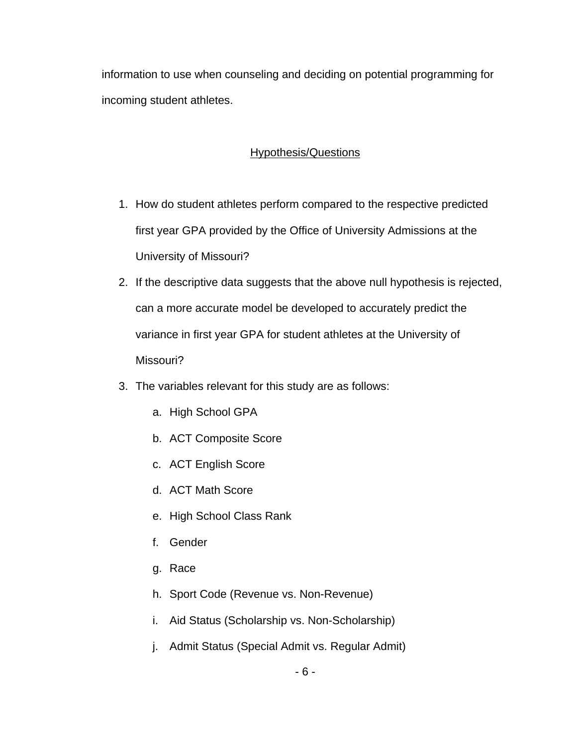information to use when counseling and deciding on potential programming for incoming student athletes.

## Hypothesis/Questions

1. How do student athletes perform compared to the respective predicted first year GPA provided by the Office of University Admissions at the University of Missouri?
2. If the descriptive data suggests that the above null hypothesis is rejected, can a more accurate model be developed to accurately predict the variance in first year GPA for student athletes at the University of Missouri?
3. The variables relevant for this study are as follows:
   a. High School GPA
   b. ACT Composite Score
   c. ACT English Score
   d. ACT Math Score
   e. High School Class Rank
   f. Gender
   g. Race
   h. Sport Code (Revenue vs. Non-Revenue)
   i. Aid Status (Scholarship vs. Non-Scholarship)
   j. Admit Status (Special Admit vs. Regular Admit)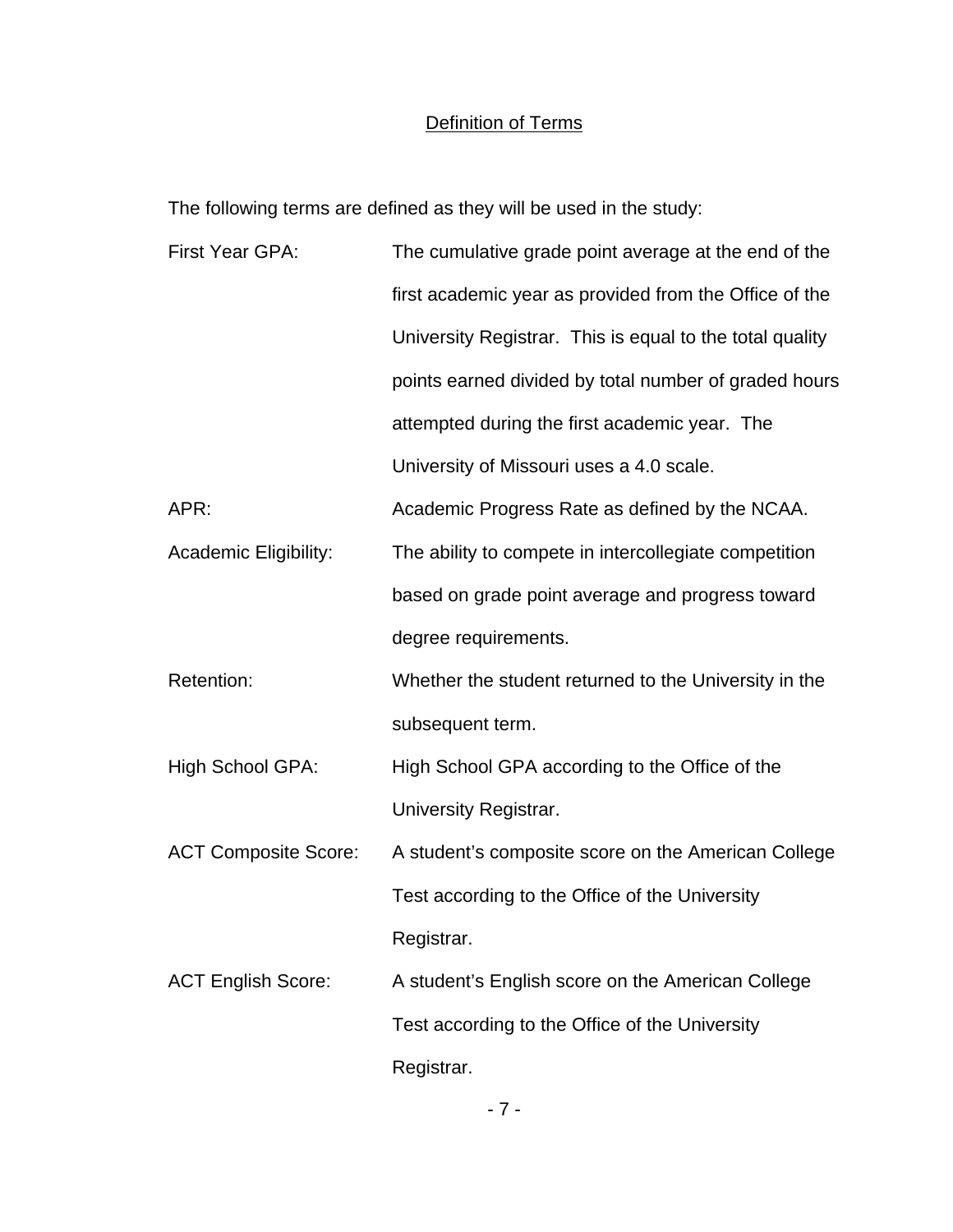## Definition of Terms

The following terms are defined as they will be used in the study:

**First Year GPA:** The cumulative grade point average at the end of the first academic year as provided from the Office of the University Registrar. This is equal to the total quality points earned divided by total number of graded hours attempted during the first academic year. The University of Missouri uses a 4.0 scale.

**APR:** Academic Progress Rate as defined by the NCAA.

**Academic Eligibility:** The ability to compete in intercollegiate competition based on grade point average and progress toward degree requirements.

**Retention:** Whether the student returned to the University in the subsequent term.

**High School GPA:** High School GPA according to the Office of the University Registrar.

**ACT Composite Score:** A student's composite score on the American College Test according to the Office of the University Registrar.

**ACT English Score:** A student's English score on the American College Test according to the Office of the University Registrar.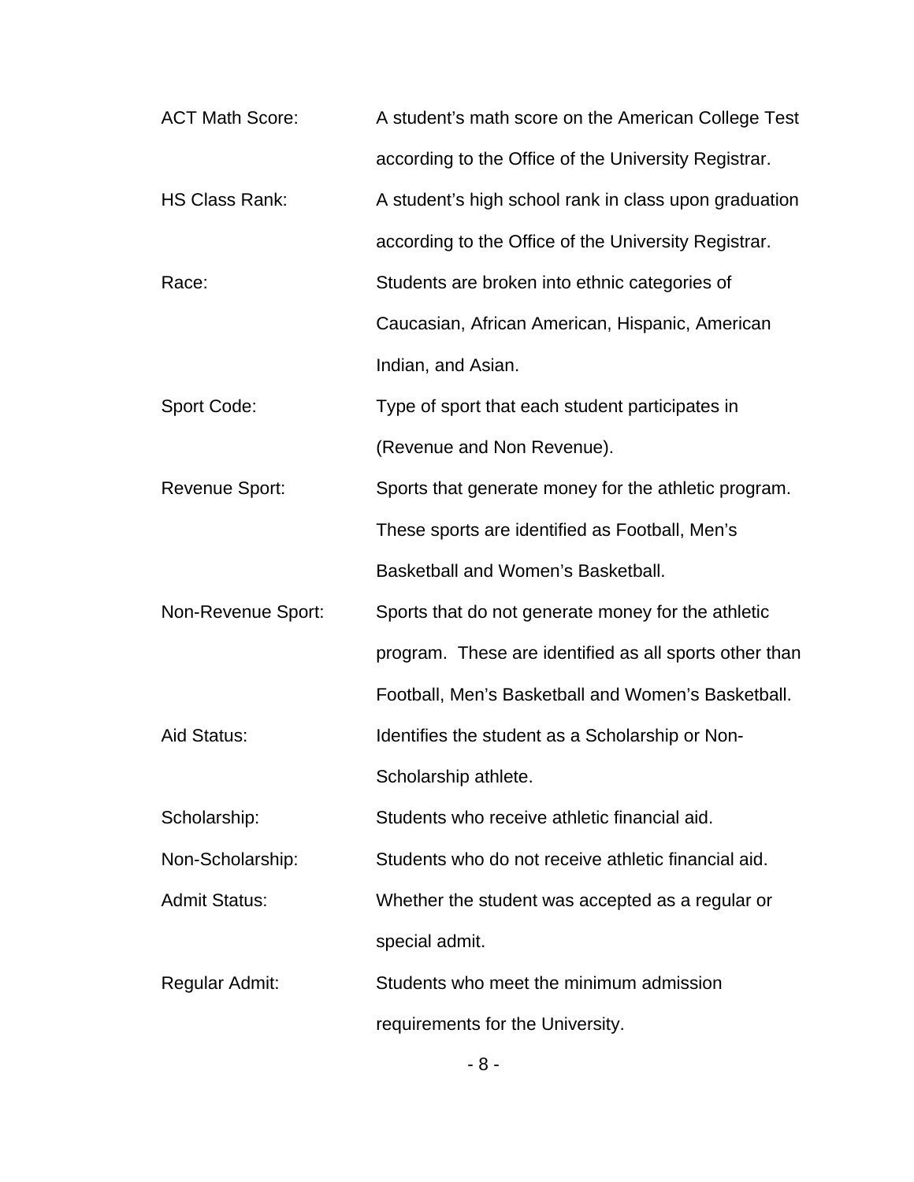ACT Math Score: A student's math score on the American College Test according to the Office of the University Registrar.

HS Class Rank: A student's high school rank in class upon graduation according to the Office of the University Registrar.

Race: Students are broken into ethnic categories of Caucasian, African American, Hispanic, American Indian, and Asian.

Sport Code: Type of sport that each student participates in (Revenue and Non Revenue).

Revenue Sport: Sports that generate money for the athletic program. These sports are identified as Football, Men's Basketball and Women's Basketball.

Non-Revenue Sport: Sports that do not generate money for the athletic program. These are identified as all sports other than Football, Men's Basketball and Women's Basketball.

Aid Status: Identifies the student as a Scholarship or Non-Scholarship athlete.

Scholarship: Students who receive athletic financial aid.

Non-Scholarship: Students who do not receive athletic financial aid.

Admit Status: Whether the student was accepted as a regular or special admit.

Regular Admit: Students who meet the minimum admission requirements for the University.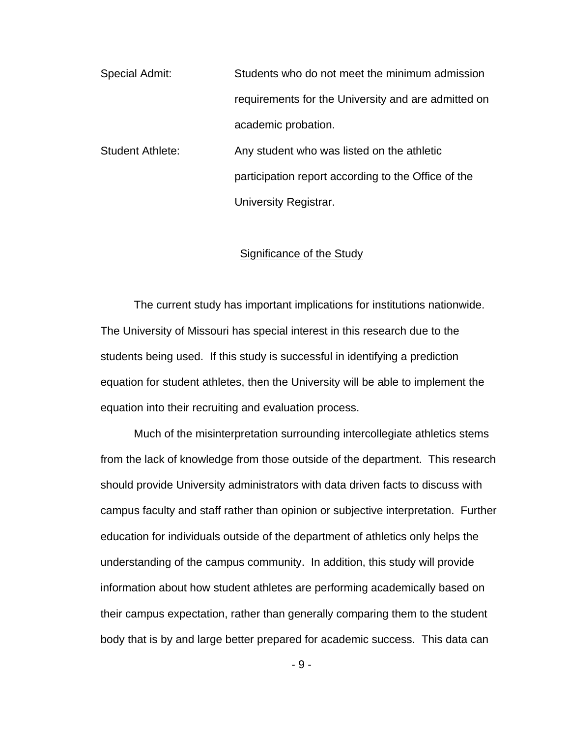Special Admit: Students who do not meet the minimum admission requirements for the University and are admitted on academic probation.

Student Athlete: Any student who was listed on the athletic participation report according to the Office of the University Registrar.

## Significance of the Study

The current study has important implications for institutions nationwide. The University of Missouri has special interest in this research due to the students being used. If this study is successful in identifying a prediction equation for student athletes, then the University will be able to implement the equation into their recruiting and evaluation process.

Much of the misinterpretation surrounding intercollegiate athletics stems from the lack of knowledge from those outside of the department. This research should provide University administrators with data driven facts to discuss with campus faculty and staff rather than opinion or subjective interpretation. Further education for individuals outside of the department of athletics only helps the understanding of the campus community. In addition, this study will provide information about how student athletes are performing academically based on their campus expectation, rather than generally comparing them to the student body that is by and large better prepared for academic success. This data can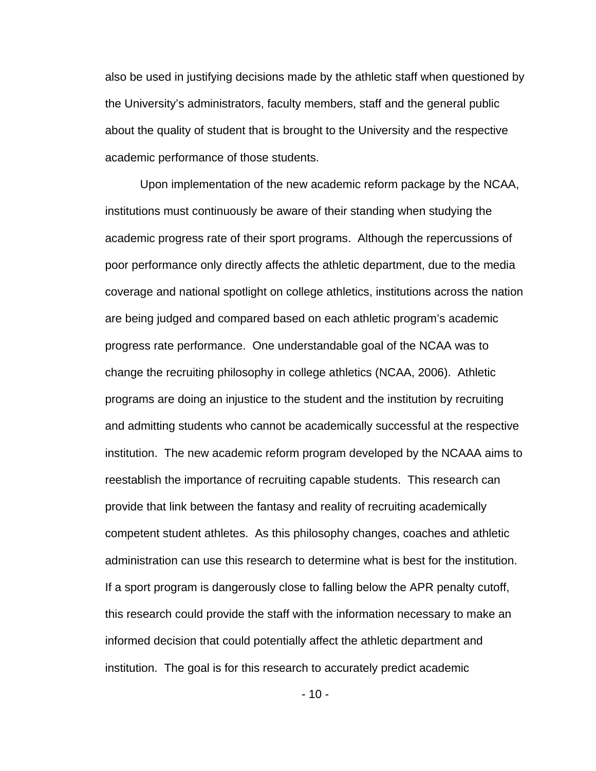also be used in justifying decisions made by the athletic staff when questioned by the University's administrators, faculty members, staff and the general public about the quality of student that is brought to the University and the respective academic performance of those students.

Upon implementation of the new academic reform package by the NCAA, institutions must continuously be aware of their standing when studying the academic progress rate of their sport programs. Although the repercussions of poor performance only directly affects the athletic department, due to the media coverage and national spotlight on college athletics, institutions across the nation are being judged and compared based on each athletic program's academic progress rate performance. One understandable goal of the NCAA was to change the recruiting philosophy in college athletics (NCAA, 2006). Athletic programs are doing an injustice to the student and the institution by recruiting and admitting students who cannot be academically successful at the respective institution. The new academic reform program developed by the NCAAA aims to reestablish the importance of recruiting capable students. This research can provide that link between the fantasy and reality of recruiting academically competent student athletes. As this philosophy changes, coaches and athletic administration can use this research to determine what is best for the institution. If a sport program is dangerously close to falling below the APR penalty cutoff, this research could provide the staff with the information necessary to make an informed decision that could potentially affect the athletic department and institution. The goal is for this research to accurately predict academic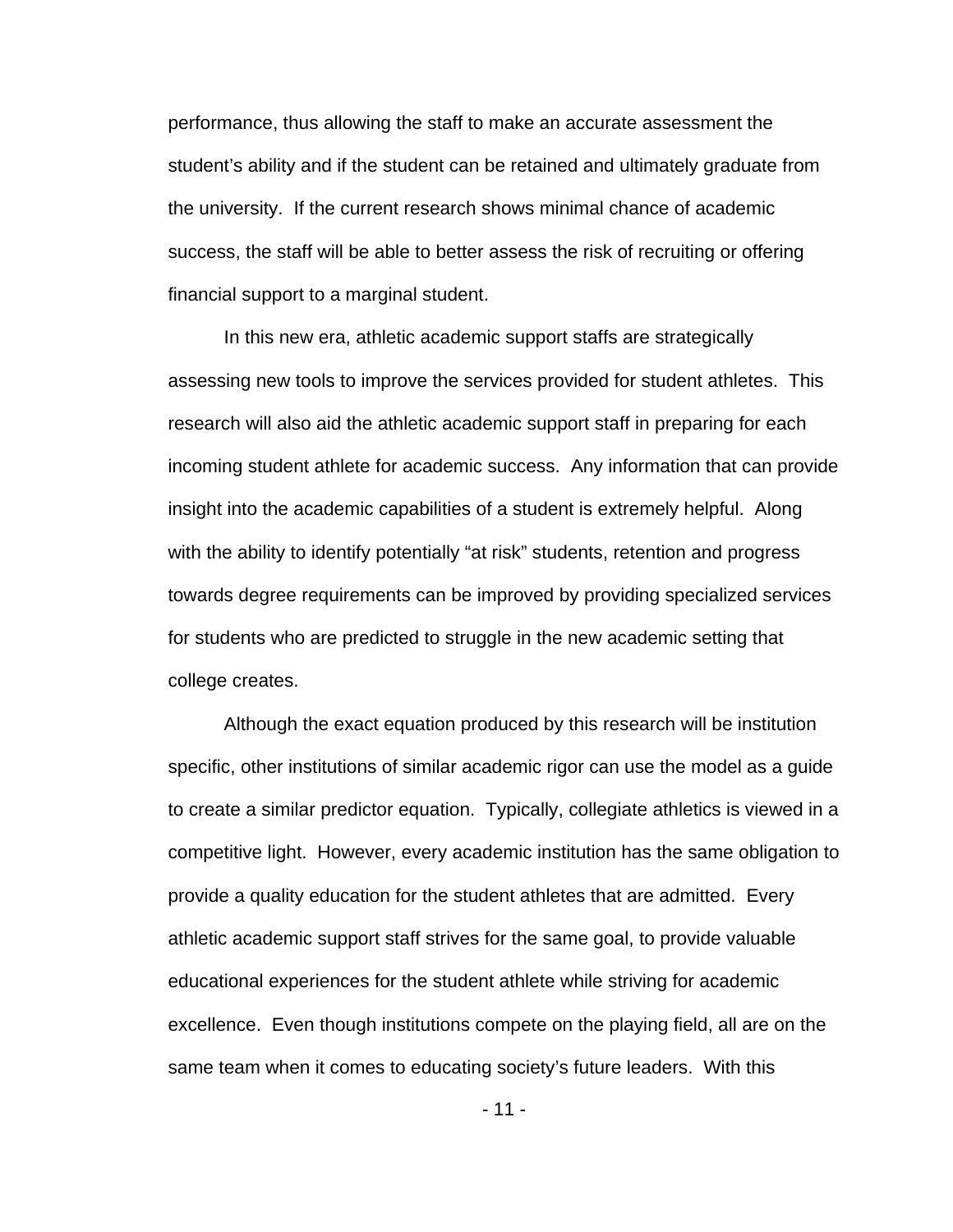performance, thus allowing the staff to make an accurate assessment the student's ability and if the student can be retained and ultimately graduate from the university. If the current research shows minimal chance of academic success, the staff will be able to better assess the risk of recruiting or offering financial support to a marginal student.

In this new era, athletic academic support staffs are strategically assessing new tools to improve the services provided for student athletes. This research will also aid the athletic academic support staff in preparing for each incoming student athlete for academic success. Any information that can provide insight into the academic capabilities of a student is extremely helpful. Along with the ability to identify potentially "at risk" students, retention and progress towards degree requirements can be improved by providing specialized services for students who are predicted to struggle in the new academic setting that college creates.

Although the exact equation produced by this research will be institution specific, other institutions of similar academic rigor can use the model as a guide to create a similar predictor equation. Typically, collegiate athletics is viewed in a competitive light. However, every academic institution has the same obligation to provide a quality education for the student athletes that are admitted. Every athletic academic support staff strives for the same goal, to provide valuable educational experiences for the student athlete while striving for academic excellence. Even though institutions compete on the playing field, all are on the same team when it comes to educating society's future leaders. With this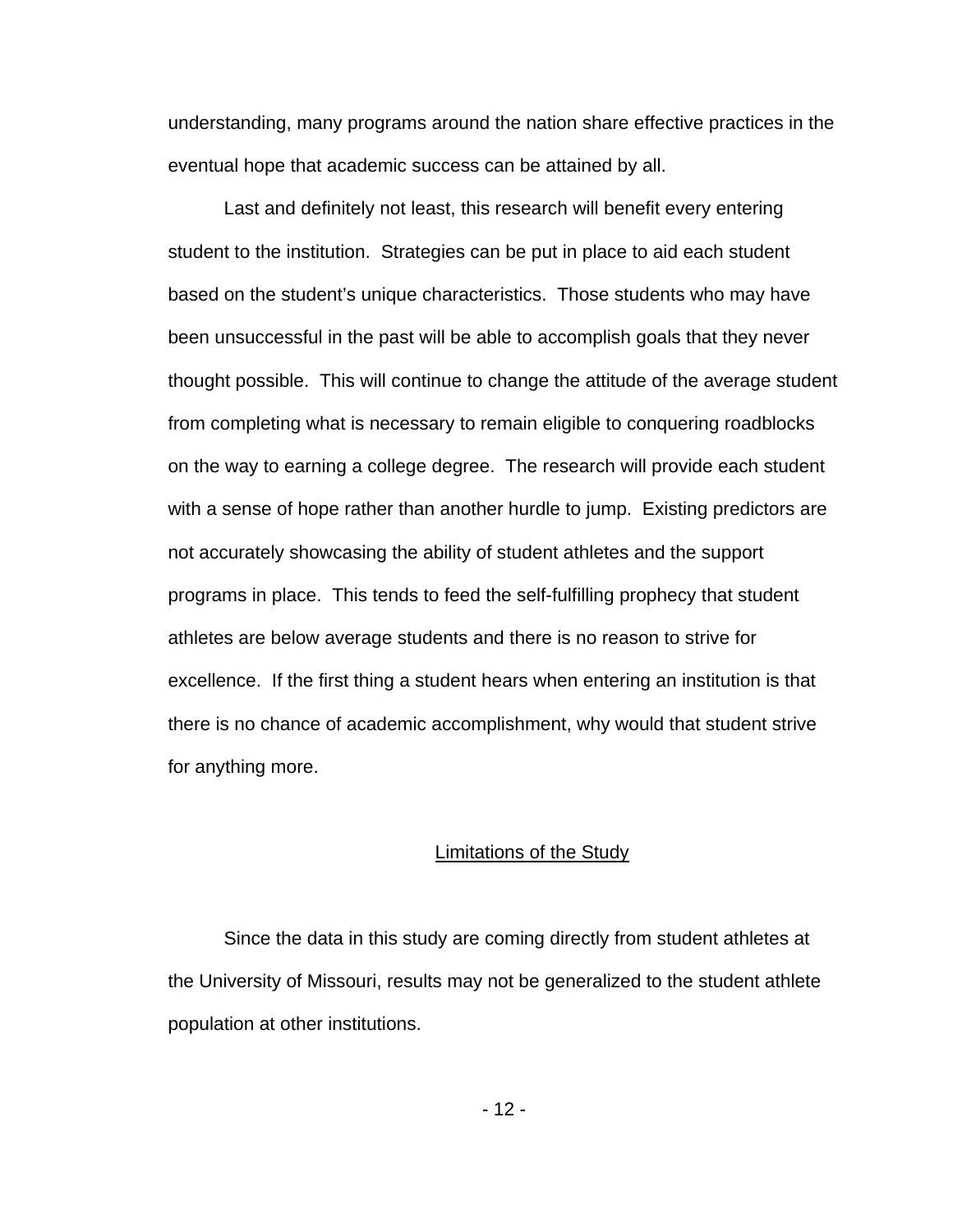understanding, many programs around the nation share effective practices in the eventual hope that academic success can be attained by all.

Last and definitely not least, this research will benefit every entering student to the institution. Strategies can be put in place to aid each student based on the student's unique characteristics. Those students who may have been unsuccessful in the past will be able to accomplish goals that they never thought possible. This will continue to change the attitude of the average student from completing what is necessary to remain eligible to conquering roadblocks on the way to earning a college degree. The research will provide each student with a sense of hope rather than another hurdle to jump. Existing predictors are not accurately showcasing the ability of student athletes and the support programs in place. This tends to feed the self-fulfilling prophecy that student athletes are below average students and there is no reason to strive for excellence. If the first thing a student hears when entering an institution is that there is no chance of academic accomplishment, why would that student strive for anything more.

## Limitations of the Study

Since the data in this study are coming directly from student athletes at the University of Missouri, results may not be generalized to the student athlete population at other institutions.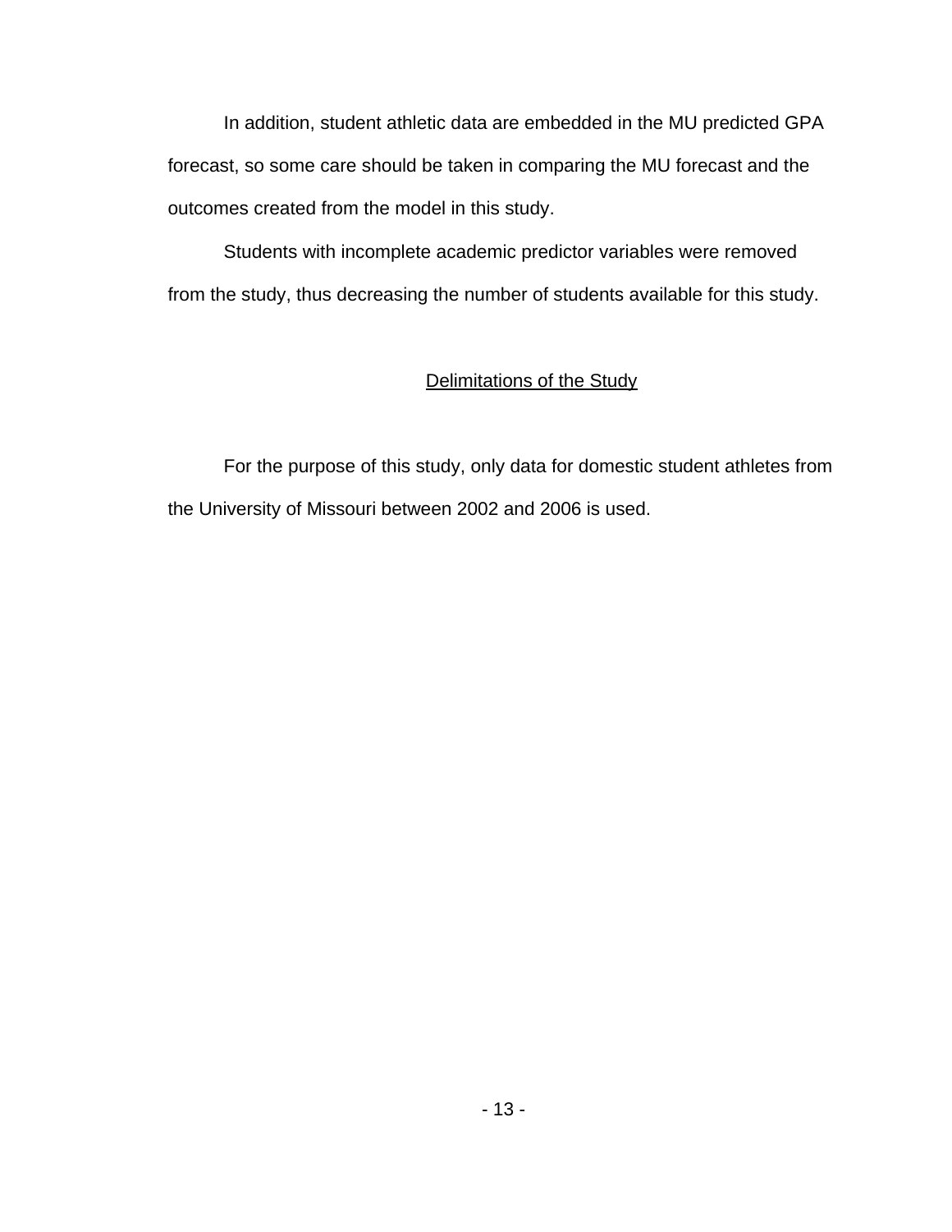In addition, student athletic data are embedded in the MU predicted GPA forecast, so some care should be taken in comparing the MU forecast and the outcomes created from the model in this study.

Students with incomplete academic predictor variables were removed from the study, thus decreasing the number of students available for this study.

## Delimitations of the Study

For the purpose of this study, only data for domestic student athletes from the University of Missouri between 2002 and 2006 is used.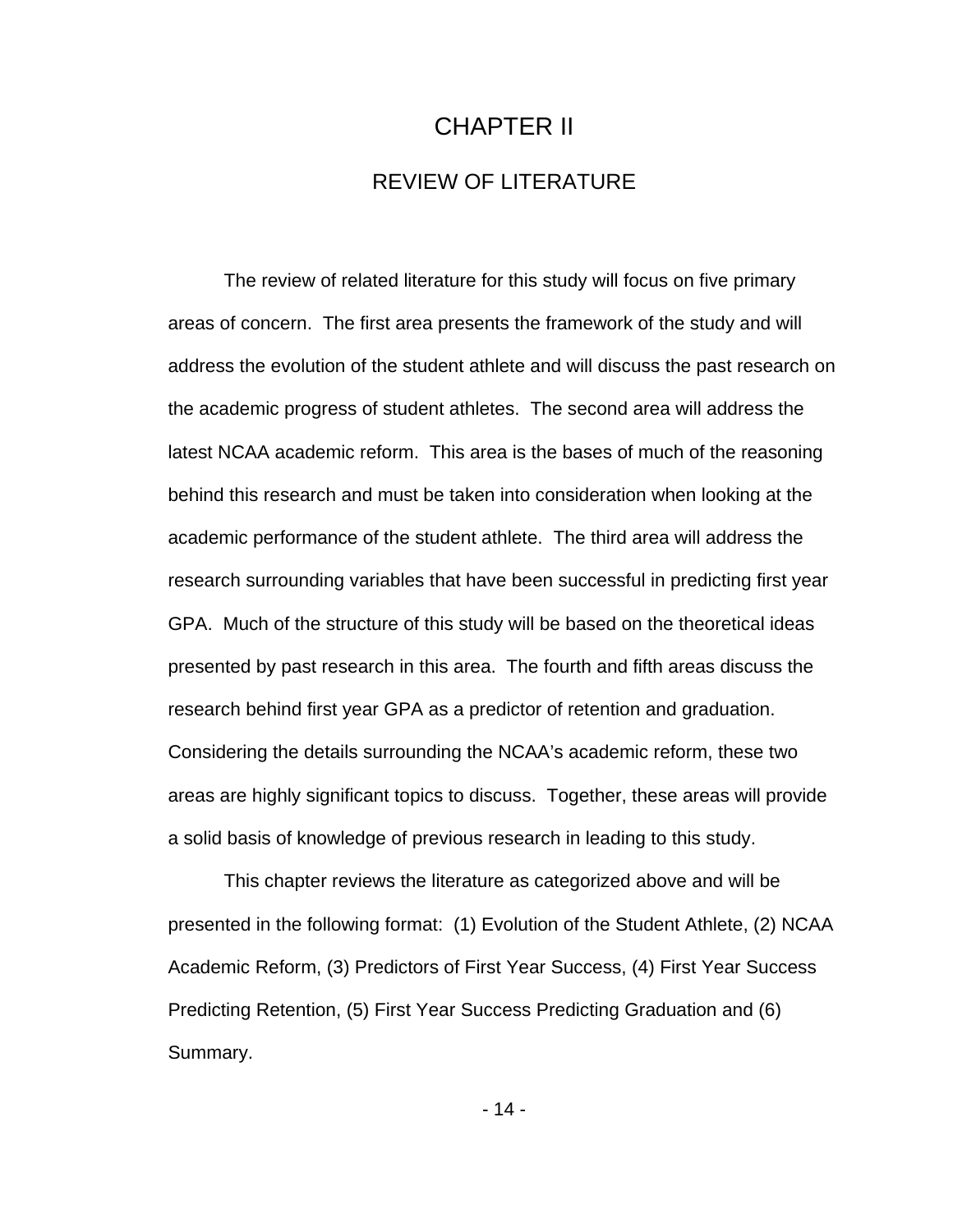# CHAPTER II

## REVIEW OF LITERATURE

The review of related literature for this study will focus on five primary areas of concern. The first area presents the framework of the study and will address the evolution of the student athlete and will discuss the past research on the academic progress of student athletes. The second area will address the latest NCAA academic reform. This area is the bases of much of the reasoning behind this research and must be taken into consideration when looking at the academic performance of the student athlete. The third area will address the research surrounding variables that have been successful in predicting first year GPA. Much of the structure of this study will be based on the theoretical ideas presented by past research in this area. The fourth and fifth areas discuss the research behind first year GPA as a predictor of retention and graduation. Considering the details surrounding the NCAA's academic reform, these two areas are highly significant topics to discuss. Together, these areas will provide a solid basis of knowledge of previous research in leading to this study.

This chapter reviews the literature as categorized above and will be presented in the following format: (1) Evolution of the Student Athlete, (2) NCAA Academic Reform, (3) Predictors of First Year Success, (4) First Year Success Predicting Retention, (5) First Year Success Predicting Graduation and (6) Summary.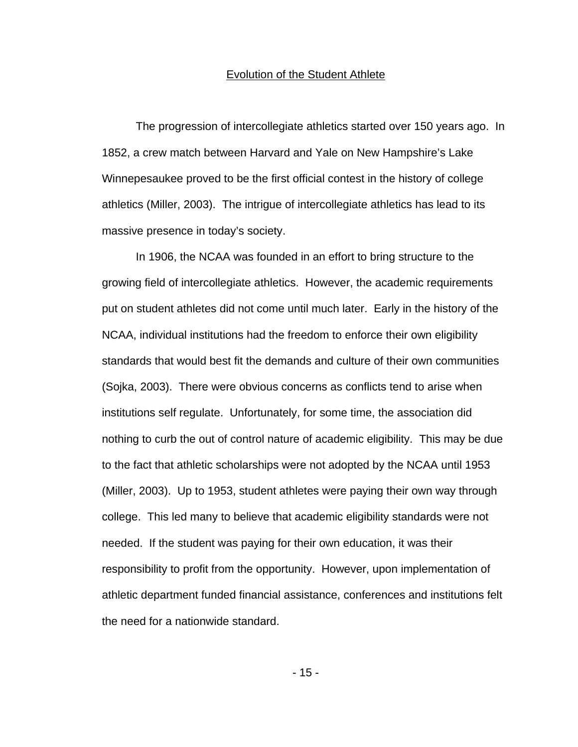## Evolution of the Student Athlete

The progression of intercollegiate athletics started over 150 years ago. In 1852, a crew match between Harvard and Yale on New Hampshire's Lake Winnepesaukee proved to be the first official contest in the history of college athletics (Miller, 2003). The intrigue of intercollegiate athletics has lead to its massive presence in today's society.

In 1906, the NCAA was founded in an effort to bring structure to the growing field of intercollegiate athletics. However, the academic requirements put on student athletes did not come until much later. Early in the history of the NCAA, individual institutions had the freedom to enforce their own eligibility standards that would best fit the demands and culture of their own communities (Sojka, 2003). There were obvious concerns as conflicts tend to arise when institutions self regulate. Unfortunately, for some time, the association did nothing to curb the out of control nature of academic eligibility. This may be due to the fact that athletic scholarships were not adopted by the NCAA until 1953 (Miller, 2003). Up to 1953, student athletes were paying their own way through college. This led many to believe that academic eligibility standards were not needed. If the student was paying for their own education, it was their responsibility to profit from the opportunity. However, upon implementation of athletic department funded financial assistance, conferences and institutions felt the need for a nationwide standard.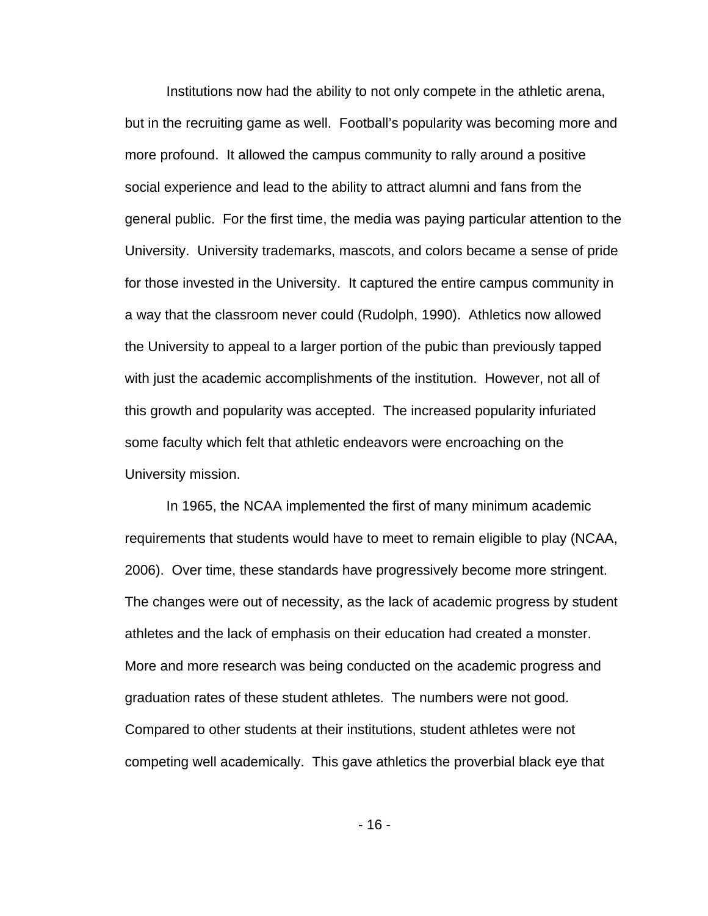Institutions now had the ability to not only compete in the athletic arena, but in the recruiting game as well. Football's popularity was becoming more and more profound. It allowed the campus community to rally around a positive social experience and lead to the ability to attract alumni and fans from the general public. For the first time, the media was paying particular attention to the University. University trademarks, mascots, and colors became a sense of pride for those invested in the University. It captured the entire campus community in a way that the classroom never could (Rudolph, 1990). Athletics now allowed the University to appeal to a larger portion of the pubic than previously tapped with just the academic accomplishments of the institution. However, not all of this growth and popularity was accepted. The increased popularity infuriated some faculty which felt that athletic endeavors were encroaching on the University mission.

In 1965, the NCAA implemented the first of many minimum academic requirements that students would have to meet to remain eligible to play (NCAA, 2006). Over time, these standards have progressively become more stringent. The changes were out of necessity, as the lack of academic progress by student athletes and the lack of emphasis on their education had created a monster. More and more research was being conducted on the academic progress and graduation rates of these student athletes. The numbers were not good. Compared to other students at their institutions, student athletes were not competing well academically. This gave athletics the proverbial black eye that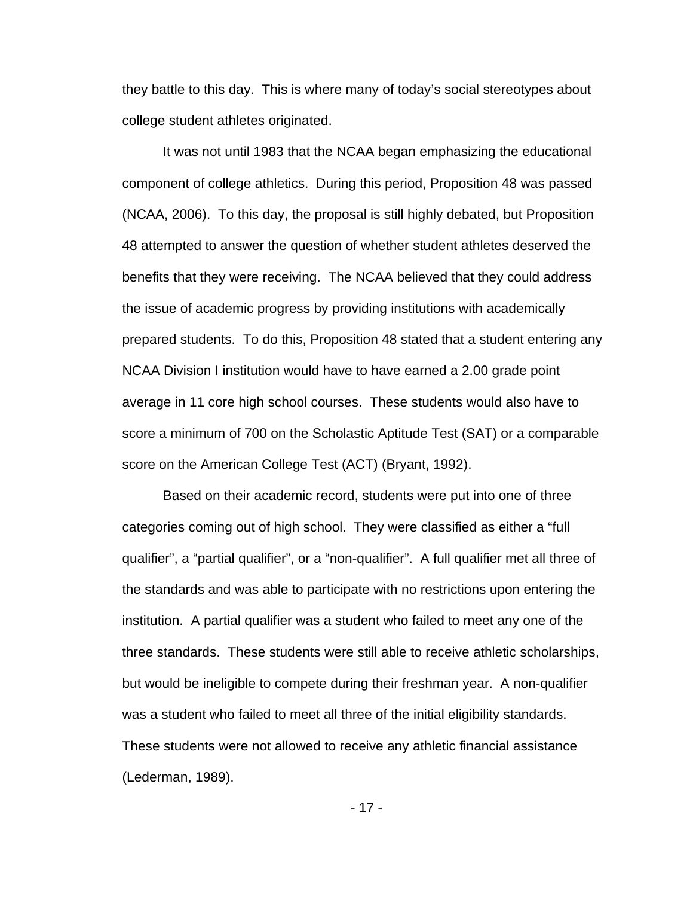they battle to this day. This is where many of today's social stereotypes about college student athletes originated.

It was not until 1983 that the NCAA began emphasizing the educational component of college athletics. During this period, Proposition 48 was passed (NCAA, 2006). To this day, the proposal is still highly debated, but Proposition 48 attempted to answer the question of whether student athletes deserved the benefits that they were receiving. The NCAA believed that they could address the issue of academic progress by providing institutions with academically prepared students. To do this, Proposition 48 stated that a student entering any NCAA Division I institution would have to have earned a 2.00 grade point average in 11 core high school courses. These students would also have to score a minimum of 700 on the Scholastic Aptitude Test (SAT) or a comparable score on the American College Test (ACT) (Bryant, 1992).

Based on their academic record, students were put into one of three categories coming out of high school. They were classified as either a "full qualifier", a "partial qualifier", or a "non-qualifier". A full qualifier met all three of the standards and was able to participate with no restrictions upon entering the institution. A partial qualifier was a student who failed to meet any one of the three standards. These students were still able to receive athletic scholarships, but would be ineligible to compete during their freshman year. A non-qualifier was a student who failed to meet all three of the initial eligibility standards. These students were not allowed to receive any athletic financial assistance (Lederman, 1989).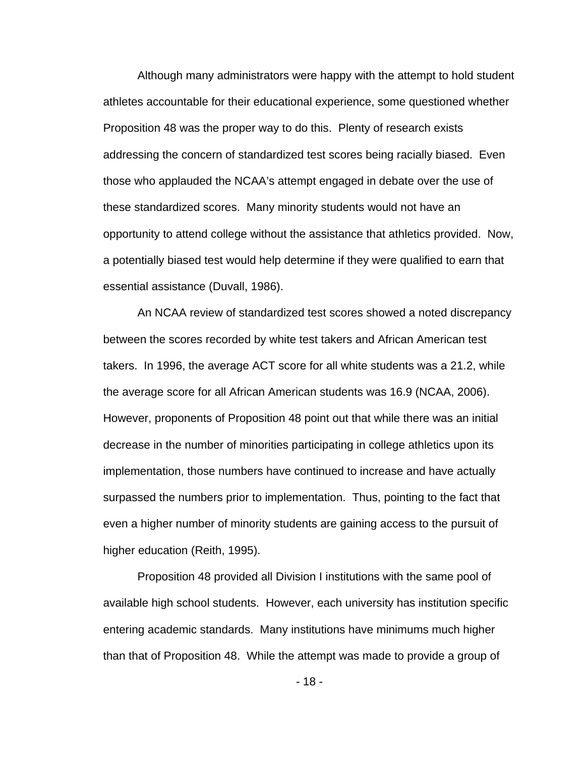Although many administrators were happy with the attempt to hold student athletes accountable for their educational experience, some questioned whether Proposition 48 was the proper way to do this. Plenty of research exists addressing the concern of standardized test scores being racially biased. Even those who applauded the NCAA's attempt engaged in debate over the use of these standardized scores. Many minority students would not have an opportunity to attend college without the assistance that athletics provided. Now, a potentially biased test would help determine if they were qualified to earn that essential assistance (Duvall, 1986).

An NCAA review of standardized test scores showed a noted discrepancy between the scores recorded by white test takers and African American test takers. In 1996, the average ACT score for all white students was a 21.2, while the average score for all African American students was 16.9 (NCAA, 2006). However, proponents of Proposition 48 point out that while there was an initial decrease in the number of minorities participating in college athletics upon its implementation, those numbers have continued to increase and have actually surpassed the numbers prior to implementation. Thus, pointing to the fact that even a higher number of minority students are gaining access to the pursuit of higher education (Reith, 1995).

Proposition 48 provided all Division I institutions with the same pool of available high school students. However, each university has institution specific entering academic standards. Many institutions have minimums much higher than that of Proposition 48. While the attempt was made to provide a group of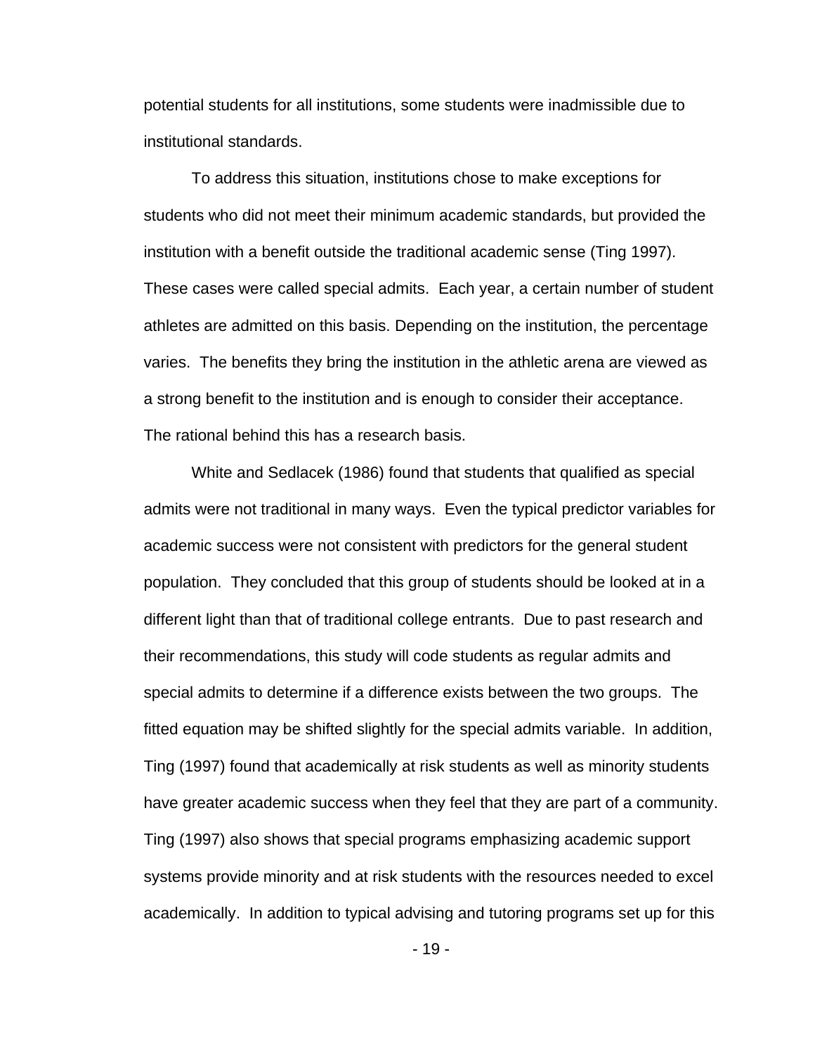potential students for all institutions, some students were inadmissible due to institutional standards.

To address this situation, institutions chose to make exceptions for students who did not meet their minimum academic standards, but provided the institution with a benefit outside the traditional academic sense (Ting 1997). These cases were called special admits. Each year, a certain number of student athletes are admitted on this basis. Depending on the institution, the percentage varies. The benefits they bring the institution in the athletic arena are viewed as a strong benefit to the institution and is enough to consider their acceptance. The rational behind this has a research basis.

White and Sedlacek (1986) found that students that qualified as special admits were not traditional in many ways. Even the typical predictor variables for academic success were not consistent with predictors for the general student population. They concluded that this group of students should be looked at in a different light than that of traditional college entrants. Due to past research and their recommendations, this study will code students as regular admits and special admits to determine if a difference exists between the two groups. The fitted equation may be shifted slightly for the special admits variable. In addition, Ting (1997) found that academically at risk students as well as minority students have greater academic success when they feel that they are part of a community. Ting (1997) also shows that special programs emphasizing academic support systems provide minority and at risk students with the resources needed to excel academically. In addition to typical advising and tutoring programs set up for this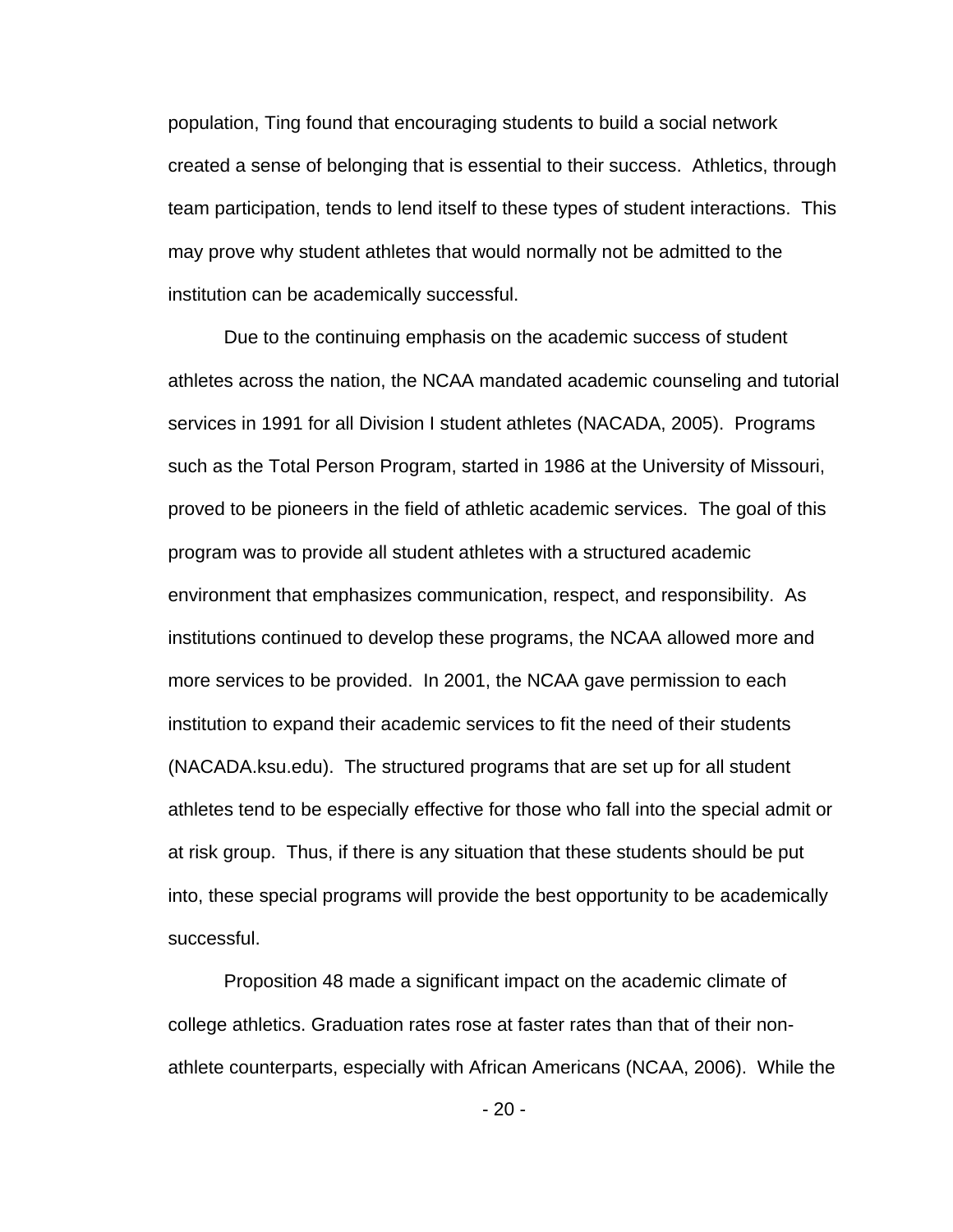population, Ting found that encouraging students to build a social network created a sense of belonging that is essential to their success. Athletics, through team participation, tends to lend itself to these types of student interactions. This may prove why student athletes that would normally not be admitted to the institution can be academically successful.

Due to the continuing emphasis on the academic success of student athletes across the nation, the NCAA mandated academic counseling and tutorial services in 1991 for all Division I student athletes (NACADA, 2005). Programs such as the Total Person Program, started in 1986 at the University of Missouri, proved to be pioneers in the field of athletic academic services. The goal of this program was to provide all student athletes with a structured academic environment that emphasizes communication, respect, and responsibility. As institutions continued to develop these programs, the NCAA allowed more and more services to be provided. In 2001, the NCAA gave permission to each institution to expand their academic services to fit the need of their students (NACADA.ksu.edu). The structured programs that are set up for all student athletes tend to be especially effective for those who fall into the special admit or at risk group. Thus, if there is any situation that these students should be put into, these special programs will provide the best opportunity to be academically successful.

Proposition 48 made a significant impact on the academic climate of college athletics. Graduation rates rose at faster rates than that of their non-athlete counterparts, especially with African Americans (NCAA, 2006). While the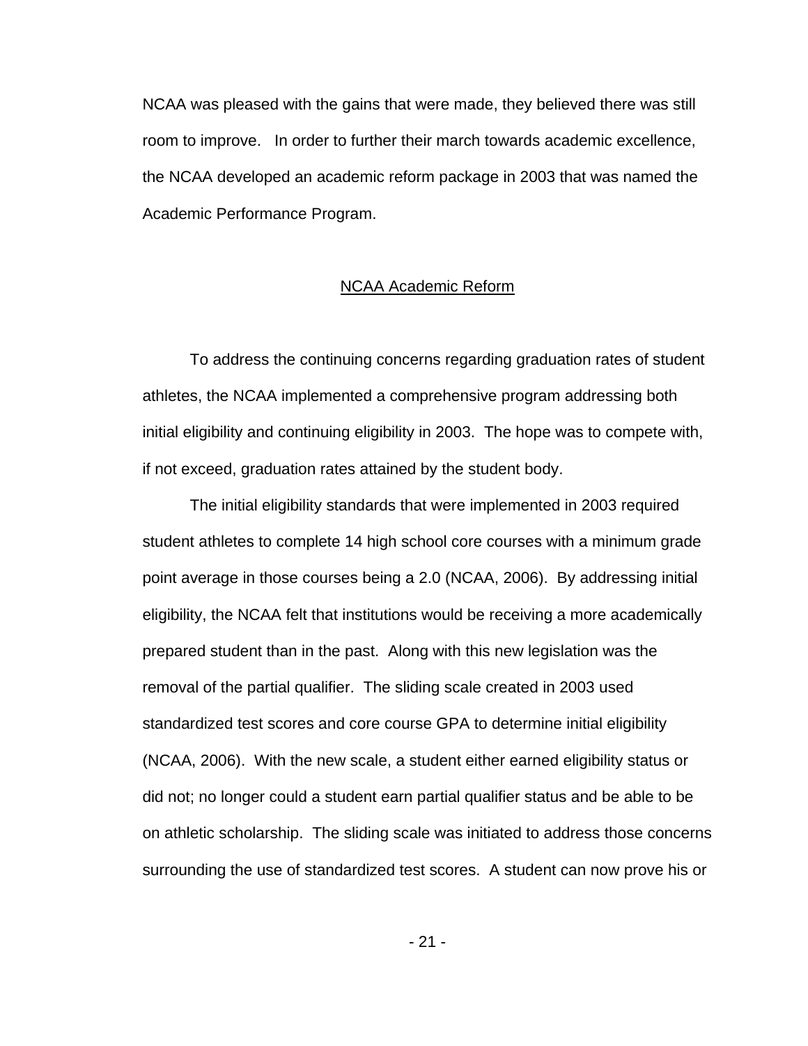NCAA was pleased with the gains that were made, they believed there was still room to improve. In order to further their march towards academic excellence, the NCAA developed an academic reform package in 2003 that was named the Academic Performance Program.

## NCAA Academic Reform

To address the continuing concerns regarding graduation rates of student athletes, the NCAA implemented a comprehensive program addressing both initial eligibility and continuing eligibility in 2003. The hope was to compete with, if not exceed, graduation rates attained by the student body.

The initial eligibility standards that were implemented in 2003 required student athletes to complete 14 high school core courses with a minimum grade point average in those courses being a 2.0 (NCAA, 2006). By addressing initial eligibility, the NCAA felt that institutions would be receiving a more academically prepared student than in the past. Along with this new legislation was the removal of the partial qualifier. The sliding scale created in 2003 used standardized test scores and core course GPA to determine initial eligibility (NCAA, 2006). With the new scale, a student either earned eligibility status or did not; no longer could a student earn partial qualifier status and be able to be on athletic scholarship. The sliding scale was initiated to address those concerns surrounding the use of standardized test scores. A student can now prove his or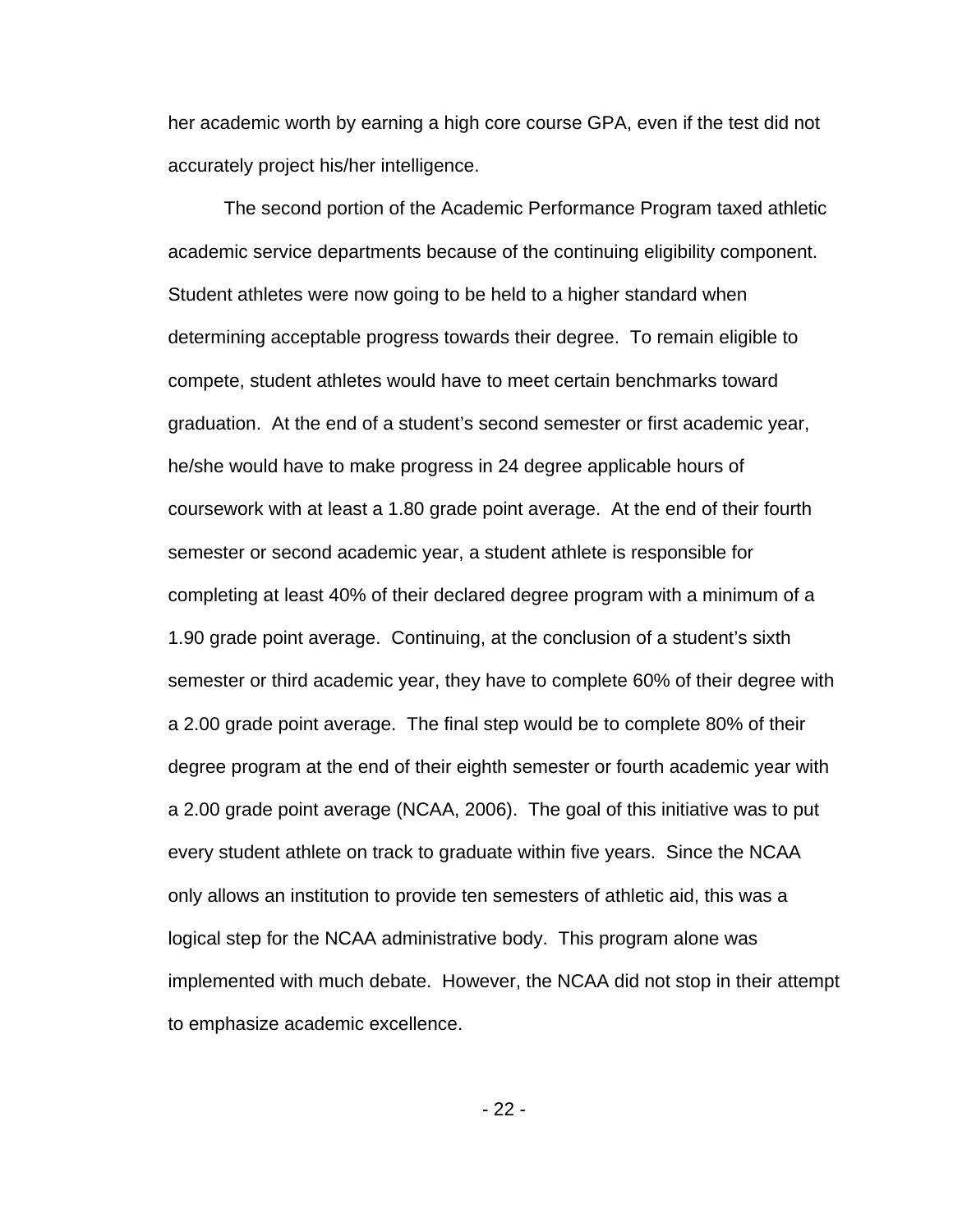her academic worth by earning a high core course GPA, even if the test did not accurately project his/her intelligence.

The second portion of the Academic Performance Program taxed athletic academic service departments because of the continuing eligibility component. Student athletes were now going to be held to a higher standard when determining acceptable progress towards their degree. To remain eligible to compete, student athletes would have to meet certain benchmarks toward graduation. At the end of a student's second semester or first academic year, he/she would have to make progress in 24 degree applicable hours of coursework with at least a 1.80 grade point average. At the end of their fourth semester or second academic year, a student athlete is responsible for completing at least 40% of their declared degree program with a minimum of a 1.90 grade point average. Continuing, at the conclusion of a student's sixth semester or third academic year, they have to complete 60% of their degree with a 2.00 grade point average. The final step would be to complete 80% of their degree program at the end of their eighth semester or fourth academic year with a 2.00 grade point average (NCAA, 2006). The goal of this initiative was to put every student athlete on track to graduate within five years. Since the NCAA only allows an institution to provide ten semesters of athletic aid, this was a logical step for the NCAA administrative body. This program alone was implemented with much debate. However, the NCAA did not stop in their attempt to emphasize academic excellence.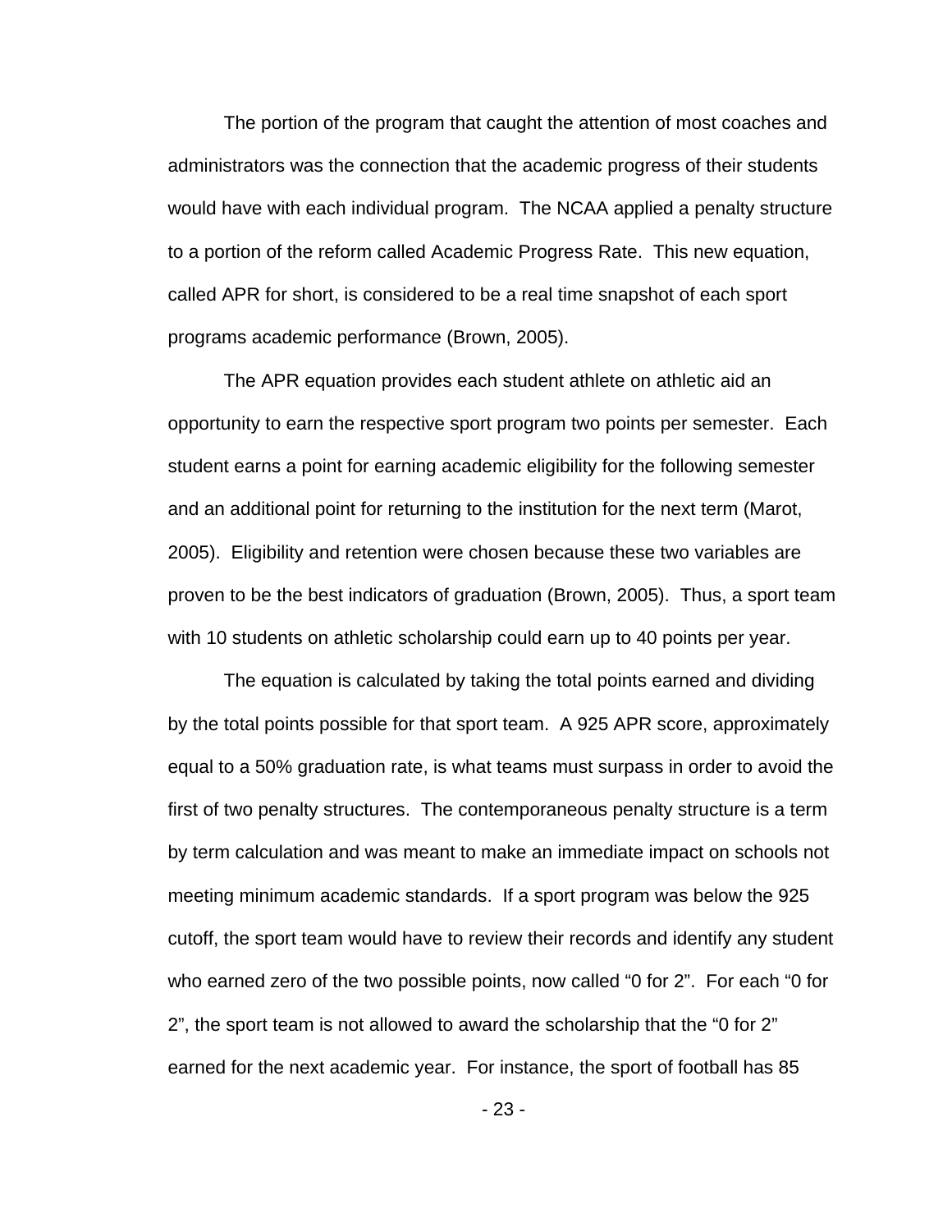The portion of the program that caught the attention of most coaches and administrators was the connection that the academic progress of their students would have with each individual program. The NCAA applied a penalty structure to a portion of the reform called Academic Progress Rate. This new equation, called APR for short, is considered to be a real time snapshot of each sport programs academic performance (Brown, 2005).

The APR equation provides each student athlete on athletic aid an opportunity to earn the respective sport program two points per semester. Each student earns a point for earning academic eligibility for the following semester and an additional point for returning to the institution for the next term (Marot, 2005). Eligibility and retention were chosen because these two variables are proven to be the best indicators of graduation (Brown, 2005). Thus, a sport team with 10 students on athletic scholarship could earn up to 40 points per year.

The equation is calculated by taking the total points earned and dividing by the total points possible for that sport team. A 925 APR score, approximately equal to a 50% graduation rate, is what teams must surpass in order to avoid the first of two penalty structures. The contemporaneous penalty structure is a term by term calculation and was meant to make an immediate impact on schools not meeting minimum academic standards. If a sport program was below the 925 cutoff, the sport team would have to review their records and identify any student who earned zero of the two possible points, now called "0 for 2". For each "0 for 2", the sport team is not allowed to award the scholarship that the "0 for 2" earned for the next academic year. For instance, the sport of football has 85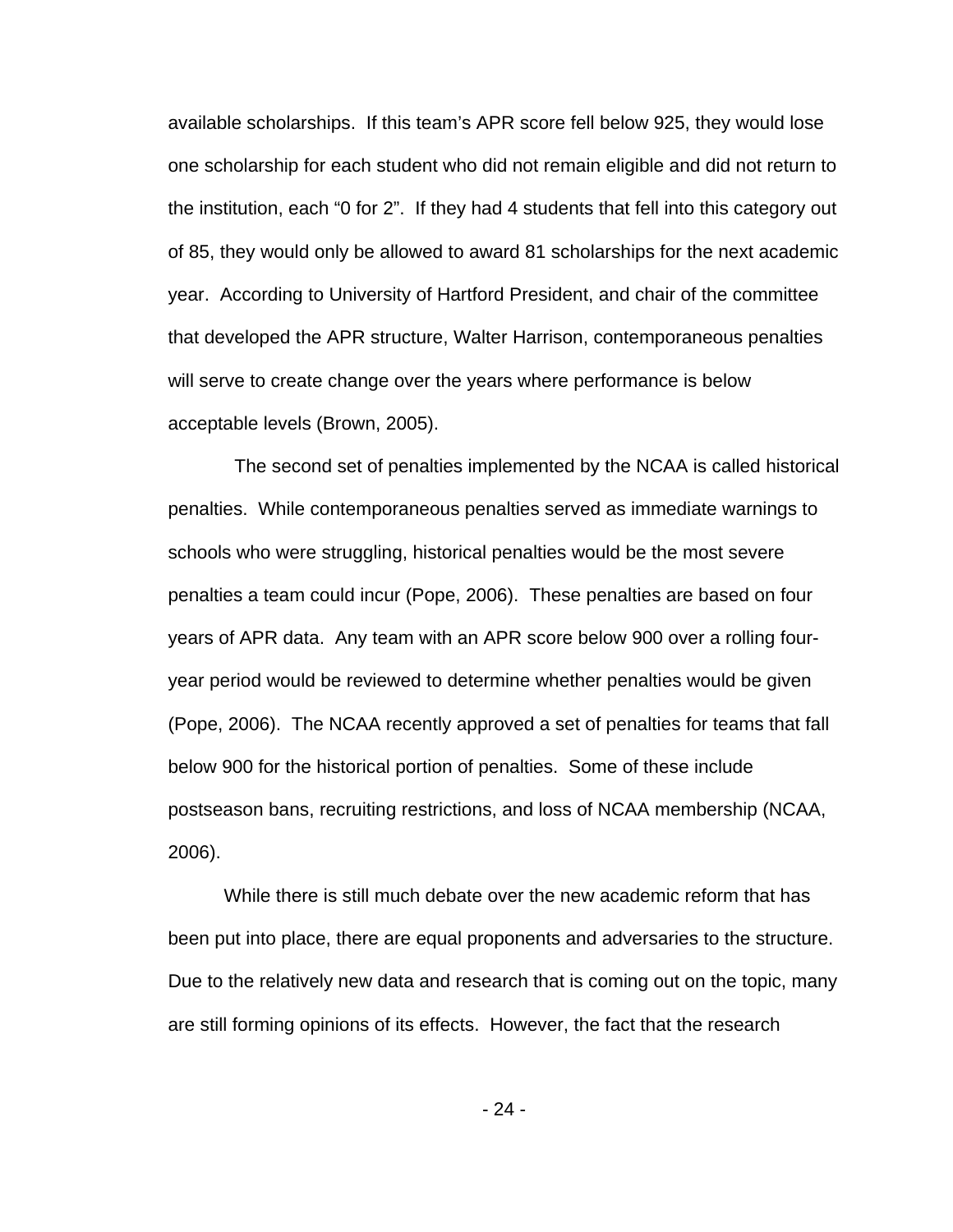available scholarships. If this team's APR score fell below 925, they would lose one scholarship for each student who did not remain eligible and did not return to the institution, each "0 for 2". If they had 4 students that fell into this category out of 85, they would only be allowed to award 81 scholarships for the next academic year. According to University of Hartford President, and chair of the committee that developed the APR structure, Walter Harrison, contemporaneous penalties will serve to create change over the years where performance is below acceptable levels (Brown, 2005).

The second set of penalties implemented by the NCAA is called historical penalties. While contemporaneous penalties served as immediate warnings to schools who were struggling, historical penalties would be the most severe penalties a team could incur (Pope, 2006). These penalties are based on four years of APR data. Any team with an APR score below 900 over a rolling four-year period would be reviewed to determine whether penalties would be given (Pope, 2006). The NCAA recently approved a set of penalties for teams that fall below 900 for the historical portion of penalties. Some of these include postseason bans, recruiting restrictions, and loss of NCAA membership (NCAA, 2006).

While there is still much debate over the new academic reform that has been put into place, there are equal proponents and adversaries to the structure. Due to the relatively new data and research that is coming out on the topic, many are still forming opinions of its effects. However, the fact that the research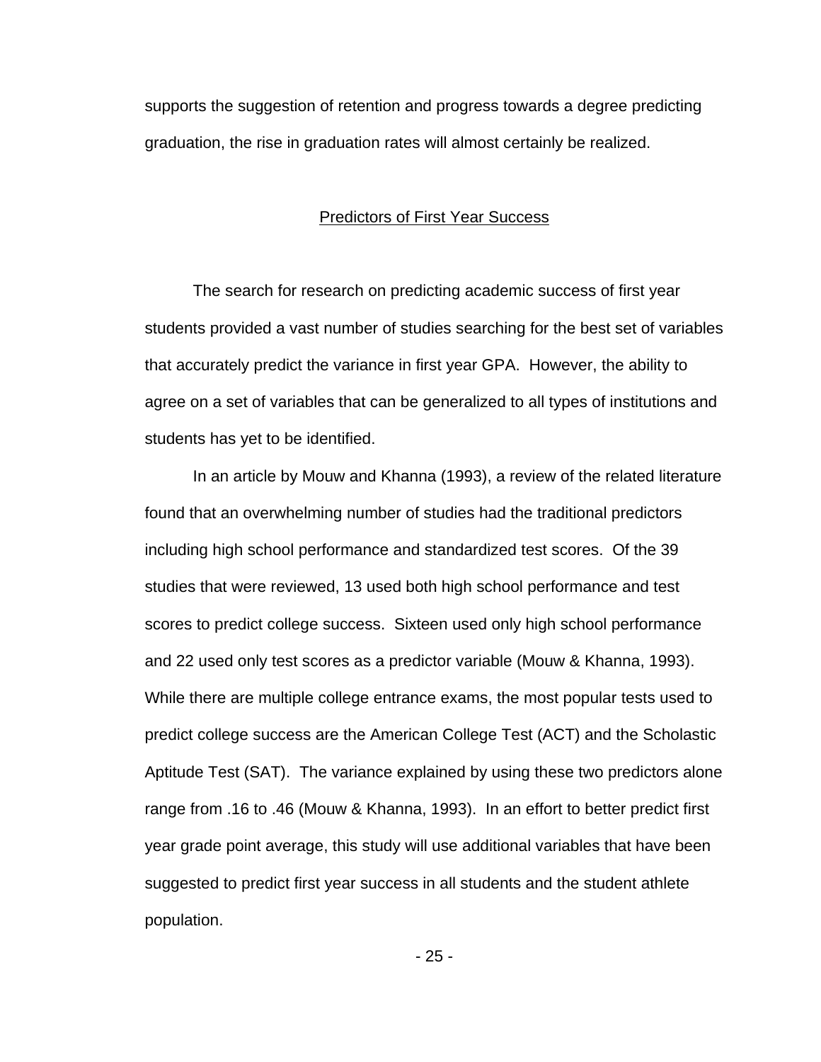supports the suggestion of retention and progress towards a degree predicting graduation, the rise in graduation rates will almost certainly be realized.

## Predictors of First Year Success

The search for research on predicting academic success of first year students provided a vast number of studies searching for the best set of variables that accurately predict the variance in first year GPA. However, the ability to agree on a set of variables that can be generalized to all types of institutions and students has yet to be identified.

In an article by Mouw and Khanna (1993), a review of the related literature found that an overwhelming number of studies had the traditional predictors including high school performance and standardized test scores. Of the 39 studies that were reviewed, 13 used both high school performance and test scores to predict college success. Sixteen used only high school performance and 22 used only test scores as a predictor variable (Mouw & Khanna, 1993). While there are multiple college entrance exams, the most popular tests used to predict college success are the American College Test (ACT) and the Scholastic Aptitude Test (SAT). The variance explained by using these two predictors alone range from .16 to .46 (Mouw & Khanna, 1993). In an effort to better predict first year grade point average, this study will use additional variables that have been suggested to predict first year success in all students and the student athlete population.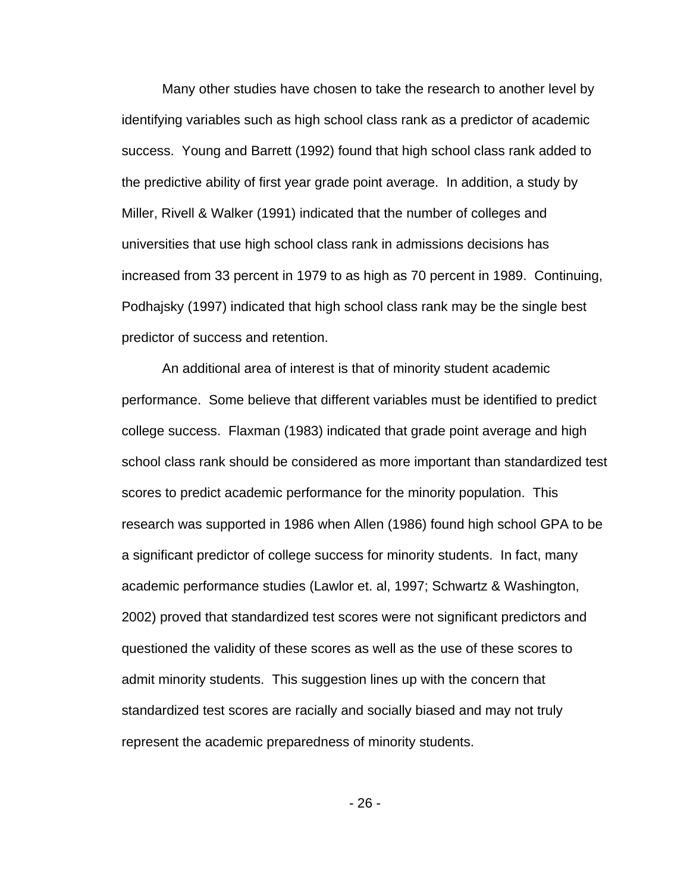Many other studies have chosen to take the research to another level by identifying variables such as high school class rank as a predictor of academic success. Young and Barrett (1992) found that high school class rank added to the predictive ability of first year grade point average. In addition, a study by Miller, Rivell & Walker (1991) indicated that the number of colleges and universities that use high school class rank in admissions decisions has increased from 33 percent in 1979 to as high as 70 percent in 1989. Continuing, Podhajsky (1997) indicated that high school class rank may be the single best predictor of success and retention.

An additional area of interest is that of minority student academic performance. Some believe that different variables must be identified to predict college success. Flaxman (1983) indicated that grade point average and high school class rank should be considered as more important than standardized test scores to predict academic performance for the minority population. This research was supported in 1986 when Allen (1986) found high school GPA to be a significant predictor of college success for minority students. In fact, many academic performance studies (Lawlor et. al, 1997; Schwartz & Washington, 2002) proved that standardized test scores were not significant predictors and questioned the validity of these scores as well as the use of these scores to admit minority students. This suggestion lines up with the concern that standardized test scores are racially and socially biased and may not truly represent the academic preparedness of minority students.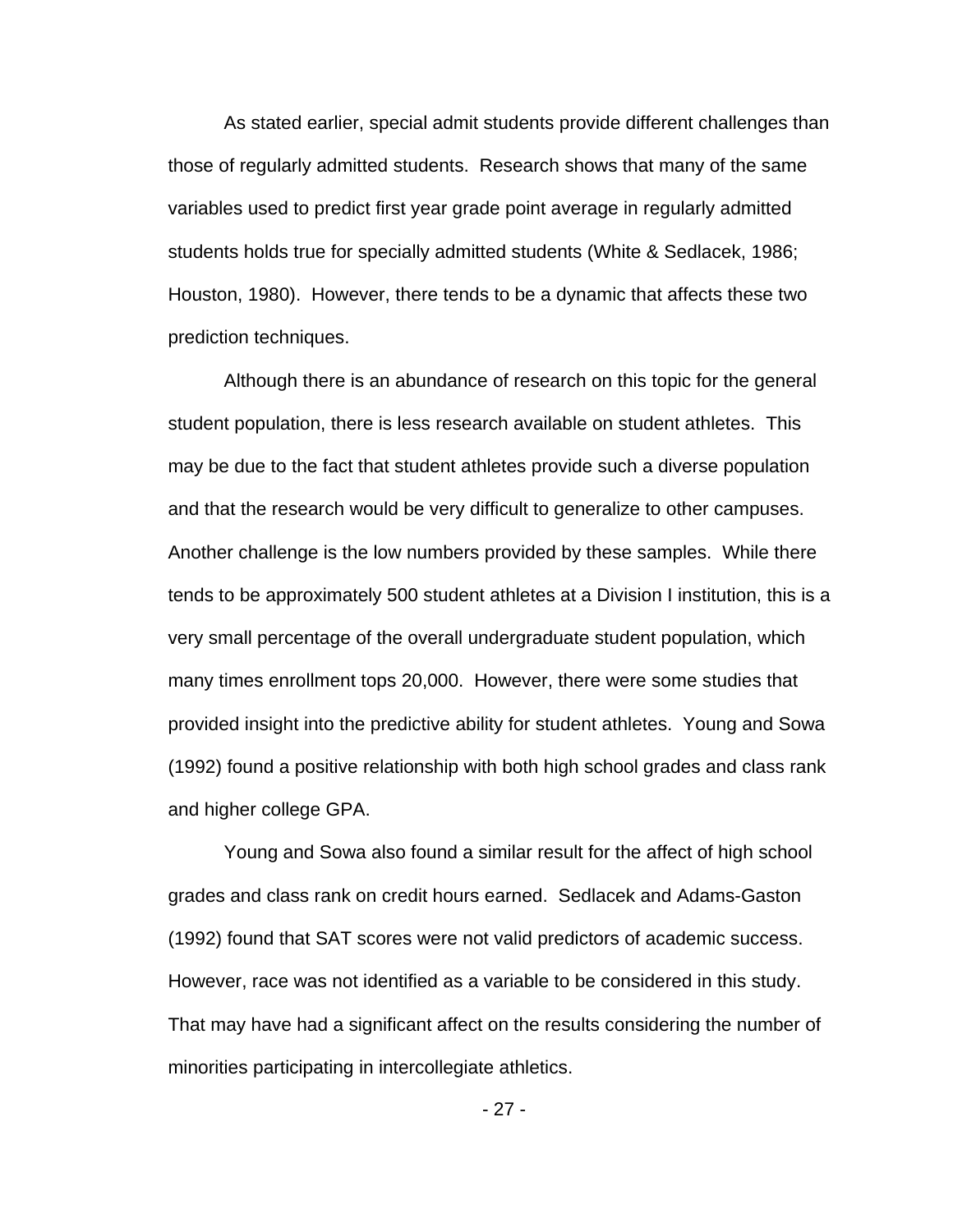As stated earlier, special admit students provide different challenges than those of regularly admitted students. Research shows that many of the same variables used to predict first year grade point average in regularly admitted students holds true for specially admitted students (White & Sedlacek, 1986; Houston, 1980). However, there tends to be a dynamic that affects these two prediction techniques.

Although there is an abundance of research on this topic for the general student population, there is less research available on student athletes. This may be due to the fact that student athletes provide such a diverse population and that the research would be very difficult to generalize to other campuses. Another challenge is the low numbers provided by these samples. While there tends to be approximately 500 student athletes at a Division I institution, this is a very small percentage of the overall undergraduate student population, which many times enrollment tops 20,000. However, there were some studies that provided insight into the predictive ability for student athletes. Young and Sowa (1992) found a positive relationship with both high school grades and class rank and higher college GPA.

Young and Sowa also found a similar result for the affect of high school grades and class rank on credit hours earned. Sedlacek and Adams-Gaston (1992) found that SAT scores were not valid predictors of academic success. However, race was not identified as a variable to be considered in this study. That may have had a significant affect on the results considering the number of minorities participating in intercollegiate athletics.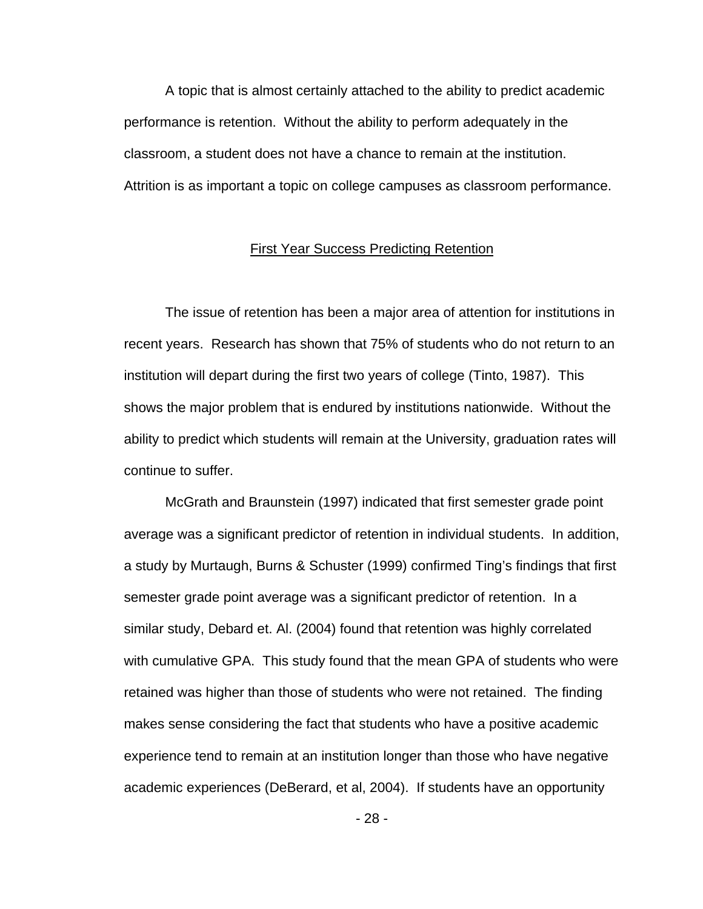A topic that is almost certainly attached to the ability to predict academic performance is retention. Without the ability to perform adequately in the classroom, a student does not have a chance to remain at the institution. Attrition is as important a topic on college campuses as classroom performance.

## First Year Success Predicting Retention

The issue of retention has been a major area of attention for institutions in recent years. Research has shown that 75% of students who do not return to an institution will depart during the first two years of college (Tinto, 1987). This shows the major problem that is endured by institutions nationwide. Without the ability to predict which students will remain at the University, graduation rates will continue to suffer.

McGrath and Braunstein (1997) indicated that first semester grade point average was a significant predictor of retention in individual students. In addition, a study by Murtaugh, Burns & Schuster (1999) confirmed Ting's findings that first semester grade point average was a significant predictor of retention. In a similar study, Debard et. Al. (2004) found that retention was highly correlated with cumulative GPA. This study found that the mean GPA of students who were retained was higher than those of students who were not retained. The finding makes sense considering the fact that students who have a positive academic experience tend to remain at an institution longer than those who have negative academic experiences (DeBerard, et al, 2004). If students have an opportunity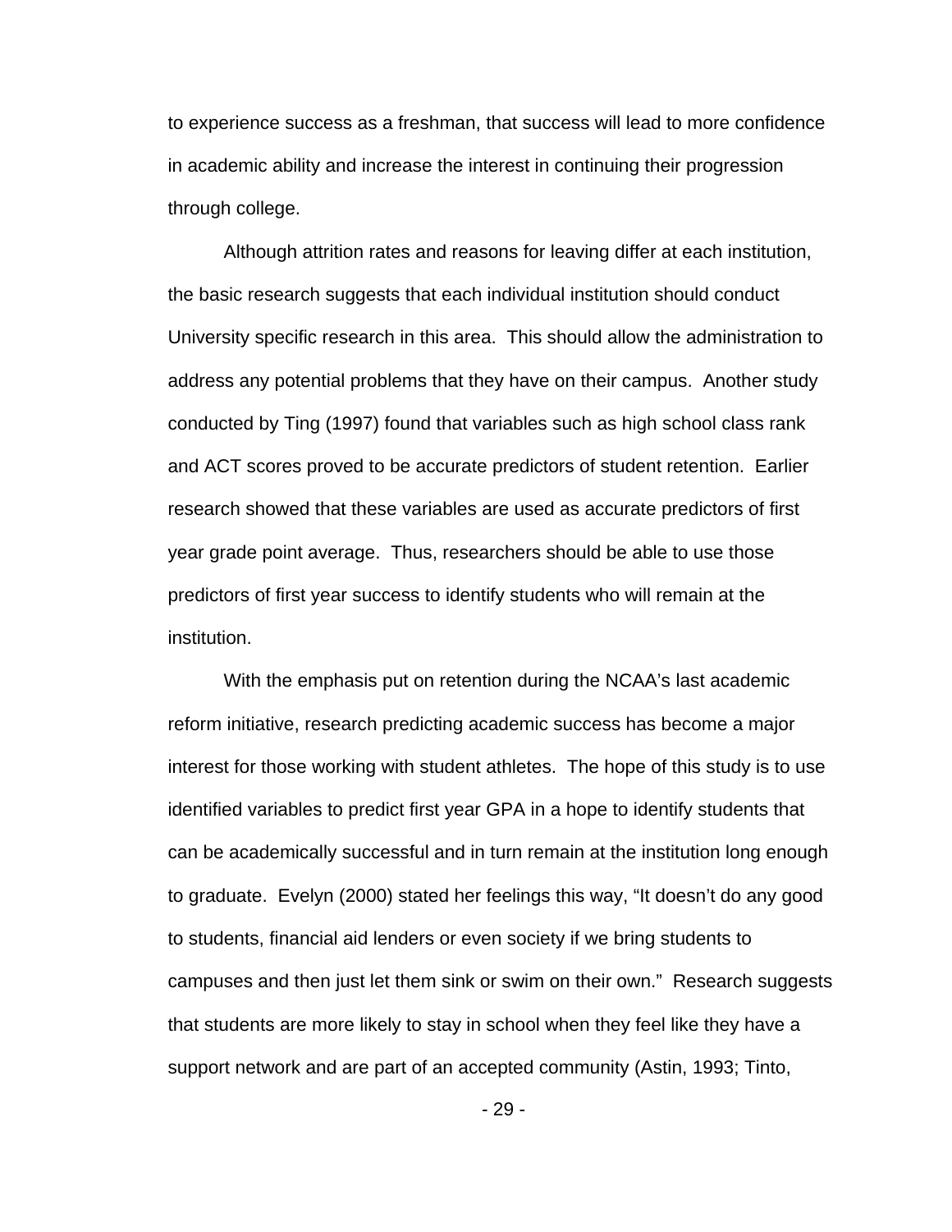to experience success as a freshman, that success will lead to more confidence in academic ability and increase the interest in continuing their progression through college.

Although attrition rates and reasons for leaving differ at each institution, the basic research suggests that each individual institution should conduct University specific research in this area. This should allow the administration to address any potential problems that they have on their campus. Another study conducted by Ting (1997) found that variables such as high school class rank and ACT scores proved to be accurate predictors of student retention. Earlier research showed that these variables are used as accurate predictors of first year grade point average. Thus, researchers should be able to use those predictors of first year success to identify students who will remain at the institution.

With the emphasis put on retention during the NCAA's last academic reform initiative, research predicting academic success has become a major interest for those working with student athletes. The hope of this study is to use identified variables to predict first year GPA in a hope to identify students that can be academically successful and in turn remain at the institution long enough to graduate. Evelyn (2000) stated her feelings this way, "It doesn't do any good to students, financial aid lenders or even society if we bring students to campuses and then just let them sink or swim on their own." Research suggests that students are more likely to stay in school when they feel like they have a support network and are part of an accepted community (Astin, 1993; Tinto,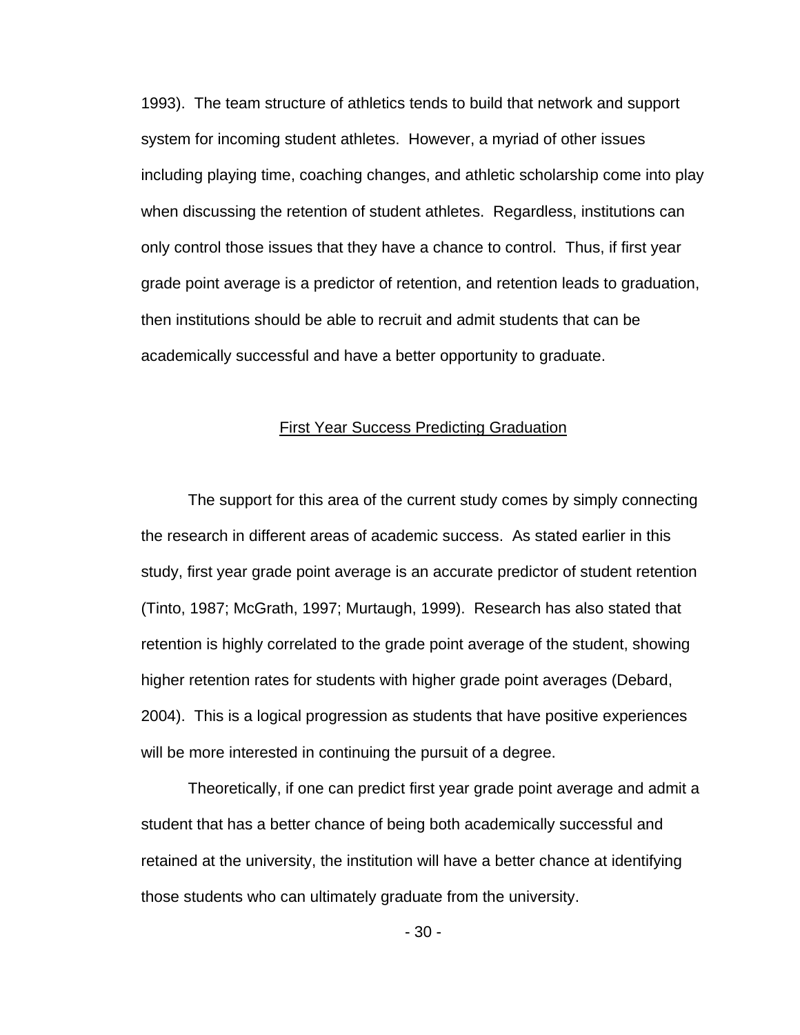1993). The team structure of athletics tends to build that network and support system for incoming student athletes. However, a myriad of other issues including playing time, coaching changes, and athletic scholarship come into play when discussing the retention of student athletes. Regardless, institutions can only control those issues that they have a chance to control. Thus, if first year grade point average is a predictor of retention, and retention leads to graduation, then institutions should be able to recruit and admit students that can be academically successful and have a better opportunity to graduate.

## First Year Success Predicting Graduation

The support for this area of the current study comes by simply connecting the research in different areas of academic success. As stated earlier in this study, first year grade point average is an accurate predictor of student retention (Tinto, 1987; McGrath, 1997; Murtaugh, 1999). Research has also stated that retention is highly correlated to the grade point average of the student, showing higher retention rates for students with higher grade point averages (Debard, 2004). This is a logical progression as students that have positive experiences will be more interested in continuing the pursuit of a degree.

Theoretically, if one can predict first year grade point average and admit a student that has a better chance of being both academically successful and retained at the university, the institution will have a better chance at identifying those students who can ultimately graduate from the university.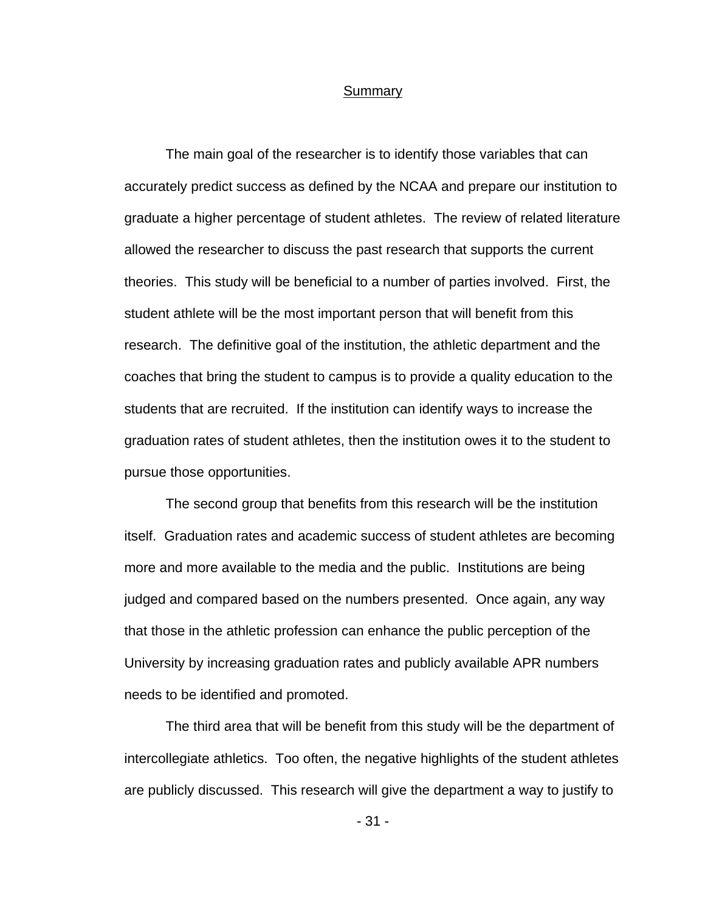## Summary

The main goal of the researcher is to identify those variables that can accurately predict success as defined by the NCAA and prepare our institution to graduate a higher percentage of student athletes. The review of related literature allowed the researcher to discuss the past research that supports the current theories. This study will be beneficial to a number of parties involved. First, the student athlete will be the most important person that will benefit from this research. The definitive goal of the institution, the athletic department and the coaches that bring the student to campus is to provide a quality education to the students that are recruited. If the institution can identify ways to increase the graduation rates of student athletes, then the institution owes it to the student to pursue those opportunities.

The second group that benefits from this research will be the institution itself. Graduation rates and academic success of student athletes are becoming more and more available to the media and the public. Institutions are being judged and compared based on the numbers presented. Once again, any way that those in the athletic profession can enhance the public perception of the University by increasing graduation rates and publicly available APR numbers needs to be identified and promoted.

The third area that will be benefit from this study will be the department of intercollegiate athletics. Too often, the negative highlights of the student athletes are publicly discussed. This research will give the department a way to justify to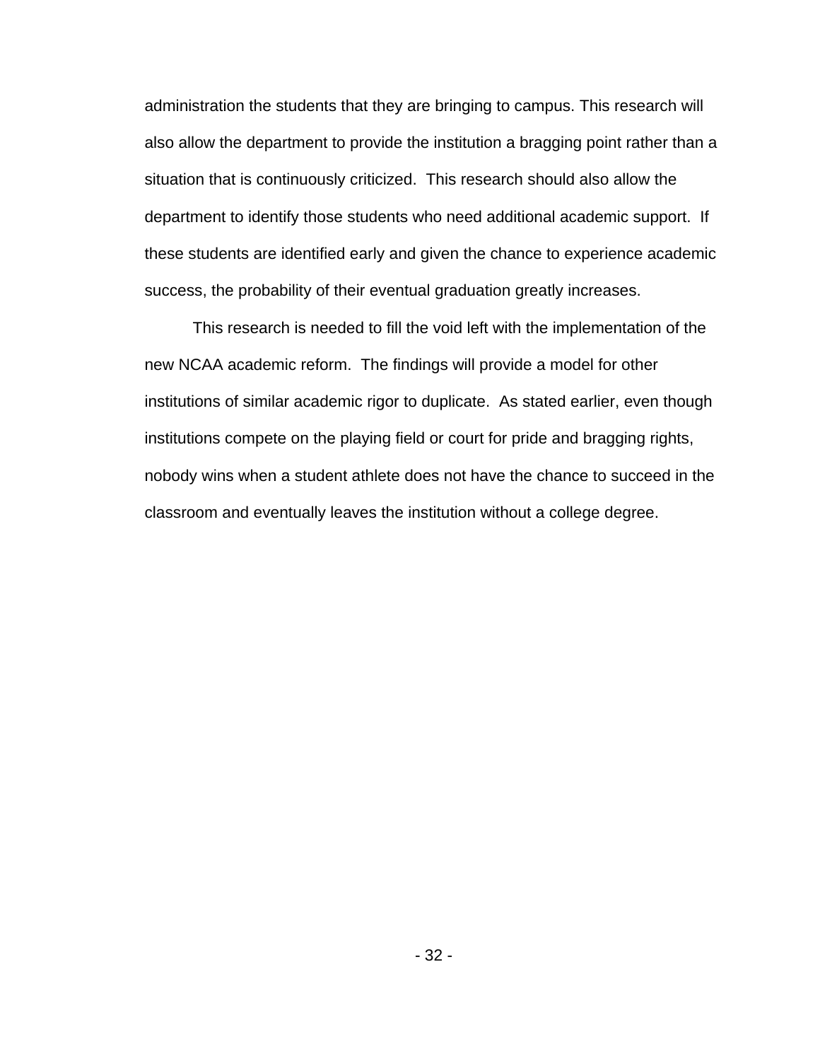administration the students that they are bringing to campus. This research will also allow the department to provide the institution a bragging point rather than a situation that is continuously criticized. This research should also allow the department to identify those students who need additional academic support. If these students are identified early and given the chance to experience academic success, the probability of their eventual graduation greatly increases.

This research is needed to fill the void left with the implementation of the new NCAA academic reform. The findings will provide a model for other institutions of similar academic rigor to duplicate. As stated earlier, even though institutions compete on the playing field or court for pride and bragging rights, nobody wins when a student athlete does not have the chance to succeed in the classroom and eventually leaves the institution without a college degree.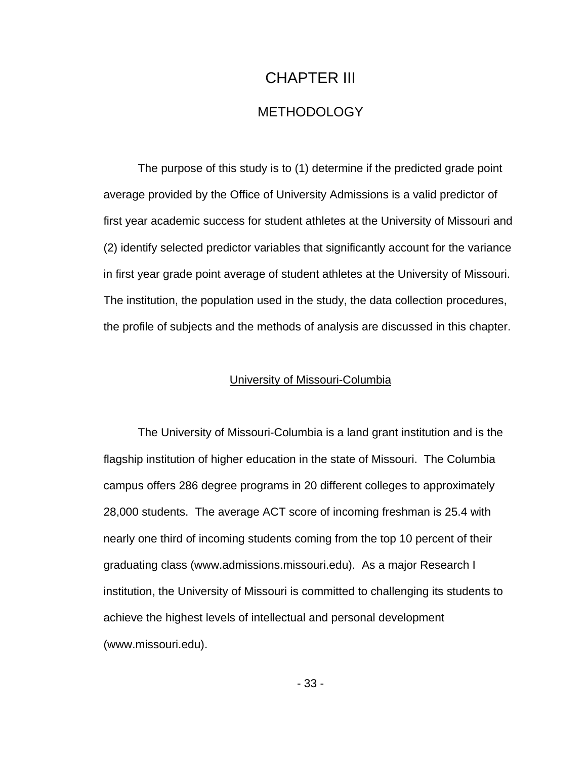# CHAPTER III

## METHODOLOGY

The purpose of this study is to (1) determine if the predicted grade point average provided by the Office of University Admissions is a valid predictor of first year academic success for student athletes at the University of Missouri and (2) identify selected predictor variables that significantly account for the variance in first year grade point average of student athletes at the University of Missouri. The institution, the population used in the study, the data collection procedures, the profile of subjects and the methods of analysis are discussed in this chapter.

### University of Missouri-Columbia

The University of Missouri-Columbia is a land grant institution and is the flagship institution of higher education in the state of Missouri. The Columbia campus offers 286 degree programs in 20 different colleges to approximately 28,000 students. The average ACT score of incoming freshman is 25.4 with nearly one third of incoming students coming from the top 10 percent of their graduating class (www.admissions.missouri.edu). As a major Research I institution, the University of Missouri is committed to challenging its students to achieve the highest levels of intellectual and personal development (www.missouri.edu).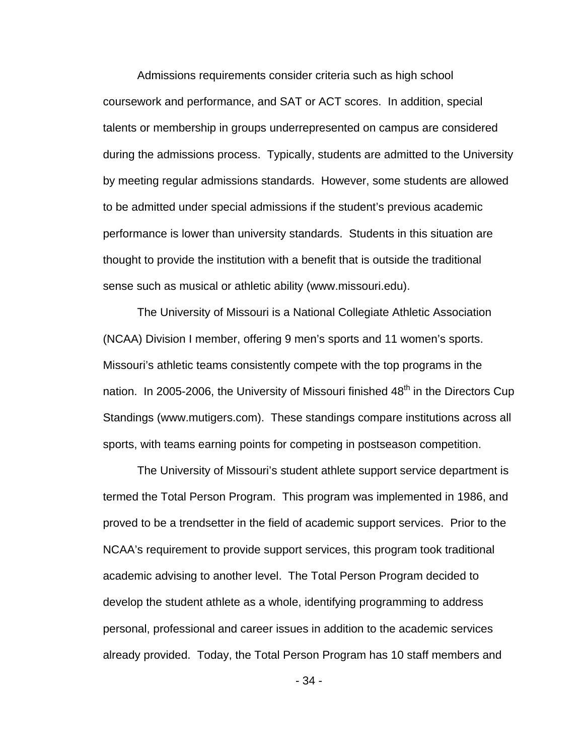Admissions requirements consider criteria such as high school coursework and performance, and SAT or ACT scores. In addition, special talents or membership in groups underrepresented on campus are considered during the admissions process. Typically, students are admitted to the University by meeting regular admissions standards. However, some students are allowed to be admitted under special admissions if the student's previous academic performance is lower than university standards. Students in this situation are thought to provide the institution with a benefit that is outside the traditional sense such as musical or athletic ability (www.missouri.edu).

The University of Missouri is a National Collegiate Athletic Association (NCAA) Division I member, offering 9 men's sports and 11 women's sports. Missouri's athletic teams consistently compete with the top programs in the nation. In 2005-2006, the University of Missouri finished 48th in the Directors Cup Standings (www.mutigers.com). These standings compare institutions across all sports, with teams earning points for competing in postseason competition.

The University of Missouri's student athlete support service department is termed the Total Person Program. This program was implemented in 1986, and proved to be a trendsetter in the field of academic support services. Prior to the NCAA's requirement to provide support services, this program took traditional academic advising to another level. The Total Person Program decided to develop the student athlete as a whole, identifying programming to address personal, professional and career issues in addition to the academic services already provided. Today, the Total Person Program has 10 staff members and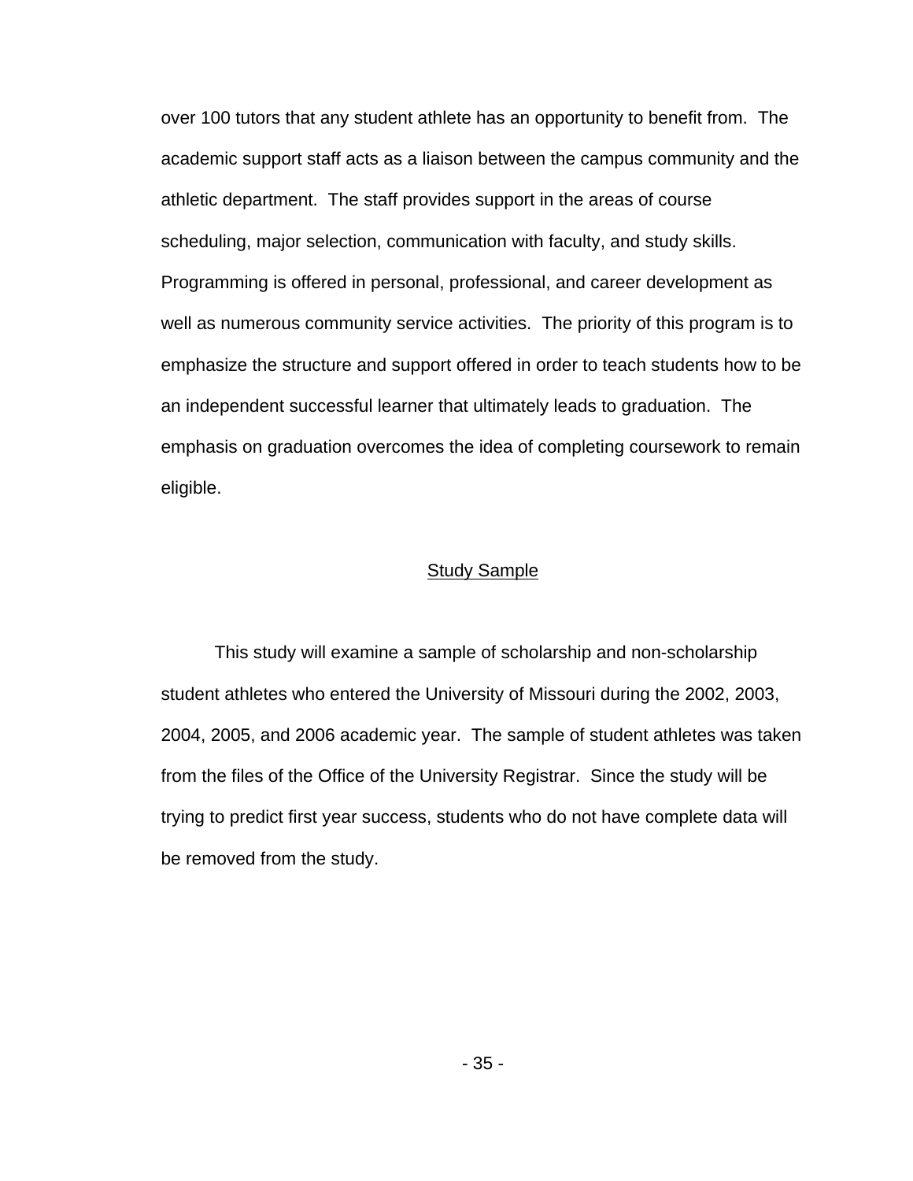over 100 tutors that any student athlete has an opportunity to benefit from. The academic support staff acts as a liaison between the campus community and the athletic department. The staff provides support in the areas of course scheduling, major selection, communication with faculty, and study skills. Programming is offered in personal, professional, and career development as well as numerous community service activities. The priority of this program is to emphasize the structure and support offered in order to teach students how to be an independent successful learner that ultimately leads to graduation. The emphasis on graduation overcomes the idea of completing coursework to remain eligible.

## Study Sample

This study will examine a sample of scholarship and non-scholarship student athletes who entered the University of Missouri during the 2002, 2003, 2004, 2005, and 2006 academic year. The sample of student athletes was taken from the files of the Office of the University Registrar. Since the study will be trying to predict first year success, students who do not have complete data will be removed from the study.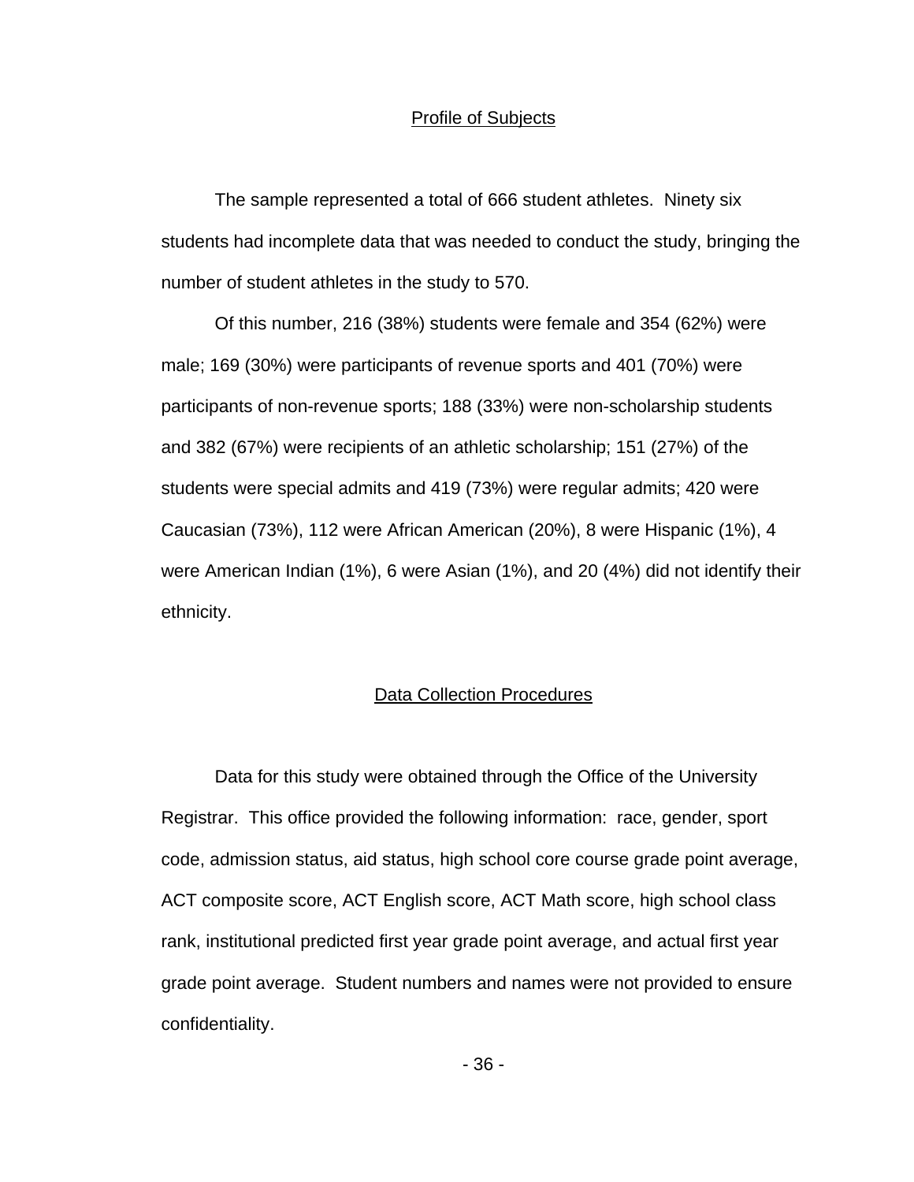## Profile of Subjects

The sample represented a total of 666 student athletes. Ninety six students had incomplete data that was needed to conduct the study, bringing the number of student athletes in the study to 570.

Of this number, 216 (38%) students were female and 354 (62%) were male; 169 (30%) were participants of revenue sports and 401 (70%) were participants of non-revenue sports; 188 (33%) were non-scholarship students and 382 (67%) were recipients of an athletic scholarship; 151 (27%) of the students were special admits and 419 (73%) were regular admits; 420 were Caucasian (73%), 112 were African American (20%), 8 were Hispanic (1%), 4 were American Indian (1%), 6 were Asian (1%), and 20 (4%) did not identify their ethnicity.

## Data Collection Procedures

Data for this study were obtained through the Office of the University Registrar. This office provided the following information: race, gender, sport code, admission status, aid status, high school core course grade point average, ACT composite score, ACT English score, ACT Math score, high school class rank, institutional predicted first year grade point average, and actual first year grade point average. Student numbers and names were not provided to ensure confidentiality.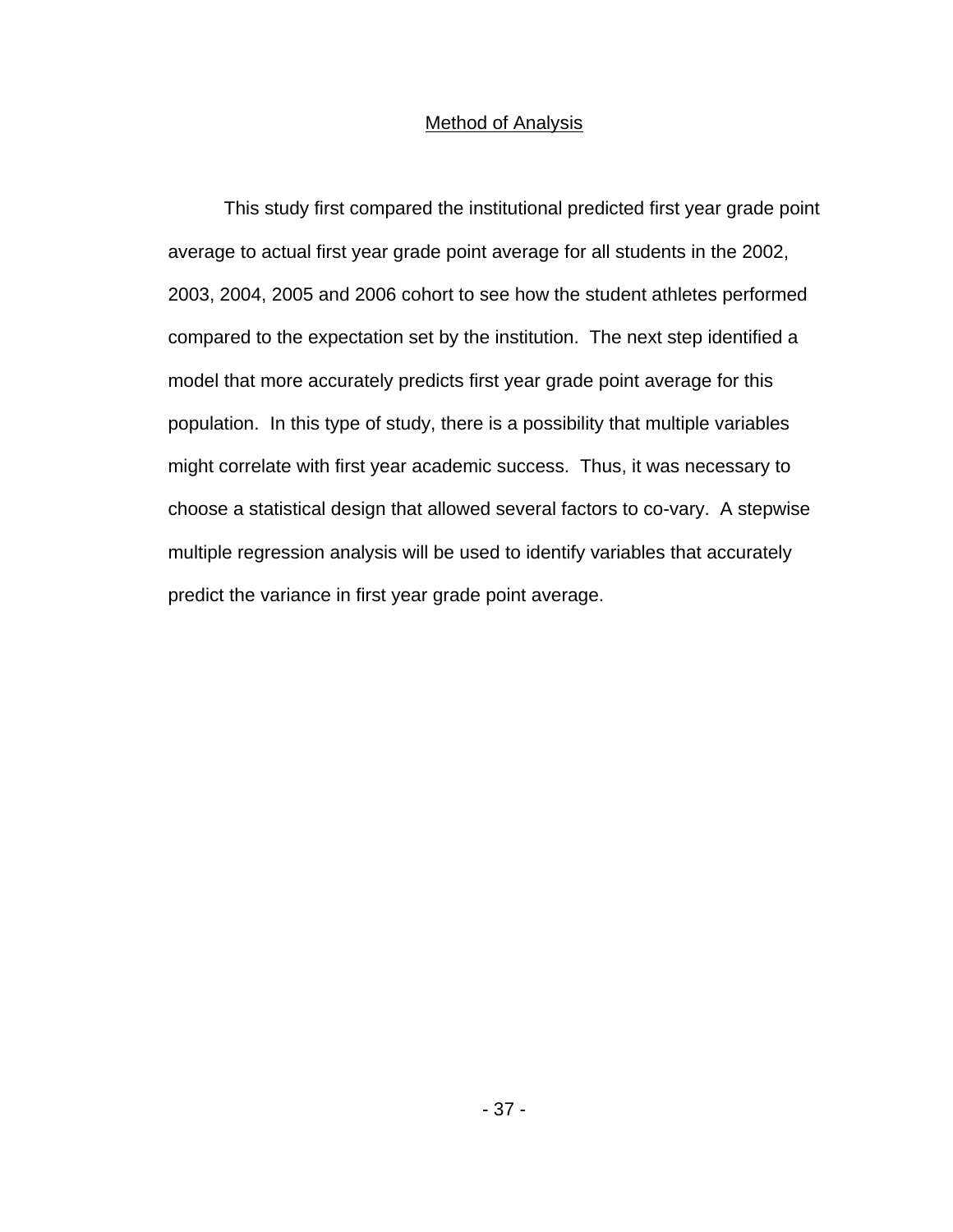## Method of Analysis

This study first compared the institutional predicted first year grade point average to actual first year grade point average for all students in the 2002, 2003, 2004, 2005 and 2006 cohort to see how the student athletes performed compared to the expectation set by the institution. The next step identified a model that more accurately predicts first year grade point average for this population. In this type of study, there is a possibility that multiple variables might correlate with first year academic success. Thus, it was necessary to choose a statistical design that allowed several factors to co-vary. A stepwise multiple regression analysis will be used to identify variables that accurately predict the variance in first year grade point average.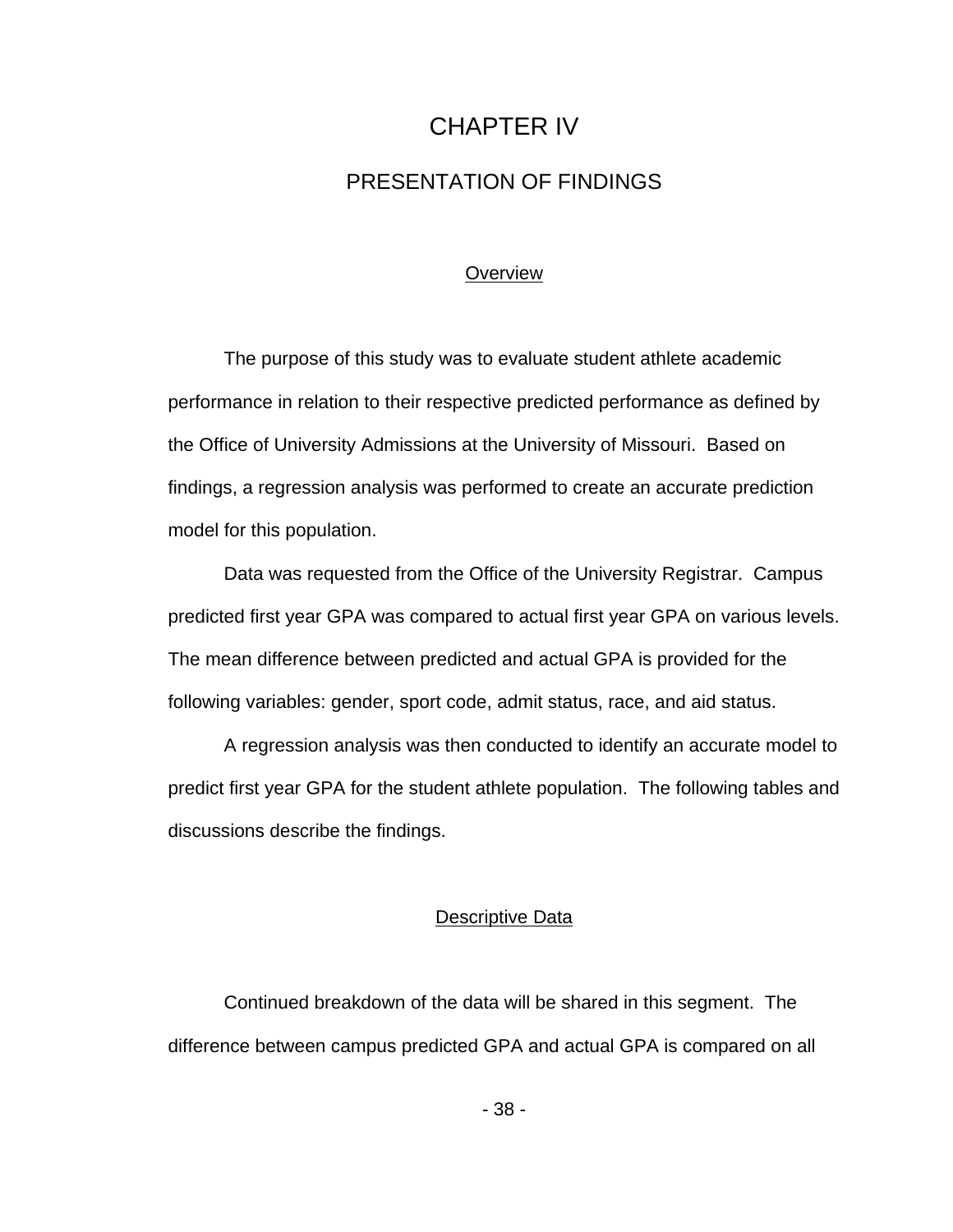# CHAPTER IV

## PRESENTATION OF FINDINGS

### Overview

The purpose of this study was to evaluate student athlete academic performance in relation to their respective predicted performance as defined by the Office of University Admissions at the University of Missouri. Based on findings, a regression analysis was performed to create an accurate prediction model for this population.

Data was requested from the Office of the University Registrar. Campus predicted first year GPA was compared to actual first year GPA on various levels. The mean difference between predicted and actual GPA is provided for the following variables: gender, sport code, admit status, race, and aid status.

A regression analysis was then conducted to identify an accurate model to predict first year GPA for the student athlete population. The following tables and discussions describe the findings.

### Descriptive Data

Continued breakdown of the data will be shared in this segment. The difference between campus predicted GPA and actual GPA is compared on all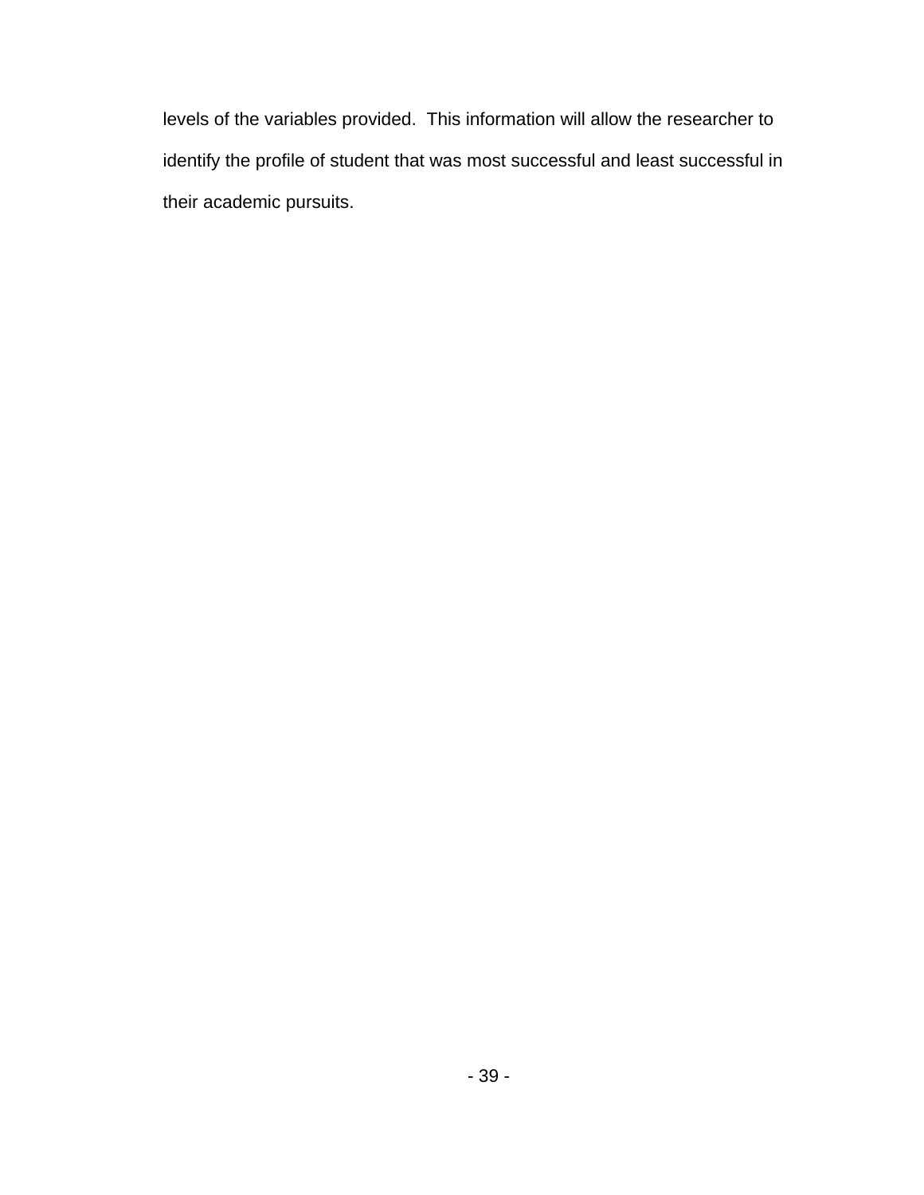levels of the variables provided.  This information will allow the researcher to identify the profile of student that was most successful and least successful in their academic pursuits.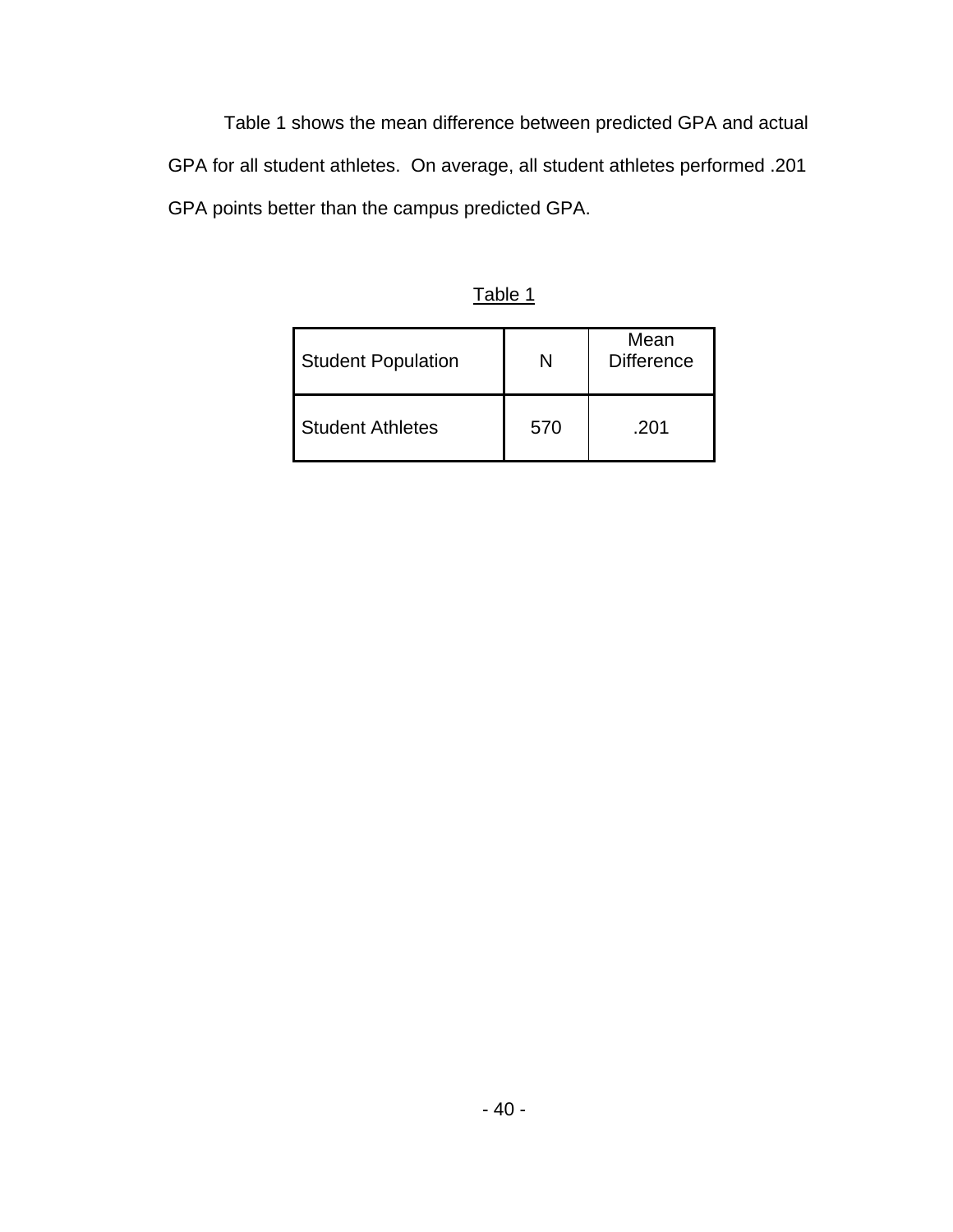Table 1 shows the mean difference between predicted GPA and actual GPA for all student athletes. On average, all student athletes performed .201 GPA points better than the campus predicted GPA.

Table 1

| Student Population | N | Mean Difference |
|---|---|---|
| Student Athletes | 570 | .201 |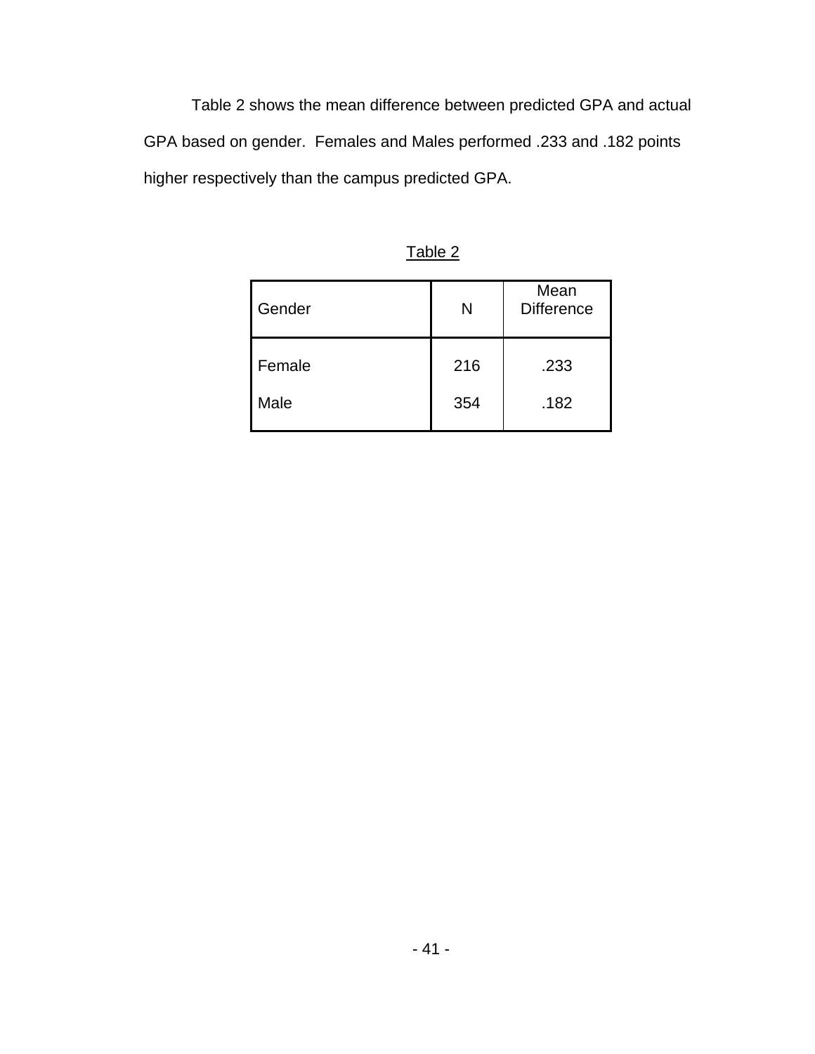Table 2 shows the mean difference between predicted GPA and actual GPA based on gender. Females and Males performed .233 and .182 points higher respectively than the campus predicted GPA.

Table 2

| Gender | N | Mean Difference |
|---|---|---|
| Female | 216 | .233 |
| Male | 354 | .182 |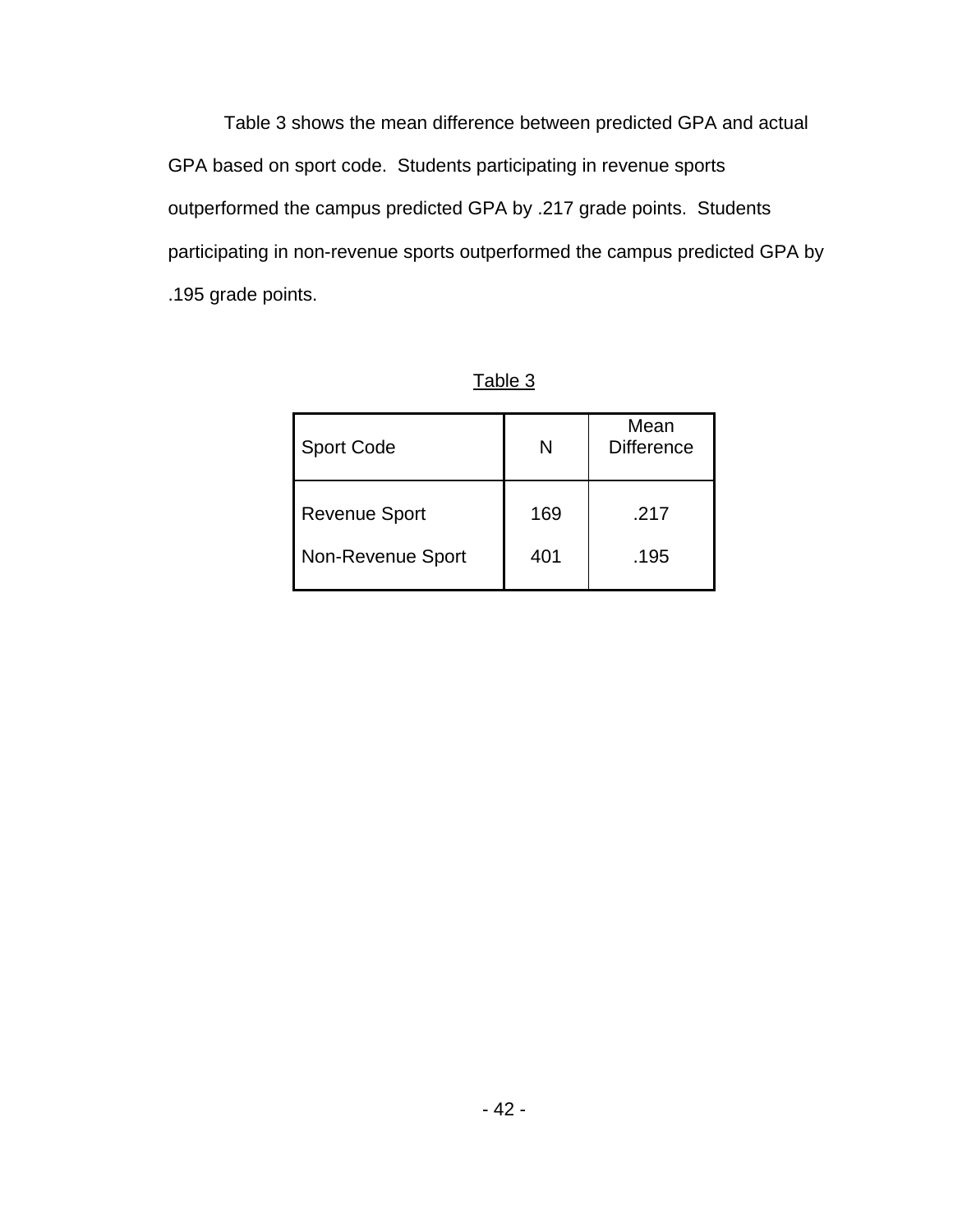Table 3 shows the mean difference between predicted GPA and actual GPA based on sport code. Students participating in revenue sports outperformed the campus predicted GPA by .217 grade points. Students participating in non-revenue sports outperformed the campus predicted GPA by .195 grade points.

Table 3

| Sport Code | N | Mean Difference |
|---|---|---|
| Revenue Sport | 169 | .217 |
| Non-Revenue Sport | 401 | .195 |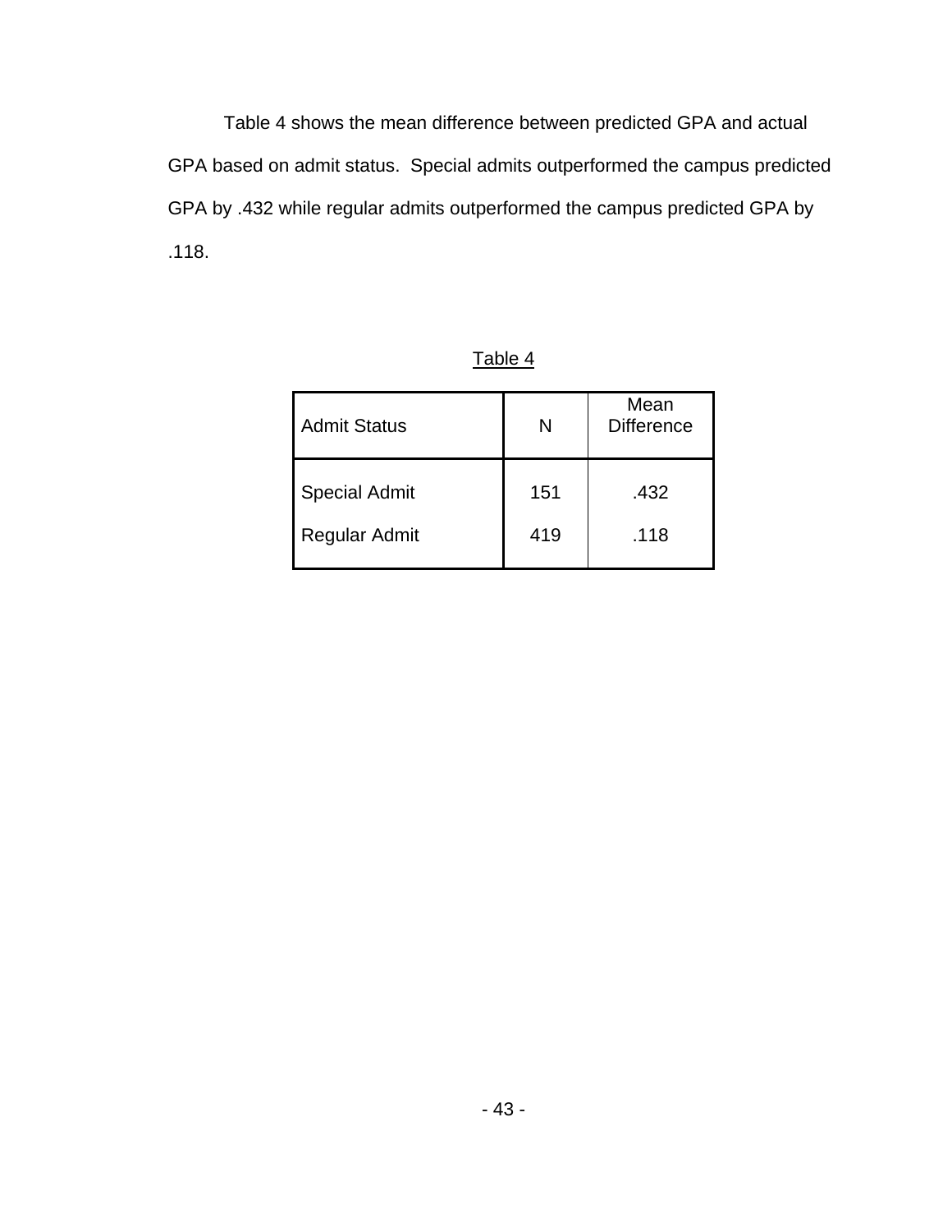Table 4 shows the mean difference between predicted GPA and actual GPA based on admit status. Special admits outperformed the campus predicted GPA by .432 while regular admits outperformed the campus predicted GPA by .118.

Table 4

| Admit Status | N | Mean Difference |
|---|---|---|
| Special Admit | 151 | .432 |
| Regular Admit | 419 | .118 |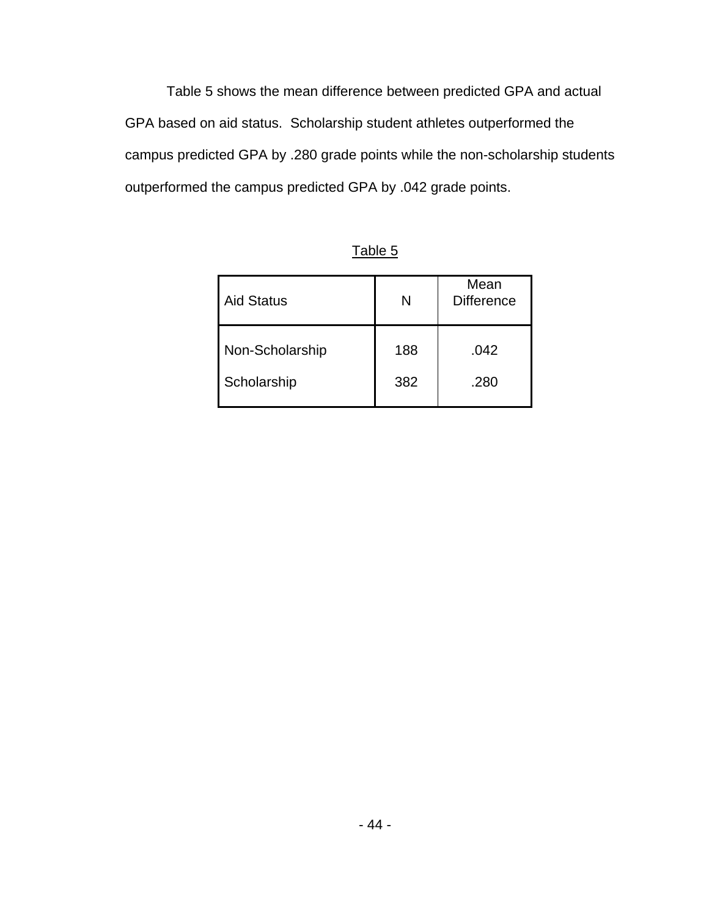Table 5 shows the mean difference between predicted GPA and actual GPA based on aid status. Scholarship student athletes outperformed the campus predicted GPA by .280 grade points while the non-scholarship students outperformed the campus predicted GPA by .042 grade points.

Table 5

| Aid Status | N | Mean Difference |
|---|---|---|
| Non-Scholarship | 188 | .042 |
| Scholarship | 382 | .280 |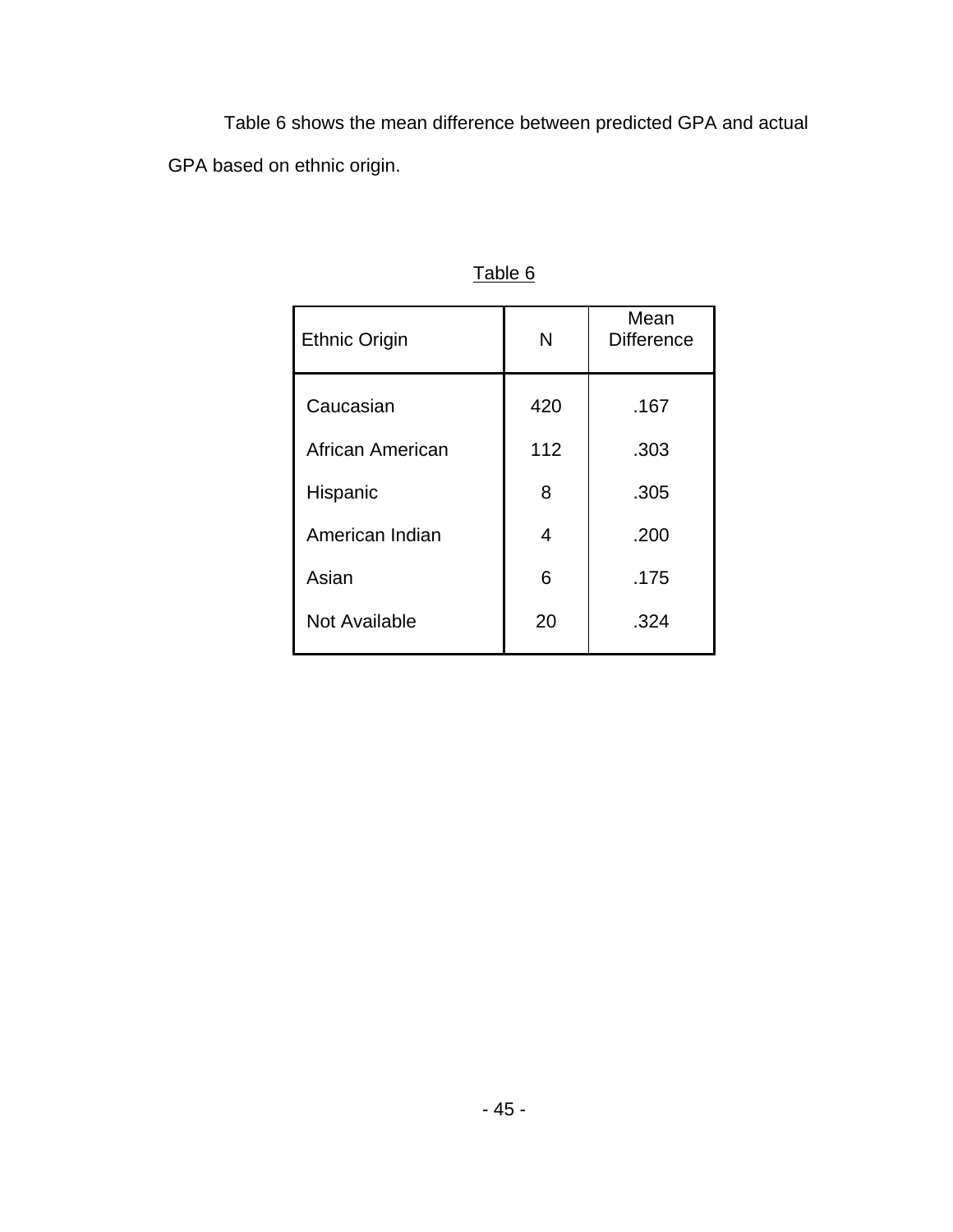Table 6 shows the mean difference between predicted GPA and actual GPA based on ethnic origin.

Table 6

| Ethnic Origin | N | Mean Difference |
|---|---|---|
| Caucasian | 420 | .167 |
| African American | 112 | .303 |
| Hispanic | 8 | .305 |
| American Indian | 4 | .200 |
| Asian | 6 | .175 |
| Not Available | 20 | .324 |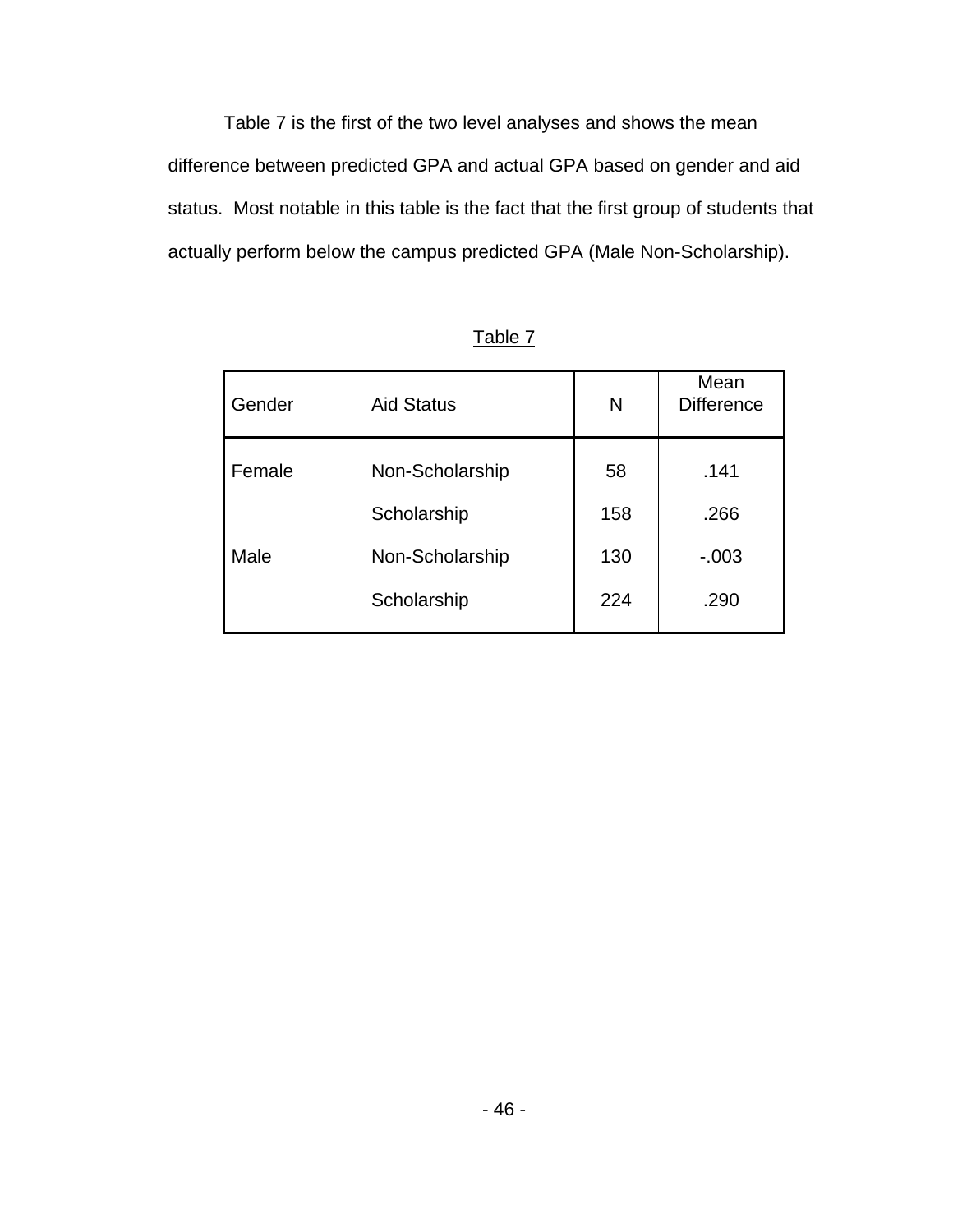Table 7 is the first of the two level analyses and shows the mean difference between predicted GPA and actual GPA based on gender and aid status. Most notable in this table is the fact that the first group of students that actually perform below the campus predicted GPA (Male Non-Scholarship).

Table 7

| Gender | Aid Status | N | Mean Difference |
|---|---|---|---|
| Female | Non-Scholarship | 58 | .141 |
| | Scholarship | 158 | .266 |
| Male | Non-Scholarship | 130 | -.003 |
| | Scholarship | 224 | .290 |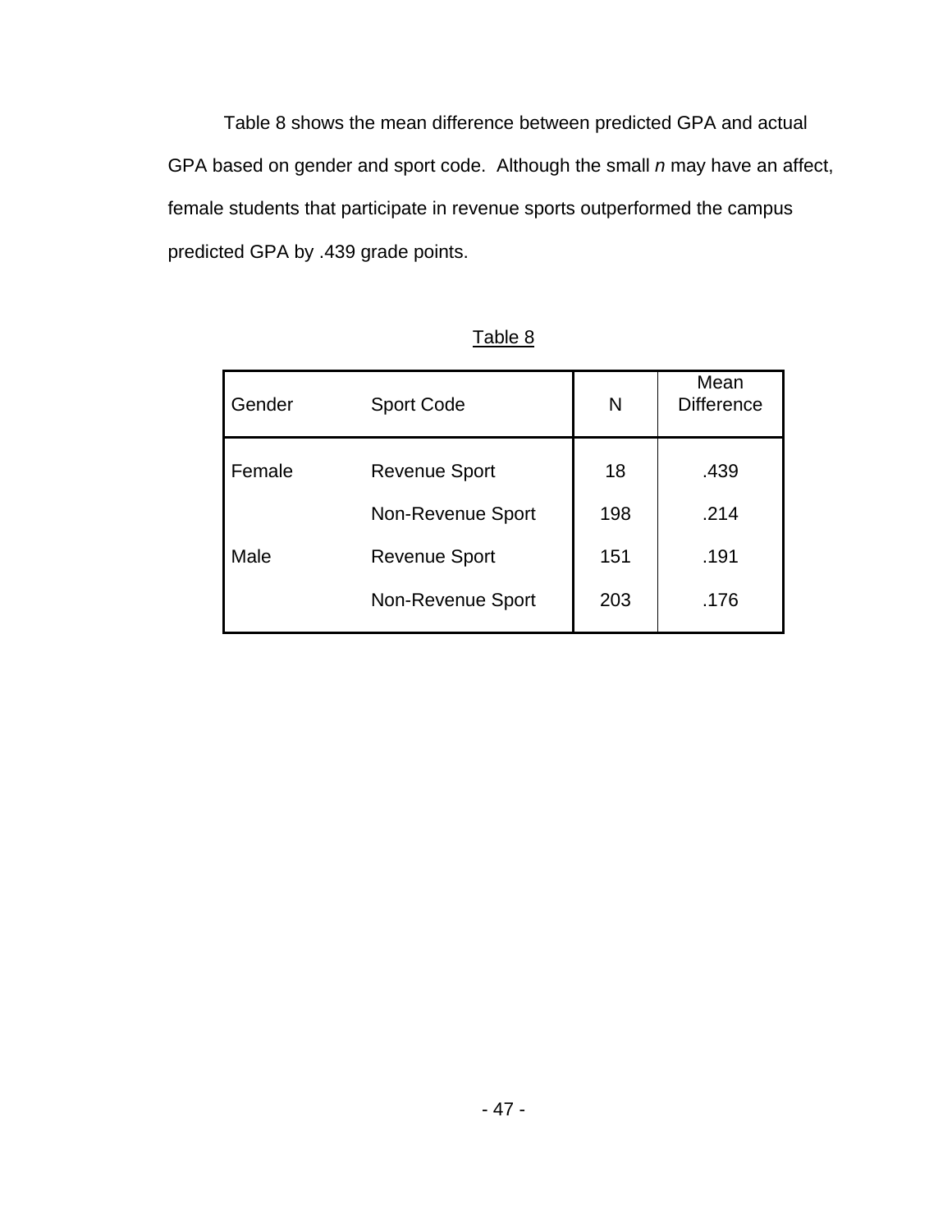Table 8 shows the mean difference between predicted GPA and actual GPA based on gender and sport code. Although the small *n* may have an affect, female students that participate in revenue sports outperformed the campus predicted GPA by .439 grade points.

Table 8

| Gender | Sport Code | N | Mean Difference |
|---|---|---|---|
| Female | Revenue Sport | 18 | .439 |
| | Non-Revenue Sport | 198 | .214 |
| Male | Revenue Sport | 151 | .191 |
| | Non-Revenue Sport | 203 | .176 |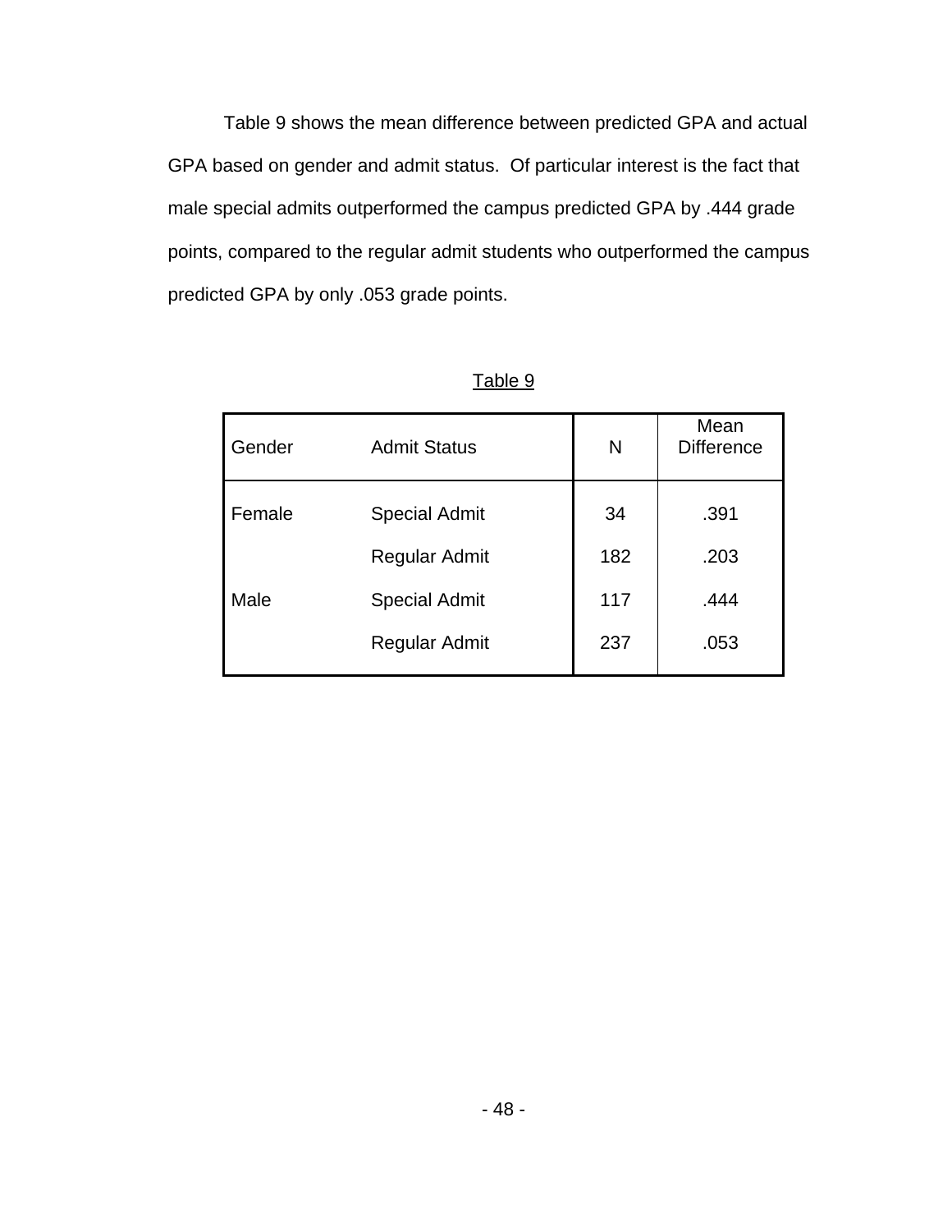Table 9 shows the mean difference between predicted GPA and actual GPA based on gender and admit status. Of particular interest is the fact that male special admits outperformed the campus predicted GPA by .444 grade points, compared to the regular admit students who outperformed the campus predicted GPA by only .053 grade points.

Table 9

| Gender | Admit Status | N | Mean Difference |
|---|---|---|---|
| Female | Special Admit | 34 | .391 |
| | Regular Admit | 182 | .203 |
| Male | Special Admit | 117 | .444 |
| | Regular Admit | 237 | .053 |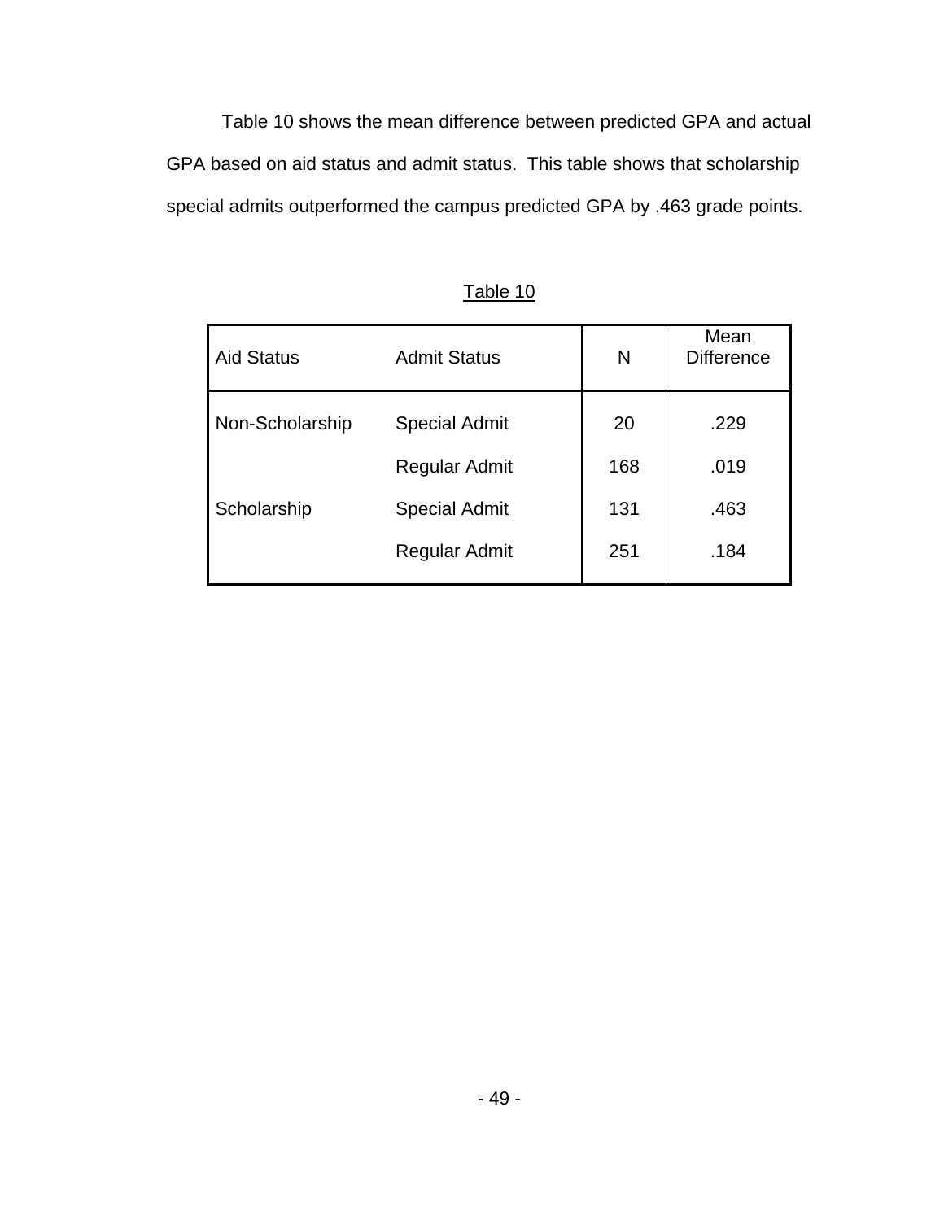Table 10 shows the mean difference between predicted GPA and actual GPA based on aid status and admit status. This table shows that scholarship special admits outperformed the campus predicted GPA by .463 grade points.

Table 10

| Aid Status | Admit Status | N | Mean Difference |
|---|---|---|---|
| Non-Scholarship | Special Admit | 20 | .229 |
| | Regular Admit | 168 | .019 |
| Scholarship | Special Admit | 131 | .463 |
| | Regular Admit | 251 | .184 |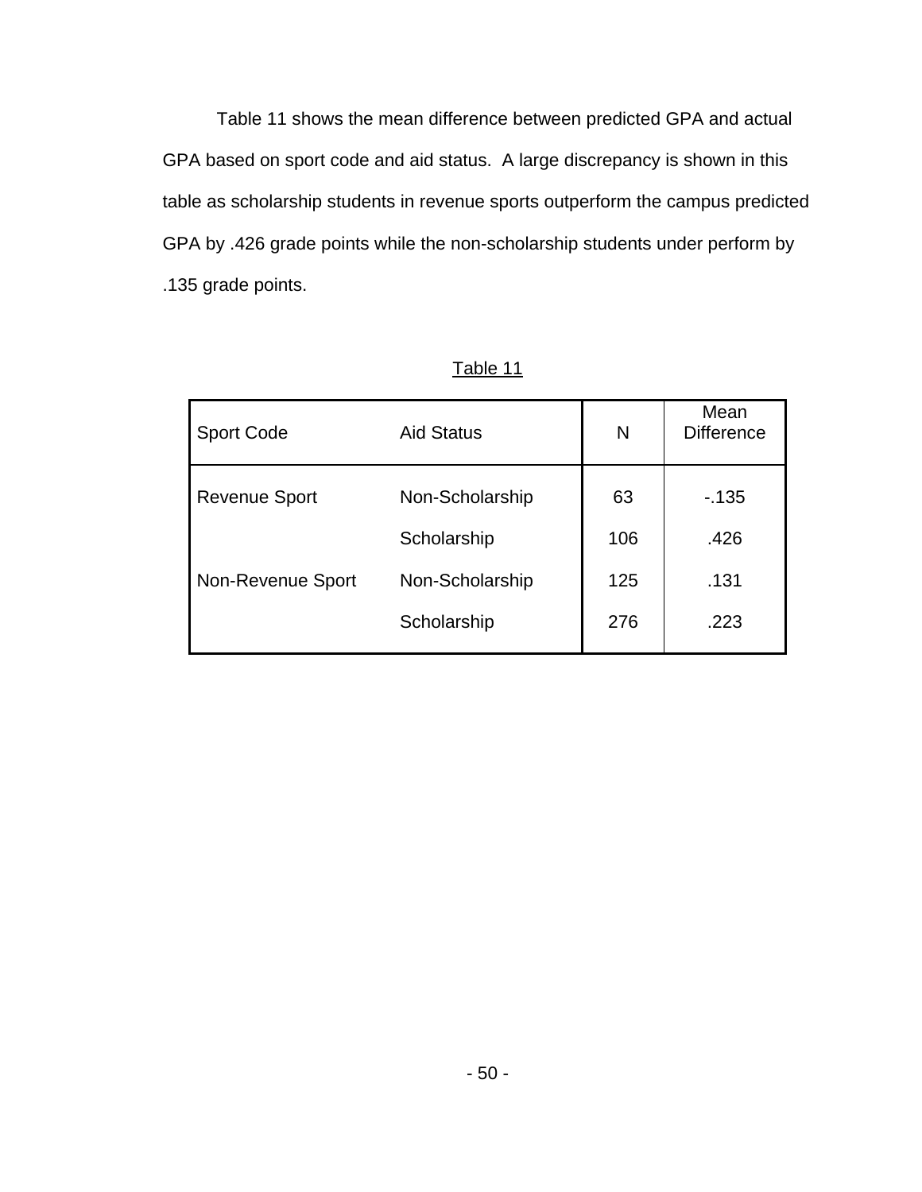Table 11 shows the mean difference between predicted GPA and actual GPA based on sport code and aid status.  A large discrepancy is shown in this table as scholarship students in revenue sports outperform the campus predicted GPA by .426 grade points while the non-scholarship students under perform by .135 grade points.

Table 11

| Sport Code | Aid Status | N | Mean Difference |
|---|---|---|---|
| Revenue Sport | Non-Scholarship | 63 | -.135 |
| | Scholarship | 106 | .426 |
| Non-Revenue Sport | Non-Scholarship | 125 | .131 |
| | Scholarship | 276 | .223 |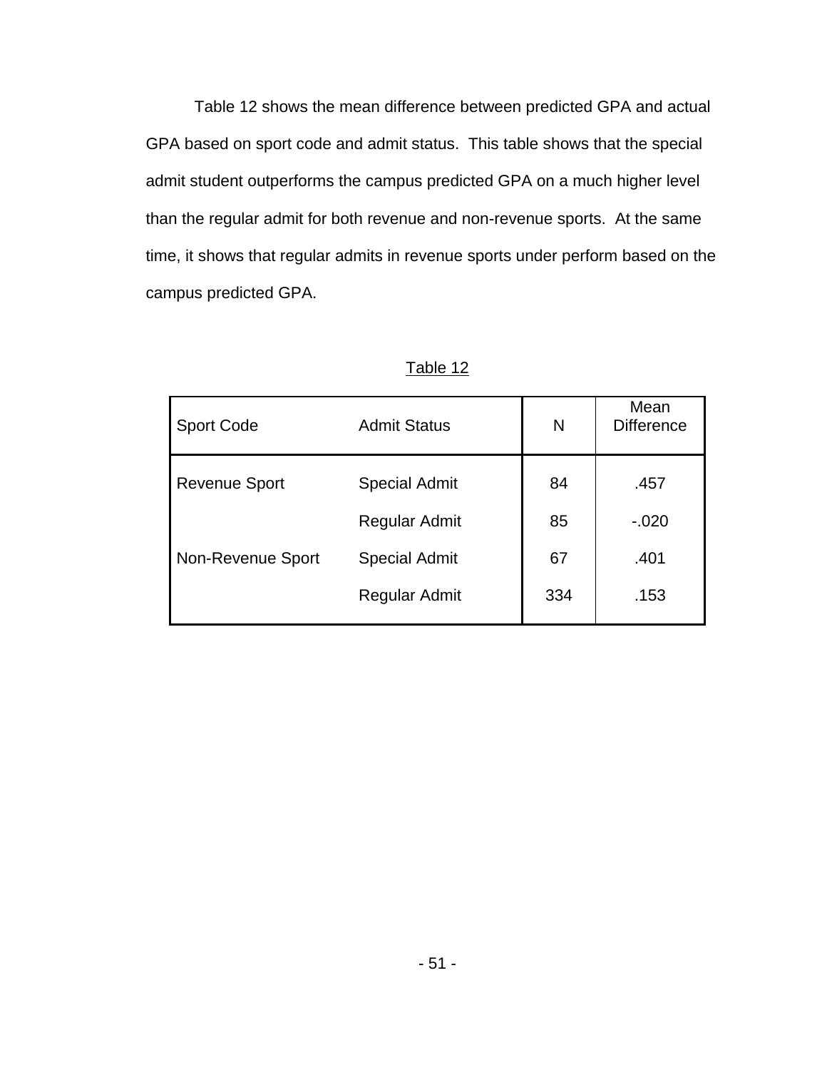Table 12 shows the mean difference between predicted GPA and actual GPA based on sport code and admit status. This table shows that the special admit student outperforms the campus predicted GPA on a much higher level than the regular admit for both revenue and non-revenue sports. At the same time, it shows that regular admits in revenue sports under perform based on the campus predicted GPA.

Table 12

| Sport Code | Admit Status | N | Mean Difference |
|---|---|---|---|
| Revenue Sport | Special Admit | 84 | .457 |
| | Regular Admit | 85 | -.020 |
| Non-Revenue Sport | Special Admit | 67 | .401 |
| | Regular Admit | 334 | .153 |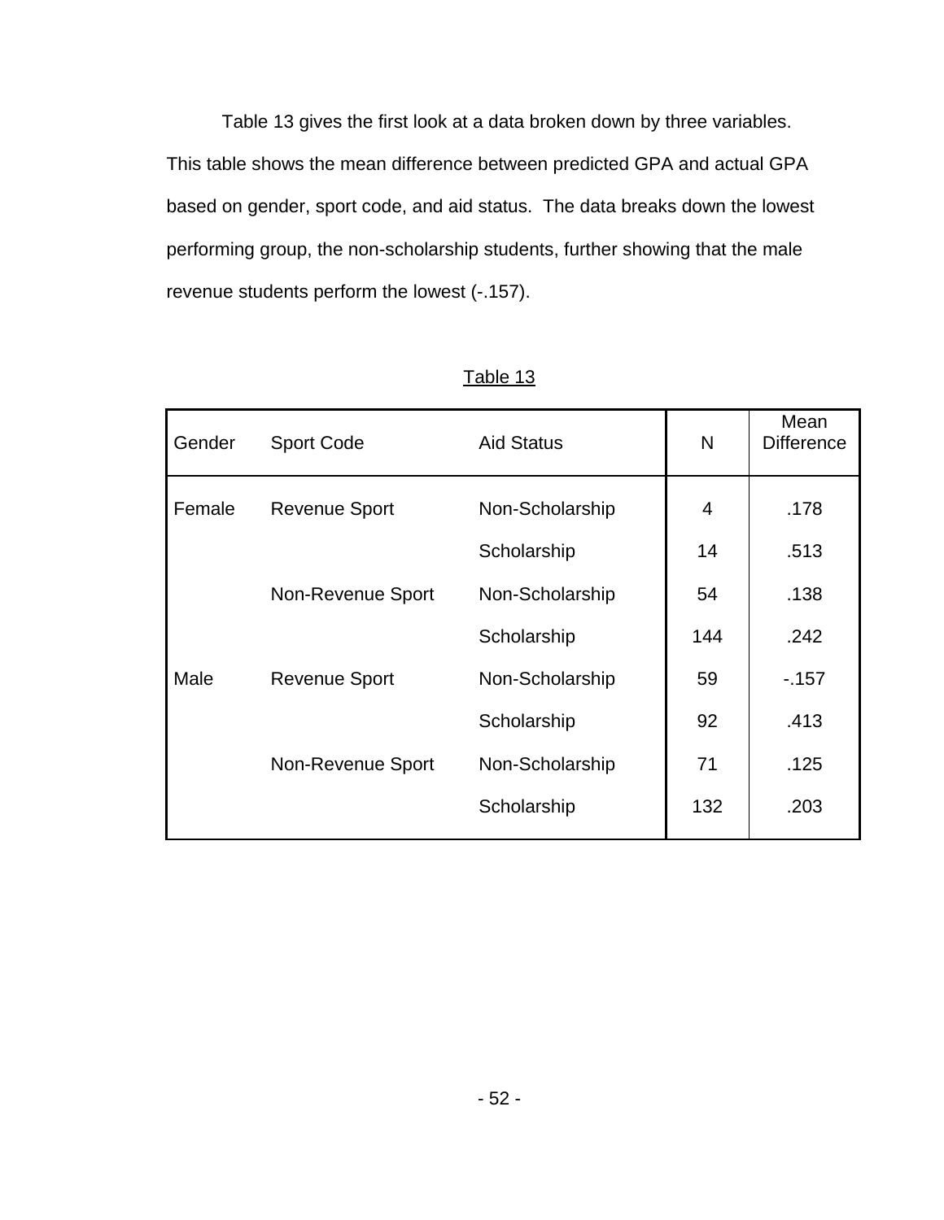Table 13 gives the first look at a data broken down by three variables. This table shows the mean difference between predicted GPA and actual GPA based on gender, sport code, and aid status. The data breaks down the lowest performing group, the non-scholarship students, further showing that the male revenue students perform the lowest (-.157).

Table 13

| Gender | Sport Code | Aid Status | N | Mean Difference |
|---|---|---|---|---|
| Female | Revenue Sport | Non-Scholarship | 4 | .178 |
| | | Scholarship | 14 | .513 |
| | Non-Revenue Sport | Non-Scholarship | 54 | .138 |
| | | Scholarship | 144 | .242 |
| Male | Revenue Sport | Non-Scholarship | 59 | -.157 |
| | | Scholarship | 92 | .413 |
| | Non-Revenue Sport | Non-Scholarship | 71 | .125 |
| | | Scholarship | 132 | .203 |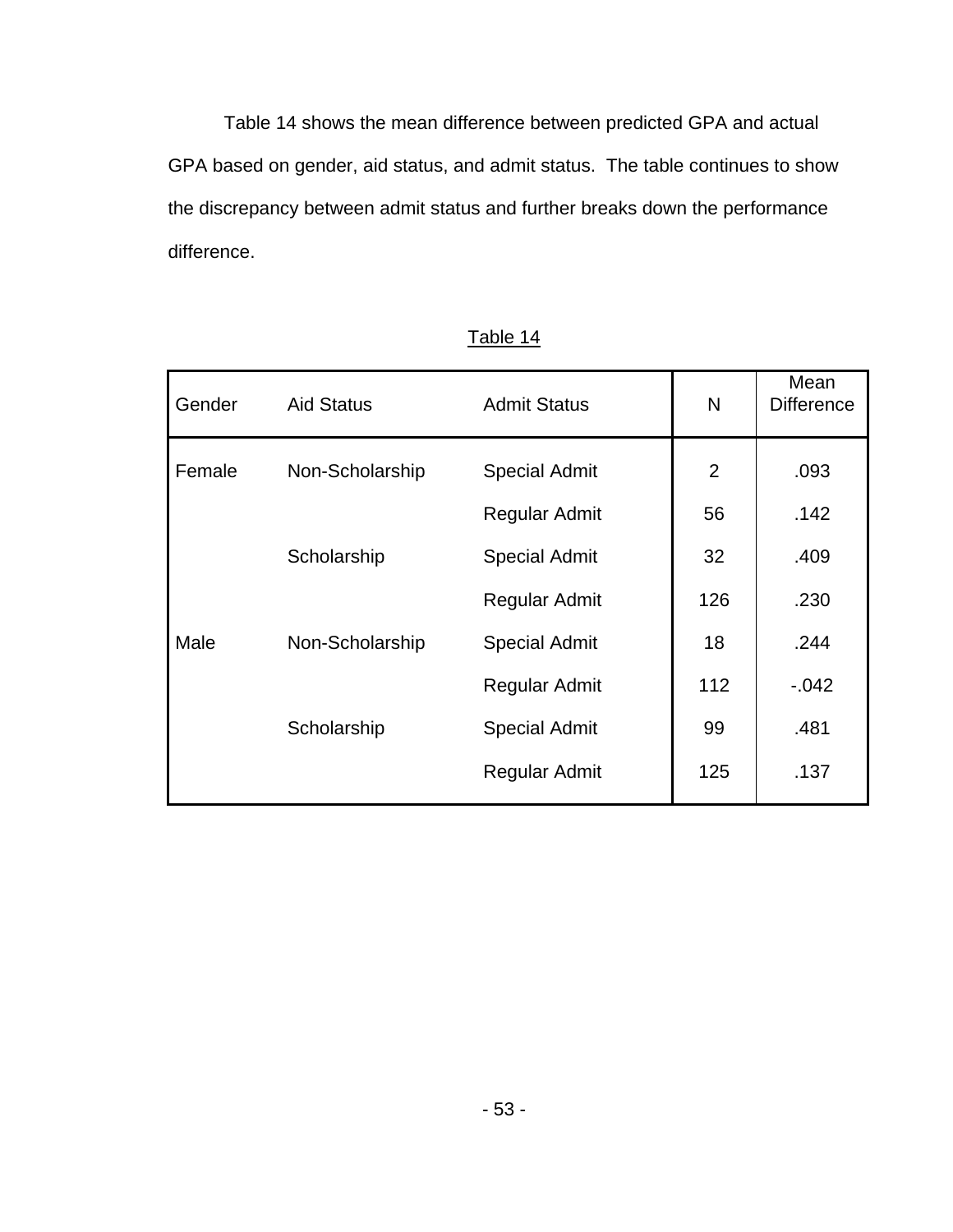Table 14 shows the mean difference between predicted GPA and actual GPA based on gender, aid status, and admit status. The table continues to show the discrepancy between admit status and further breaks down the performance difference.

Table 14

| Gender | Aid Status | Admit Status | N | Mean Difference |
|---|---|---|---|---|
| Female | Non-Scholarship | Special Admit | 2 | .093 |
| | | Regular Admit | 56 | .142 |
| | Scholarship | Special Admit | 32 | .409 |
| | | Regular Admit | 126 | .230 |
| Male | Non-Scholarship | Special Admit | 18 | .244 |
| | | Regular Admit | 112 | -.042 |
| | Scholarship | Special Admit | 99 | .481 |
| | | Regular Admit | 125 | .137 |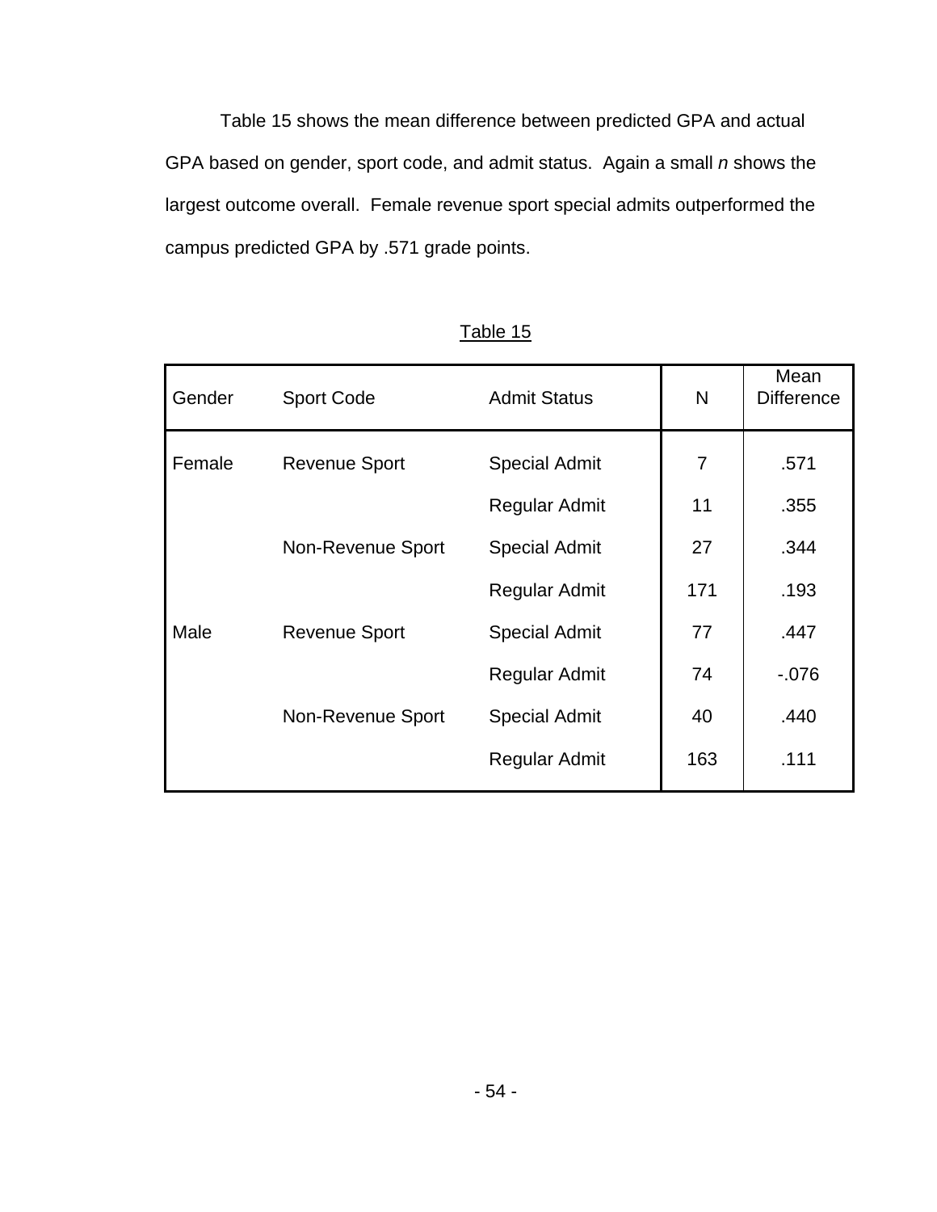Table 15 shows the mean difference between predicted GPA and actual GPA based on gender, sport code, and admit status. Again a small *n* shows the largest outcome overall. Female revenue sport special admits outperformed the campus predicted GPA by .571 grade points.

Table 15

| Gender | Sport Code | Admit Status | N | Mean Difference |
|---|---|---|---|---|
| Female | Revenue Sport | Special Admit | 7 | .571 |
| | | Regular Admit | 11 | .355 |
| | Non-Revenue Sport | Special Admit | 27 | .344 |
| | | Regular Admit | 171 | .193 |
| Male | Revenue Sport | Special Admit | 77 | .447 |
| | | Regular Admit | 74 | -.076 |
| | Non-Revenue Sport | Special Admit | 40 | .440 |
| | | Regular Admit | 163 | .111 |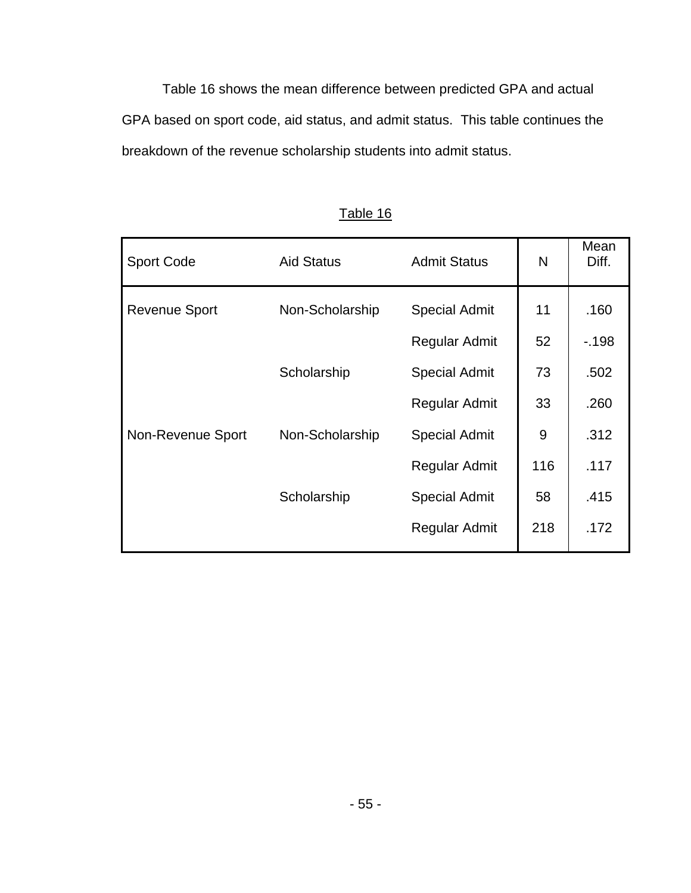Table 16 shows the mean difference between predicted GPA and actual GPA based on sport code, aid status, and admit status. This table continues the breakdown of the revenue scholarship students into admit status.

Table 16

| Sport Code | Aid Status | Admit Status | N | Mean Diff. |
|---|---|---|---|---|
| Revenue Sport | Non-Scholarship | Special Admit | 11 | .160 |
| | | Regular Admit | 52 | -.198 |
| | Scholarship | Special Admit | 73 | .502 |
| | | Regular Admit | 33 | .260 |
| Non-Revenue Sport | Non-Scholarship | Special Admit | 9 | .312 |
| | | Regular Admit | 116 | .117 |
| | Scholarship | Special Admit | 58 | .415 |
| | | Regular Admit | 218 | .172 |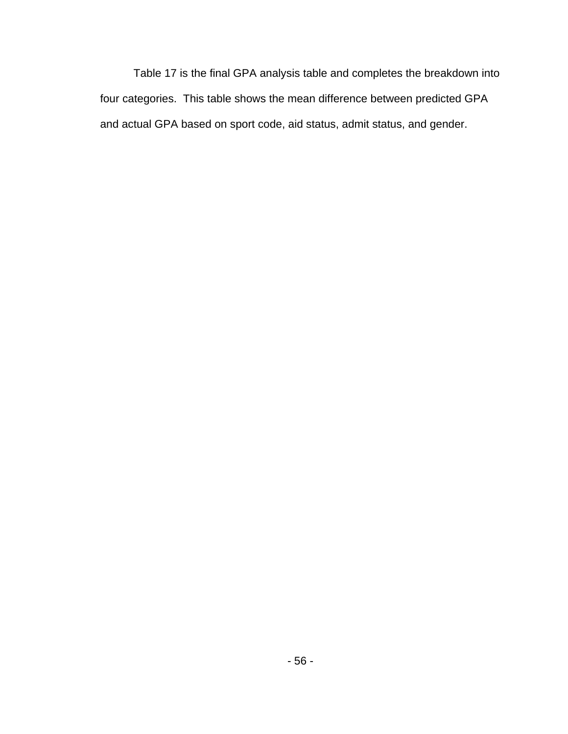Table 17 is the final GPA analysis table and completes the breakdown into four categories. This table shows the mean difference between predicted GPA and actual GPA based on sport code, aid status, admit status, and gender.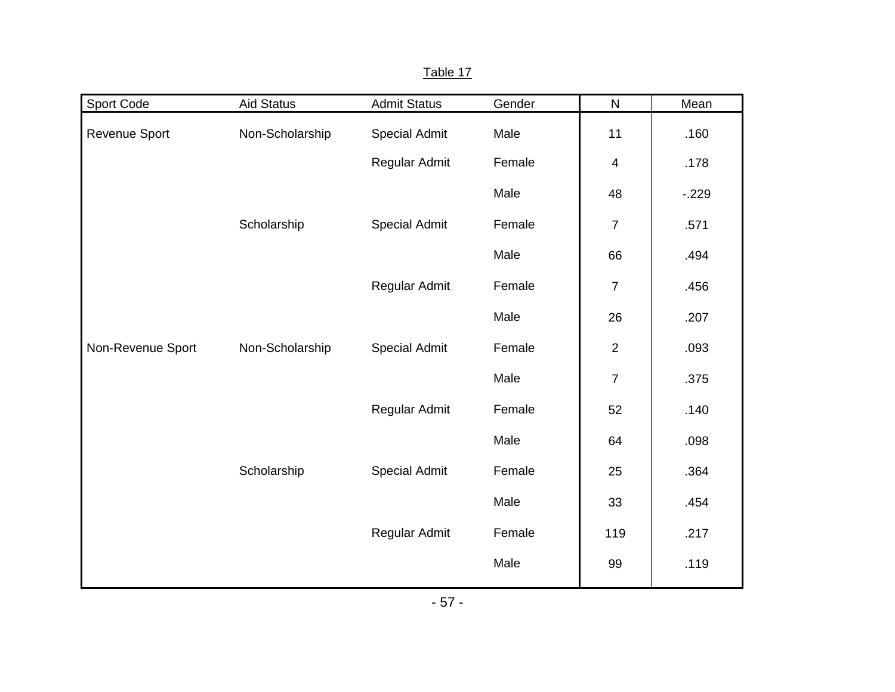Table 17

| Sport Code | Aid Status | Admit Status | Gender | N | Mean |
|---|---|---|---|---|---|
| Revenue Sport | Non-Scholarship | Special Admit | Male | 11 | .160 |
| | | Regular Admit | Female | 4 | .178 |
| | | | Male | 48 | -.229 |
| | Scholarship | Special Admit | Female | 7 | .571 |
| | | | Male | 66 | .494 |
| | | Regular Admit | Female | 7 | .456 |
| | | | Male | 26 | .207 |
| Non-Revenue Sport | Non-Scholarship | Special Admit | Female | 2 | .093 |
| | | | Male | 7 | .375 |
| | | Regular Admit | Female | 52 | .140 |
| | | | Male | 64 | .098 |
| | Scholarship | Special Admit | Female | 25 | .364 |
| | | | Male | 33 | .454 |
| | | Regular Admit | Female | 119 | .217 |
| | | | Male | 99 | .119 |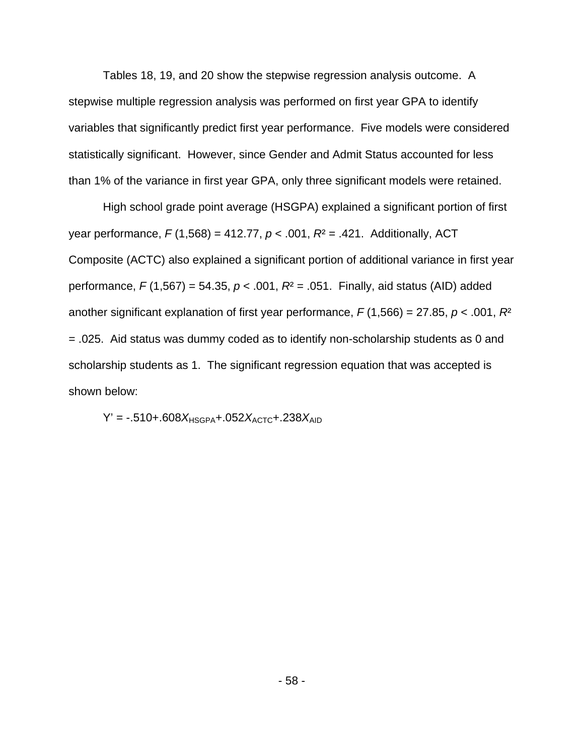Tables 18, 19, and 20 show the stepwise regression analysis outcome. A stepwise multiple regression analysis was performed on first year GPA to identify variables that significantly predict first year performance. Five models were considered statistically significant. However, since Gender and Admit Status accounted for less than 1% of the variance in first year GPA, only three significant models were retained.

High school grade point average (HSGPA) explained a significant portion of first year performance, $F$ (1,568) = 412.77, $p < .001$, $R^2 = .421$. Additionally, ACT Composite (ACTC) also explained a significant portion of additional variance in first year performance, $F$ (1,567) = 54.35, $p < .001$, $R^2 = .051$. Finally, aid status (AID) added another significant explanation of first year performance, $F$ (1,566) = 27.85, $p < .001$, $R^2 = .025$. Aid status was dummy coded as to identify non-scholarship students as 0 and scholarship students as 1. The significant regression equation that was accepted is shown below:

$$Y' = -.510+.608X_{HSGPA}+.052X_{ACTC}+.238X_{AID}$$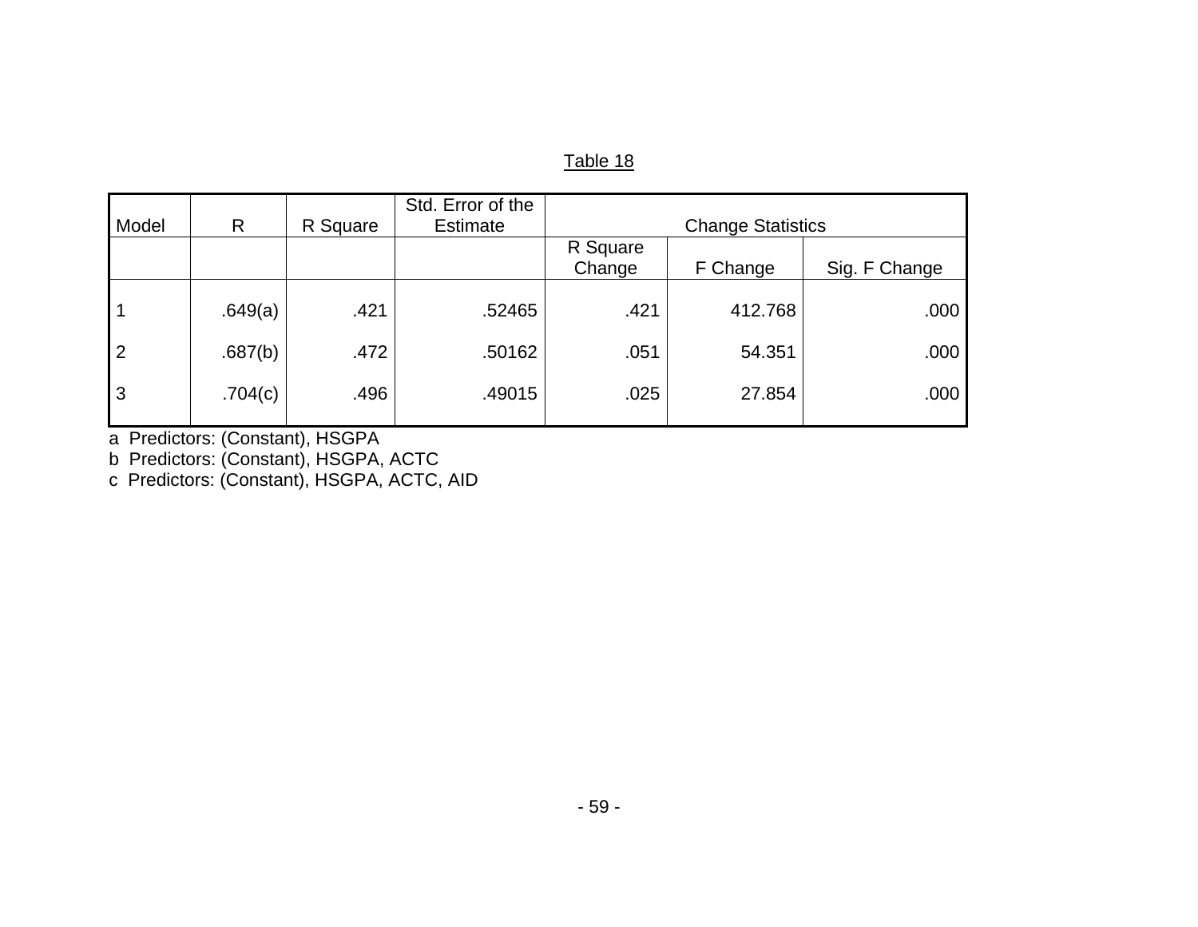Table 18

| Model | R | R Square | Std. Error of the Estimate | Change Statistics | | |
|---|---|---|---|---|---|---|
| | | | | R Square Change | F Change | Sig. F Change |
| 1 | .649(a) | .421 | .52465 | .421 | 412.768 | .000 |
| 2 | .687(b) | .472 | .50162 | .051 | 54.351 | .000 |
| 3 | .704(c) | .496 | .49015 | .025 | 27.854 | .000 |

a Predictors: (Constant), HSGPA

b Predictors: (Constant), HSGPA, ACTC

c Predictors: (Constant), HSGPA, ACTC, AID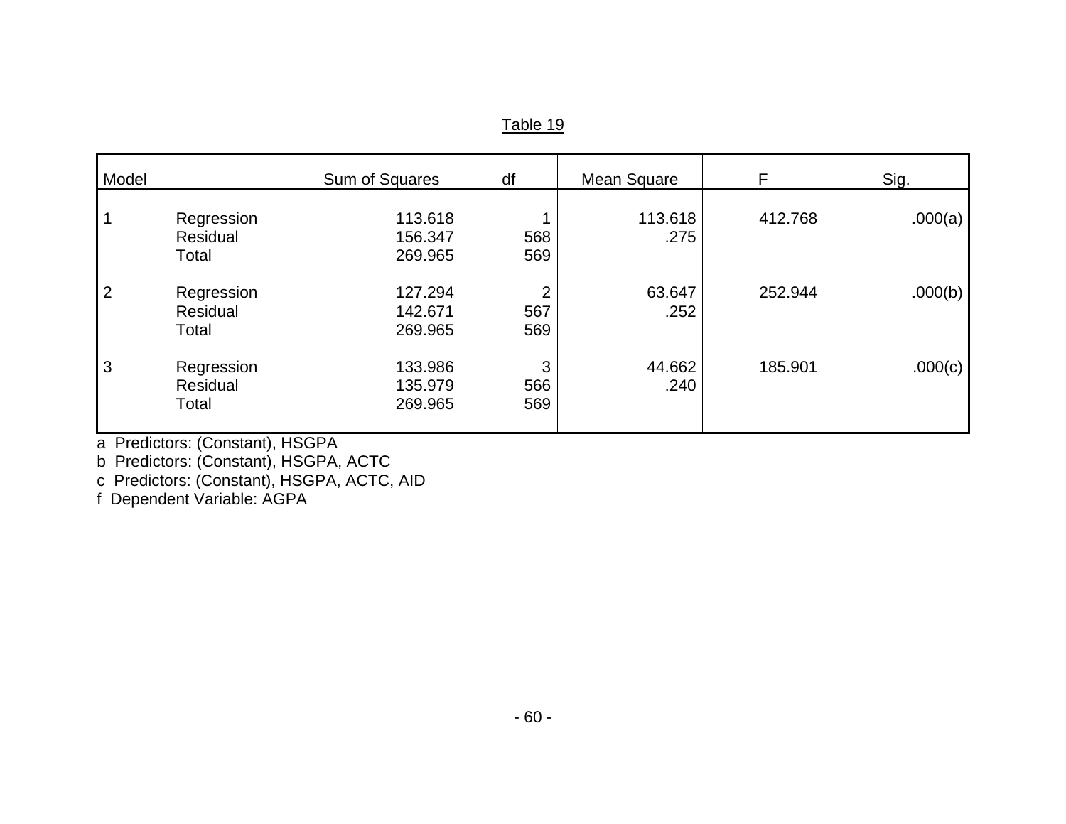Table 19

| Model | | Sum of Squares | df | Mean Square | F | Sig. |
|---|---|---|---|---|---|---|
| 1 | Regression | 113.618 | 1 | 113.618 | 412.768 | .000(a) |
| | Residual | 156.347 | 568 | .275 | | |
| | Total | 269.965 | 569 | | | |
| 2 | Regression | 127.294 | 2 | 63.647 | 252.944 | .000(b) |
| | Residual | 142.671 | 567 | .252 | | |
| | Total | 269.965 | 569 | | | |
| 3 | Regression | 133.986 | 3 | 44.662 | 185.901 | .000(c) |
| | Residual | 135.979 | 566 | .240 | | |
| | Total | 269.965 | 569 | | | |

a Predictors: (Constant), HSGPA

b Predictors: (Constant), HSGPA, ACTC

c Predictors: (Constant), HSGPA, ACTC, AID

f Dependent Variable: AGPA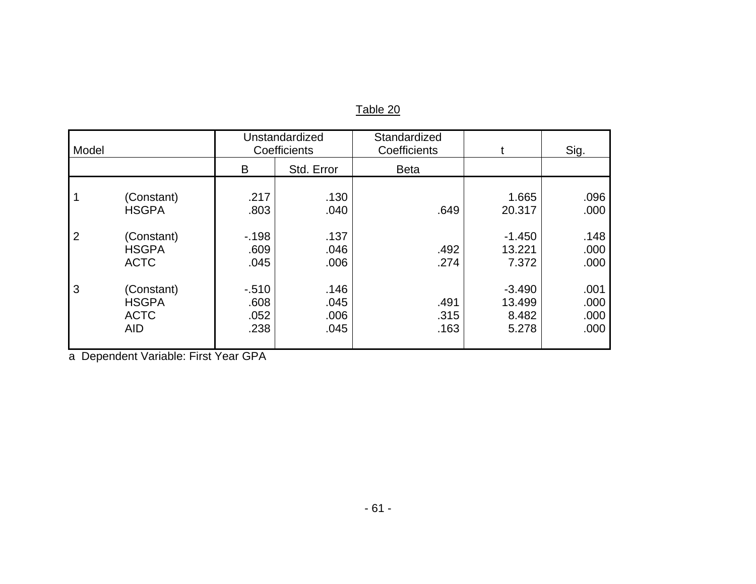Table 20

| Model | | Unstandardized Coefficients | | Standardized Coefficients | t | Sig. |
|---|---|---|---|---|---|---|
| | | B | Std. Error | Beta | | |
| 1 | (Constant) | .217 | .130 | | 1.665 | .096 |
| | HSGPA | .803 | .040 | .649 | 20.317 | .000 |
| 2 | (Constant) | -.198 | .137 | | -1.450 | .148 |
| | HSGPA | .609 | .046 | .492 | 13.221 | .000 |
| | ACTC | .045 | .006 | .274 | 7.372 | .000 |
| 3 | (Constant) | -.510 | .146 | | -3.490 | .001 |
| | HSGPA | .608 | .045 | .491 | 13.499 | .000 |
| | ACTC | .052 | .006 | .315 | 8.482 | .000 |
| | AID | .238 | .045 | .163 | 5.278 | .000 |

a Dependent Variable: First Year GPA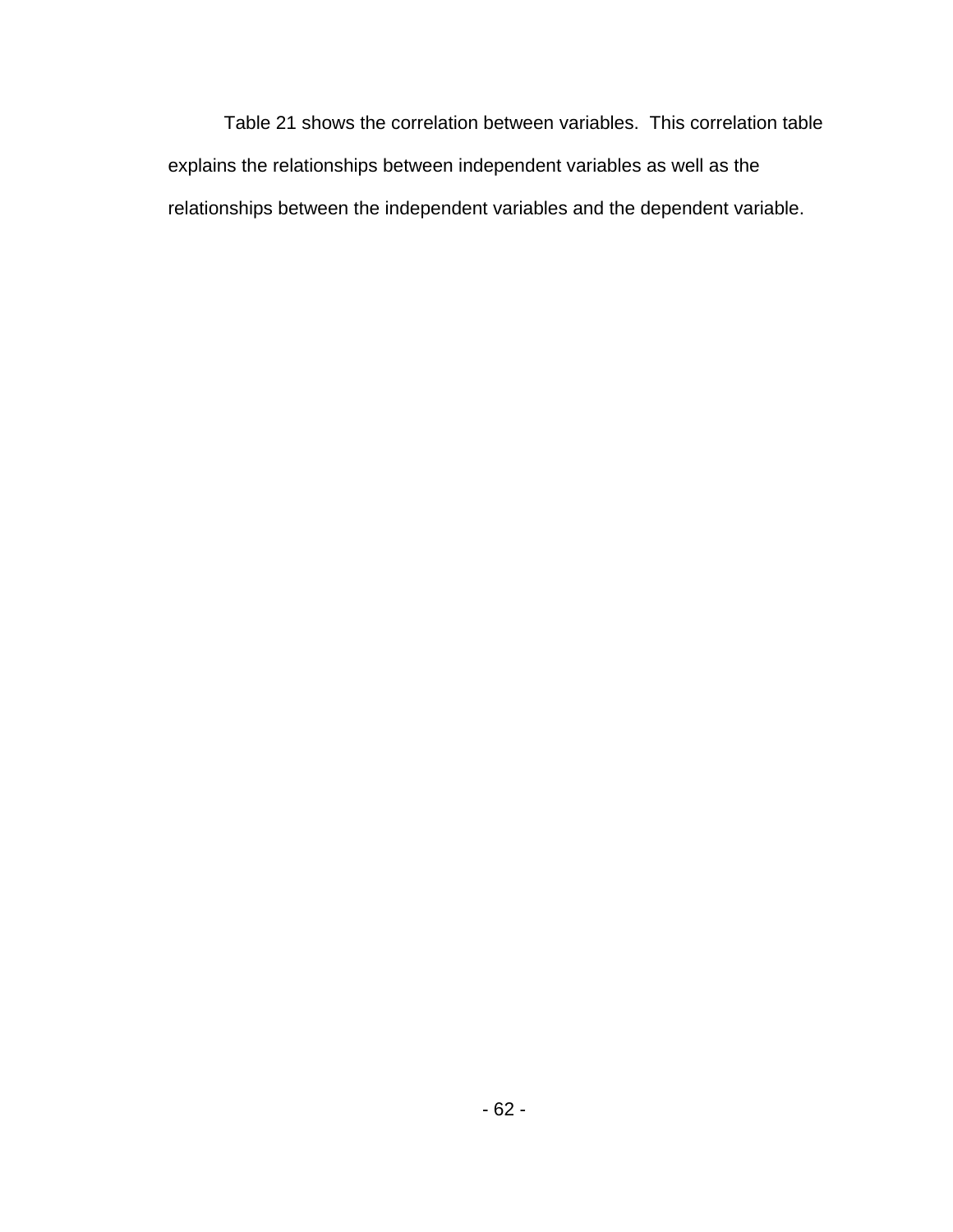Table 21 shows the correlation between variables. This correlation table explains the relationships between independent variables as well as the relationships between the independent variables and the dependent variable.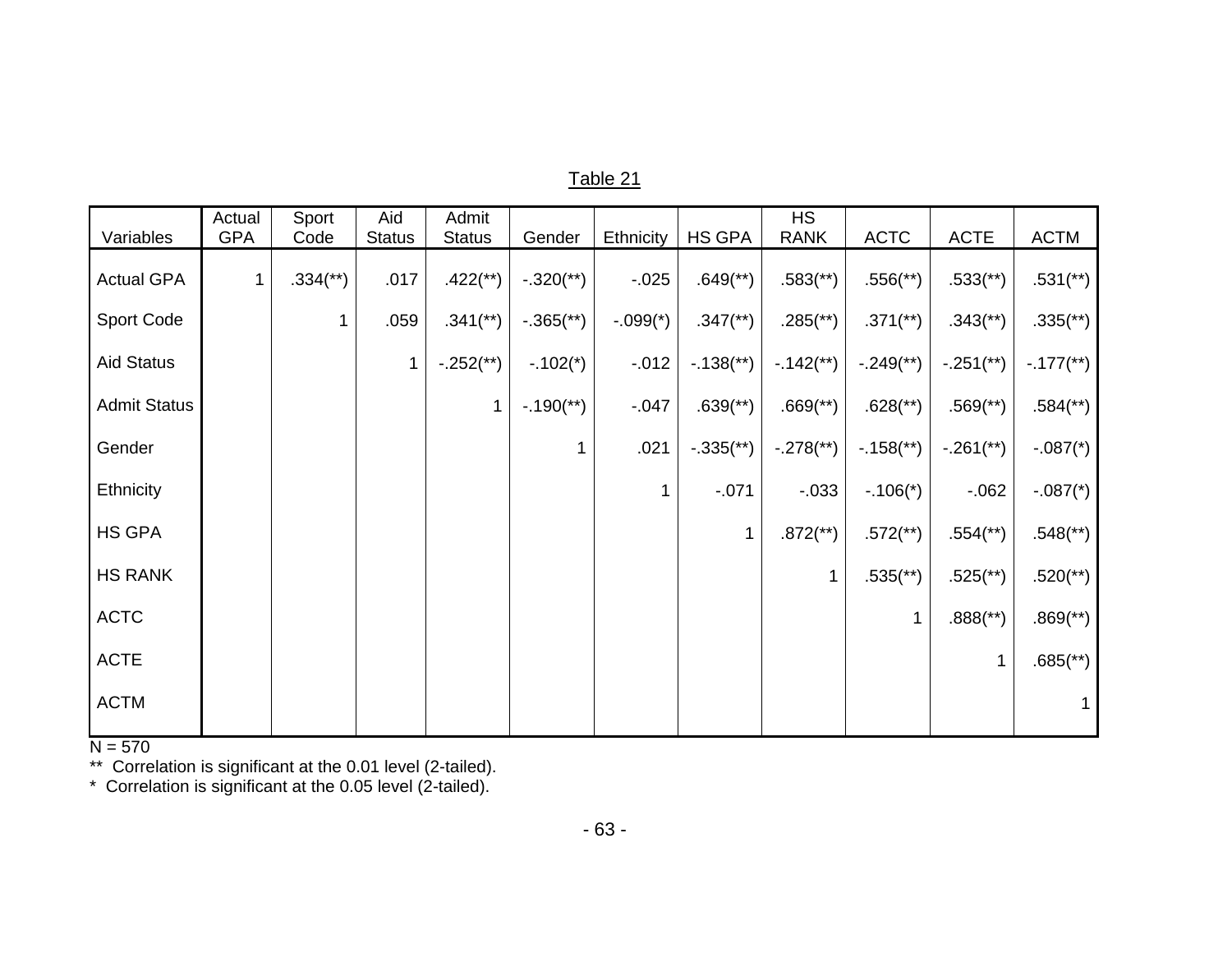Table 21

| Variables | Actual GPA | Sport Code | Aid Status | Admit Status | Gender | Ethnicity | HS GPA | HS RANK | ACTC | ACTE | ACTM |
|---|---|---|---|---|---|---|---|---|---|---|---|
| Actual GPA | 1 | .334(**) | .017 | .422(**) | -.320(**) | -.025 | .649(**) | .583(**) | .556(**) | .533(**) | .531(**) |
| Sport Code | | 1 | .059 | .341(**) | -.365(**) | -.099(*) | .347(**) | .285(**) | .371(**) | .343(**) | .335(**) |
| Aid Status | | | 1 | -.252(**) | -.102(*) | -.012 | -.138(**) | -.142(**) | -.249(**) | -.251(**) | -.177(**) |
| Admit Status | | | | 1 | -.190(**) | -.047 | .639(**) | .669(**) | .628(**) | .569(**) | .584(**) |
| Gender | | | | | 1 | .021 | -.335(**) | -.278(**) | -.158(**) | -.261(**) | -.087(*) |
| Ethnicity | | | | | | 1 | -.071 | -.033 | -.106(*) | -.062 | -.087(*) |
| HS GPA | | | | | | | 1 | .872(**) | .572(**) | .554(**) | .548(**) |
| HS RANK | | | | | | | | 1 | .535(**) | .525(**) | .520(**) |
| ACTC | | | | | | | | | 1 | .888(**) | .869(**) |
| ACTE | | | | | | | | | | 1 | .685(**) |
| ACTM | | | | | | | | | | | 1 |

N = 570

** Correlation is significant at the 0.01 level (2-tailed).

* Correlation is significant at the 0.05 level (2-tailed).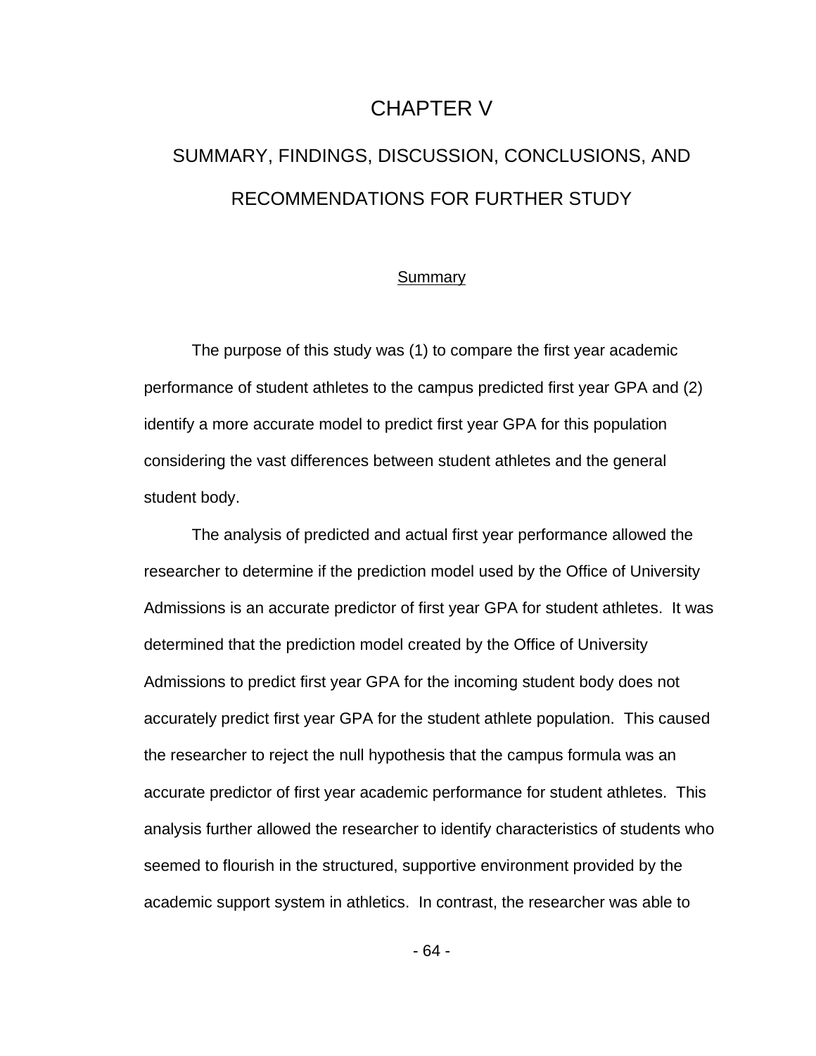# CHAPTER V

# SUMMARY, FINDINGS, DISCUSSION, CONCLUSIONS, AND RECOMMENDATIONS FOR FURTHER STUDY

## Summary

The purpose of this study was (1) to compare the first year academic performance of student athletes to the campus predicted first year GPA and (2) identify a more accurate model to predict first year GPA for this population considering the vast differences between student athletes and the general student body.

The analysis of predicted and actual first year performance allowed the researcher to determine if the prediction model used by the Office of University Admissions is an accurate predictor of first year GPA for student athletes. It was determined that the prediction model created by the Office of University Admissions to predict first year GPA for the incoming student body does not accurately predict first year GPA for the student athlete population. This caused the researcher to reject the null hypothesis that the campus formula was an accurate predictor of first year academic performance for student athletes. This analysis further allowed the researcher to identify characteristics of students who seemed to flourish in the structured, supportive environment provided by the academic support system in athletics. In contrast, the researcher was able to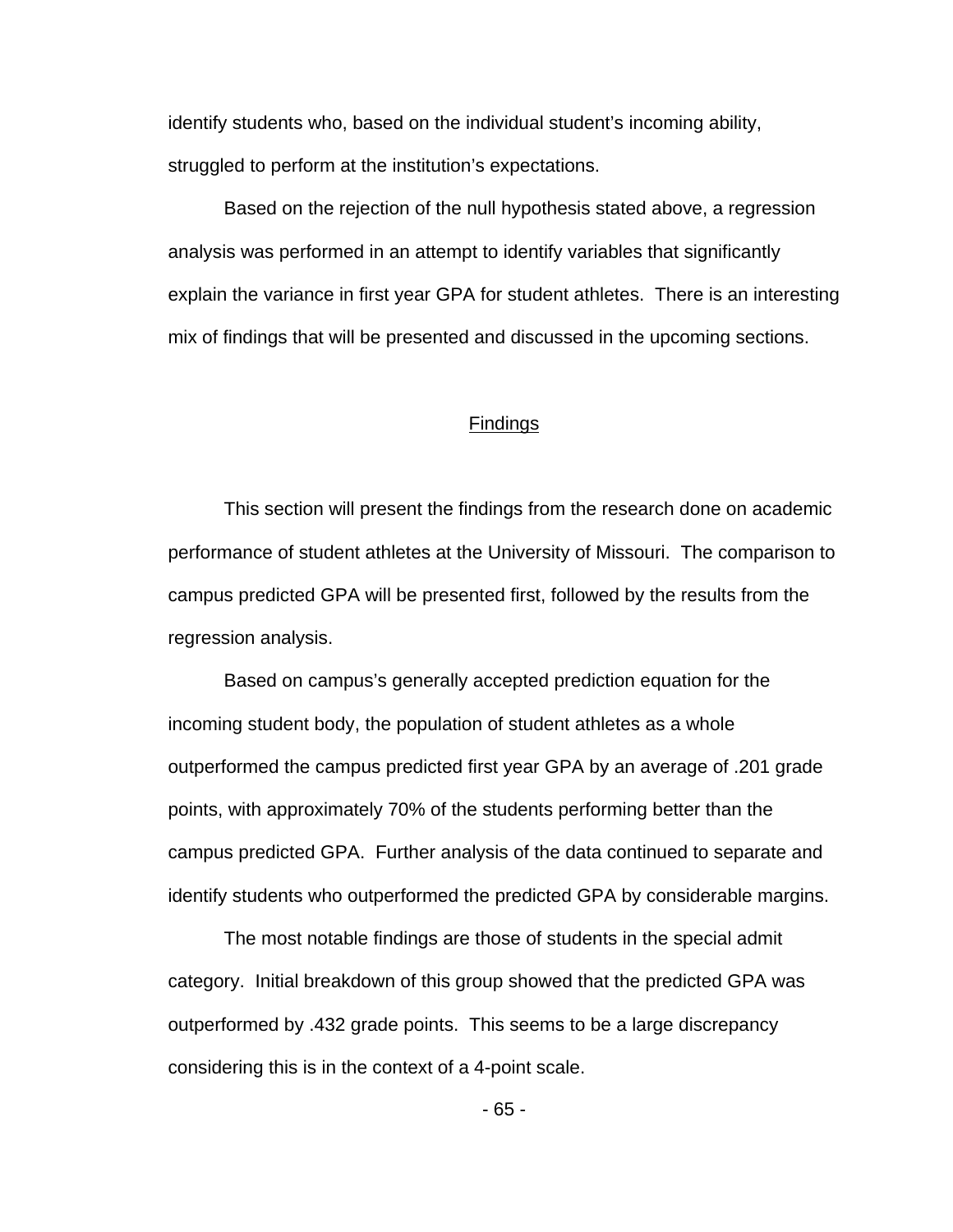identify students who, based on the individual student's incoming ability, struggled to perform at the institution's expectations.

Based on the rejection of the null hypothesis stated above, a regression analysis was performed in an attempt to identify variables that significantly explain the variance in first year GPA for student athletes. There is an interesting mix of findings that will be presented and discussed in the upcoming sections.

## Findings

This section will present the findings from the research done on academic performance of student athletes at the University of Missouri. The comparison to campus predicted GPA will be presented first, followed by the results from the regression analysis.

Based on campus's generally accepted prediction equation for the incoming student body, the population of student athletes as a whole outperformed the campus predicted first year GPA by an average of .201 grade points, with approximately 70% of the students performing better than the campus predicted GPA. Further analysis of the data continued to separate and identify students who outperformed the predicted GPA by considerable margins.

The most notable findings are those of students in the special admit category. Initial breakdown of this group showed that the predicted GPA was outperformed by .432 grade points. This seems to be a large discrepancy considering this is in the context of a 4-point scale.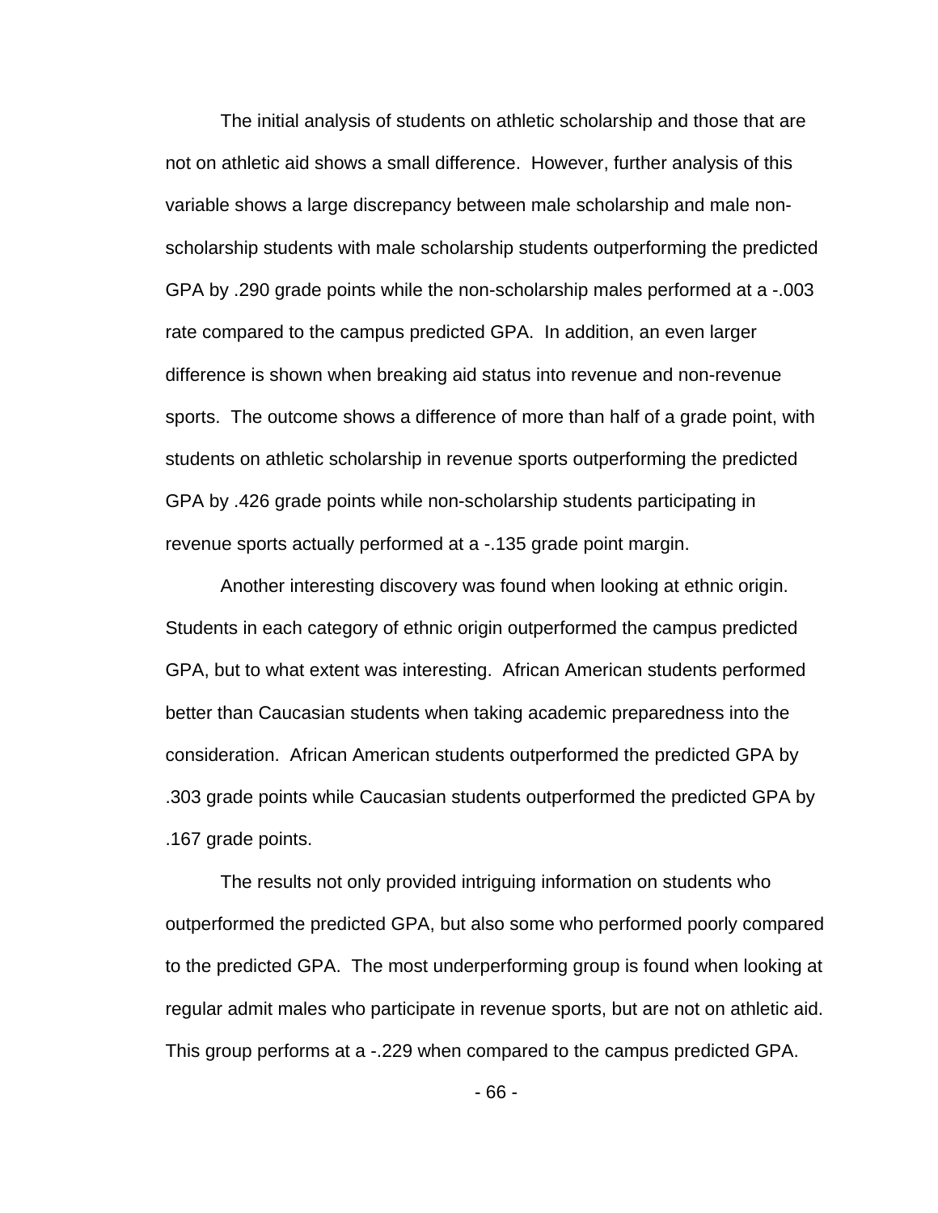The initial analysis of students on athletic scholarship and those that are not on athletic aid shows a small difference. However, further analysis of this variable shows a large discrepancy between male scholarship and male non-scholarship students with male scholarship students outperforming the predicted GPA by .290 grade points while the non-scholarship males performed at a -.003 rate compared to the campus predicted GPA. In addition, an even larger difference is shown when breaking aid status into revenue and non-revenue sports. The outcome shows a difference of more than half of a grade point, with students on athletic scholarship in revenue sports outperforming the predicted GPA by .426 grade points while non-scholarship students participating in revenue sports actually performed at a -.135 grade point margin.

Another interesting discovery was found when looking at ethnic origin. Students in each category of ethnic origin outperformed the campus predicted GPA, but to what extent was interesting. African American students performed better than Caucasian students when taking academic preparedness into the consideration. African American students outperformed the predicted GPA by .303 grade points while Caucasian students outperformed the predicted GPA by .167 grade points.

The results not only provided intriguing information on students who outperformed the predicted GPA, but also some who performed poorly compared to the predicted GPA. The most underperforming group is found when looking at regular admit males who participate in revenue sports, but are not on athletic aid. This group performs at a -.229 when compared to the campus predicted GPA.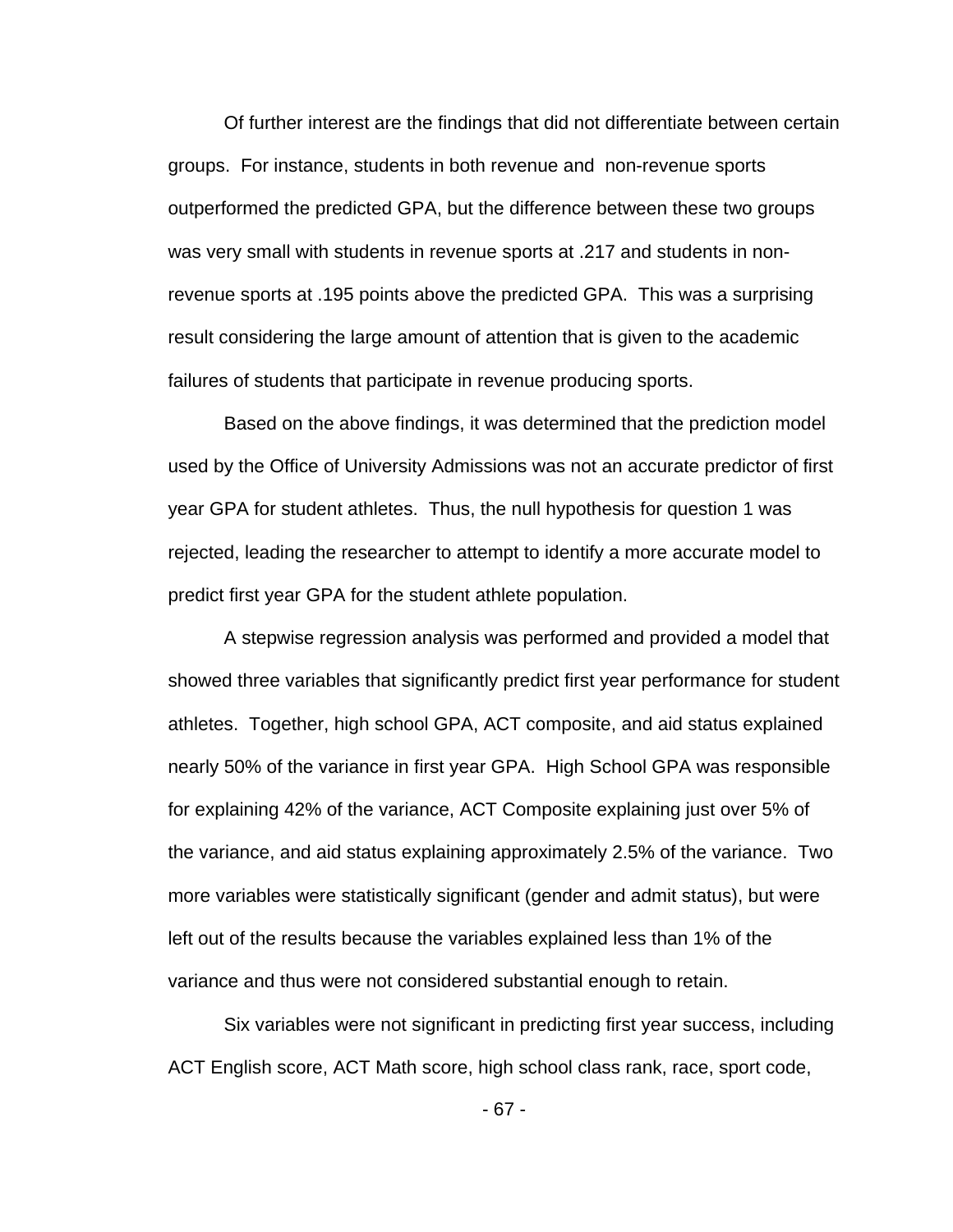Of further interest are the findings that did not differentiate between certain groups. For instance, students in both revenue and non-revenue sports outperformed the predicted GPA, but the difference between these two groups was very small with students in revenue sports at .217 and students in non-revenue sports at .195 points above the predicted GPA. This was a surprising result considering the large amount of attention that is given to the academic failures of students that participate in revenue producing sports.

Based on the above findings, it was determined that the prediction model used by the Office of University Admissions was not an accurate predictor of first year GPA for student athletes. Thus, the null hypothesis for question 1 was rejected, leading the researcher to attempt to identify a more accurate model to predict first year GPA for the student athlete population.

A stepwise regression analysis was performed and provided a model that showed three variables that significantly predict first year performance for student athletes. Together, high school GPA, ACT composite, and aid status explained nearly 50% of the variance in first year GPA. High School GPA was responsible for explaining 42% of the variance, ACT Composite explaining just over 5% of the variance, and aid status explaining approximately 2.5% of the variance. Two more variables were statistically significant (gender and admit status), but were left out of the results because the variables explained less than 1% of the variance and thus were not considered substantial enough to retain.

Six variables were not significant in predicting first year success, including ACT English score, ACT Math score, high school class rank, race, sport code,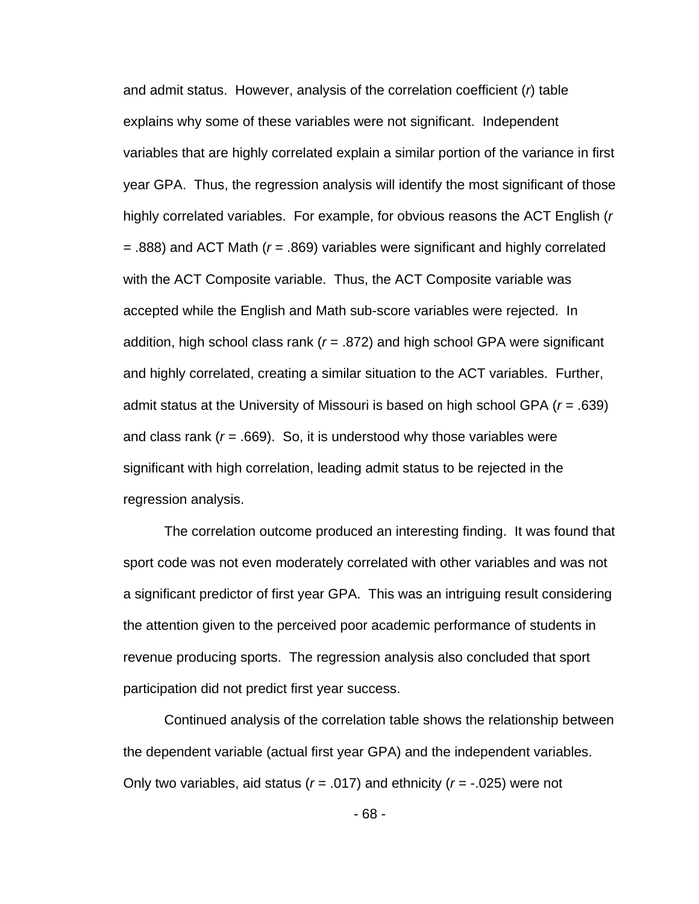and admit status. However, analysis of the correlation coefficient (*r*) table explains why some of these variables were not significant. Independent variables that are highly correlated explain a similar portion of the variance in first year GPA. Thus, the regression analysis will identify the most significant of those highly correlated variables. For example, for obvious reasons the ACT English (*r* = .888) and ACT Math (*r* = .869) variables were significant and highly correlated with the ACT Composite variable. Thus, the ACT Composite variable was accepted while the English and Math sub-score variables were rejected. In addition, high school class rank (*r* = .872) and high school GPA were significant and highly correlated, creating a similar situation to the ACT variables. Further, admit status at the University of Missouri is based on high school GPA (*r* = .639) and class rank (*r* = .669). So, it is understood why those variables were significant with high correlation, leading admit status to be rejected in the regression analysis.

The correlation outcome produced an interesting finding. It was found that sport code was not even moderately correlated with other variables and was not a significant predictor of first year GPA. This was an intriguing result considering the attention given to the perceived poor academic performance of students in revenue producing sports. The regression analysis also concluded that sport participation did not predict first year success.

Continued analysis of the correlation table shows the relationship between the dependent variable (actual first year GPA) and the independent variables. Only two variables, aid status (*r* = .017) and ethnicity (*r* = -.025) were not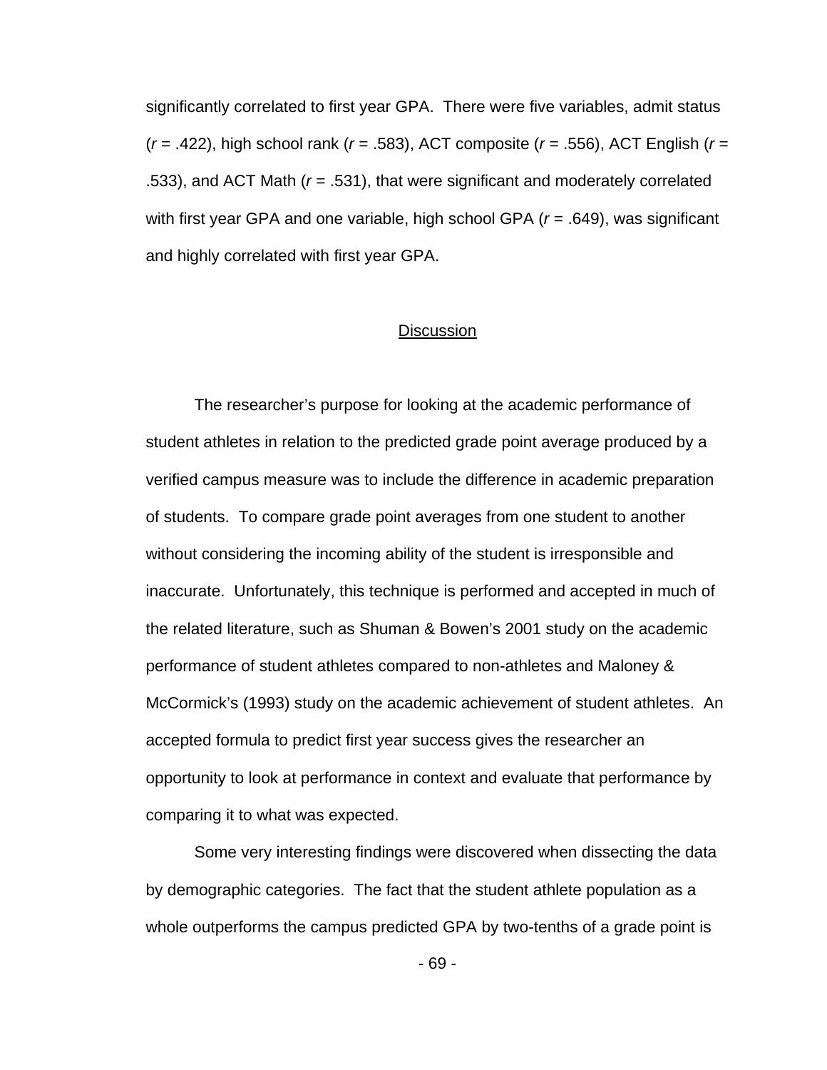significantly correlated to first year GPA. There were five variables, admit status ($r$ = .422), high school rank ($r$ = .583), ACT composite ($r$ = .556), ACT English ($r$ = .533), and ACT Math ($r$ = .531), that were significant and moderately correlated with first year GPA and one variable, high school GPA ($r$ = .649), was significant and highly correlated with first year GPA.

## Discussion

The researcher's purpose for looking at the academic performance of student athletes in relation to the predicted grade point average produced by a verified campus measure was to include the difference in academic preparation of students. To compare grade point averages from one student to another without considering the incoming ability of the student is irresponsible and inaccurate. Unfortunately, this technique is performed and accepted in much of the related literature, such as Shuman & Bowen's 2001 study on the academic performance of student athletes compared to non-athletes and Maloney & McCormick's (1993) study on the academic achievement of student athletes. An accepted formula to predict first year success gives the researcher an opportunity to look at performance in context and evaluate that performance by comparing it to what was expected.

Some very interesting findings were discovered when dissecting the data by demographic categories. The fact that the student athlete population as a whole outperforms the campus predicted GPA by two-tenths of a grade point is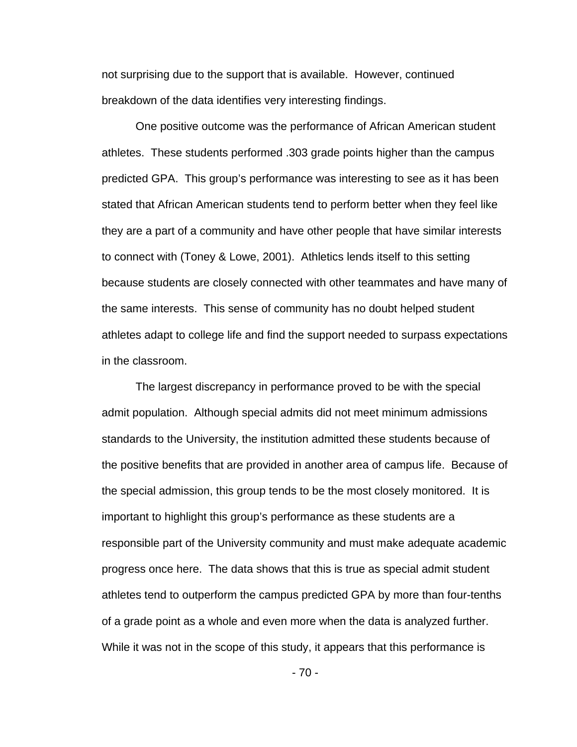not surprising due to the support that is available. However, continued breakdown of the data identifies very interesting findings.

One positive outcome was the performance of African American student athletes. These students performed .303 grade points higher than the campus predicted GPA. This group's performance was interesting to see as it has been stated that African American students tend to perform better when they feel like they are a part of a community and have other people that have similar interests to connect with (Toney & Lowe, 2001). Athletics lends itself to this setting because students are closely connected with other teammates and have many of the same interests. This sense of community has no doubt helped student athletes adapt to college life and find the support needed to surpass expectations in the classroom.

The largest discrepancy in performance proved to be with the special admit population. Although special admits did not meet minimum admissions standards to the University, the institution admitted these students because of the positive benefits that are provided in another area of campus life. Because of the special admission, this group tends to be the most closely monitored. It is important to highlight this group's performance as these students are a responsible part of the University community and must make adequate academic progress once here. The data shows that this is true as special admit student athletes tend to outperform the campus predicted GPA by more than four-tenths of a grade point as a whole and even more when the data is analyzed further. While it was not in the scope of this study, it appears that this performance is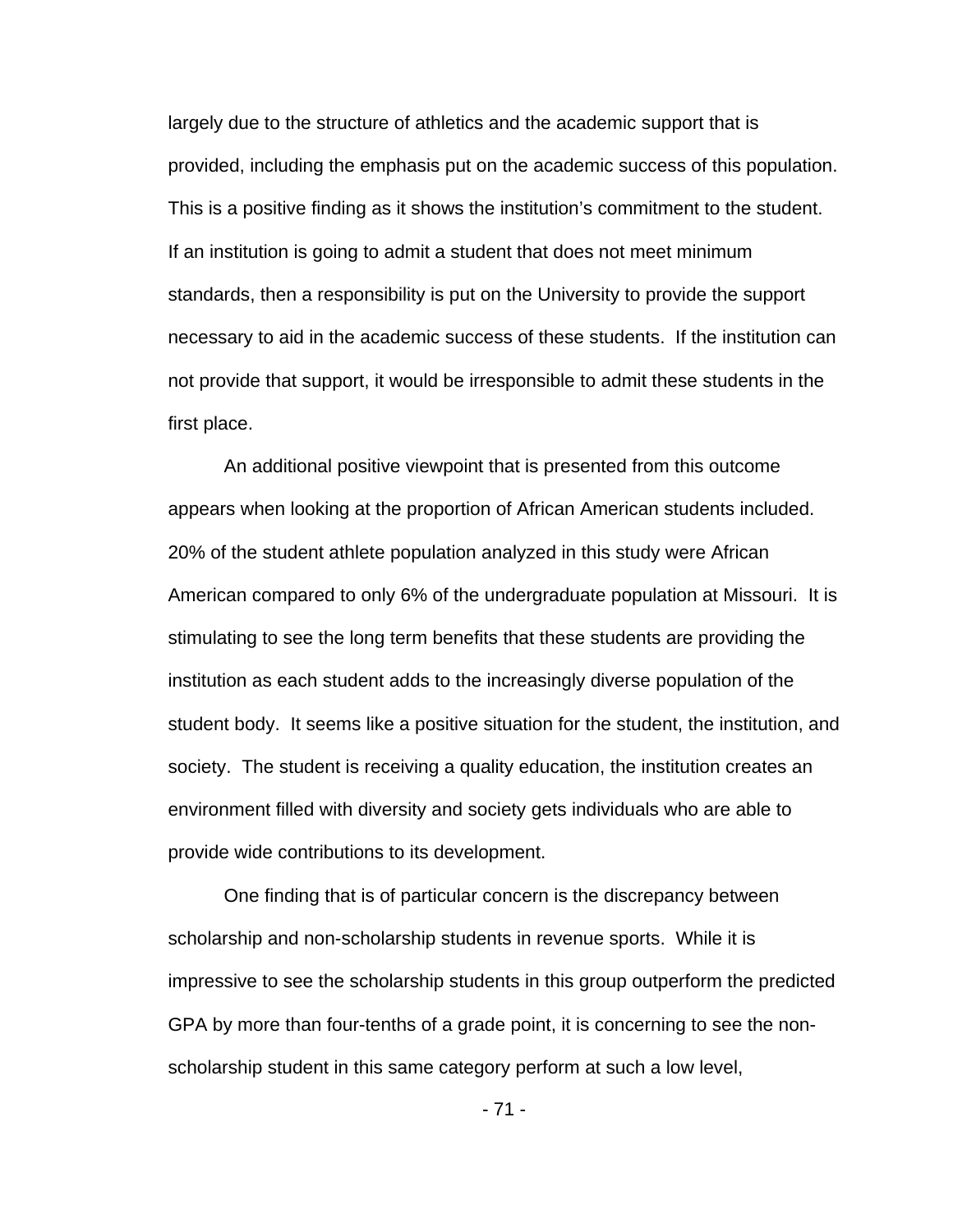largely due to the structure of athletics and the academic support that is provided, including the emphasis put on the academic success of this population. This is a positive finding as it shows the institution's commitment to the student. If an institution is going to admit a student that does not meet minimum standards, then a responsibility is put on the University to provide the support necessary to aid in the academic success of these students. If the institution can not provide that support, it would be irresponsible to admit these students in the first place.

An additional positive viewpoint that is presented from this outcome appears when looking at the proportion of African American students included. 20% of the student athlete population analyzed in this study were African American compared to only 6% of the undergraduate population at Missouri. It is stimulating to see the long term benefits that these students are providing the institution as each student adds to the increasingly diverse population of the student body. It seems like a positive situation for the student, the institution, and society. The student is receiving a quality education, the institution creates an environment filled with diversity and society gets individuals who are able to provide wide contributions to its development.

One finding that is of particular concern is the discrepancy between scholarship and non-scholarship students in revenue sports. While it is impressive to see the scholarship students in this group outperform the predicted GPA by more than four-tenths of a grade point, it is concerning to see the non-scholarship student in this same category perform at such a low level,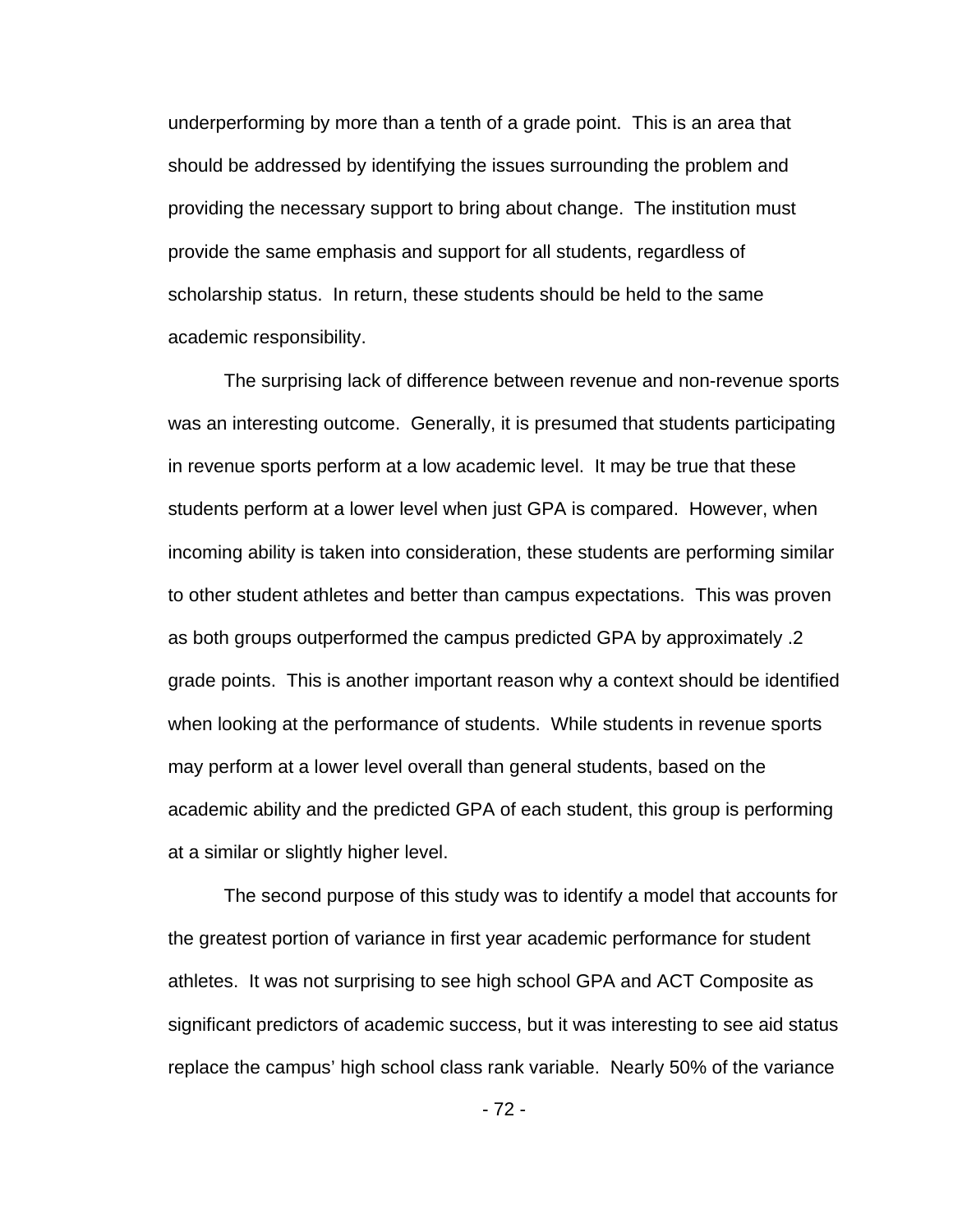underperforming by more than a tenth of a grade point. This is an area that should be addressed by identifying the issues surrounding the problem and providing the necessary support to bring about change. The institution must provide the same emphasis and support for all students, regardless of scholarship status. In return, these students should be held to the same academic responsibility.

The surprising lack of difference between revenue and non-revenue sports was an interesting outcome. Generally, it is presumed that students participating in revenue sports perform at a low academic level. It may be true that these students perform at a lower level when just GPA is compared. However, when incoming ability is taken into consideration, these students are performing similar to other student athletes and better than campus expectations. This was proven as both groups outperformed the campus predicted GPA by approximately .2 grade points. This is another important reason why a context should be identified when looking at the performance of students. While students in revenue sports may perform at a lower level overall than general students, based on the academic ability and the predicted GPA of each student, this group is performing at a similar or slightly higher level.

The second purpose of this study was to identify a model that accounts for the greatest portion of variance in first year academic performance for student athletes. It was not surprising to see high school GPA and ACT Composite as significant predictors of academic success, but it was interesting to see aid status replace the campus' high school class rank variable. Nearly 50% of the variance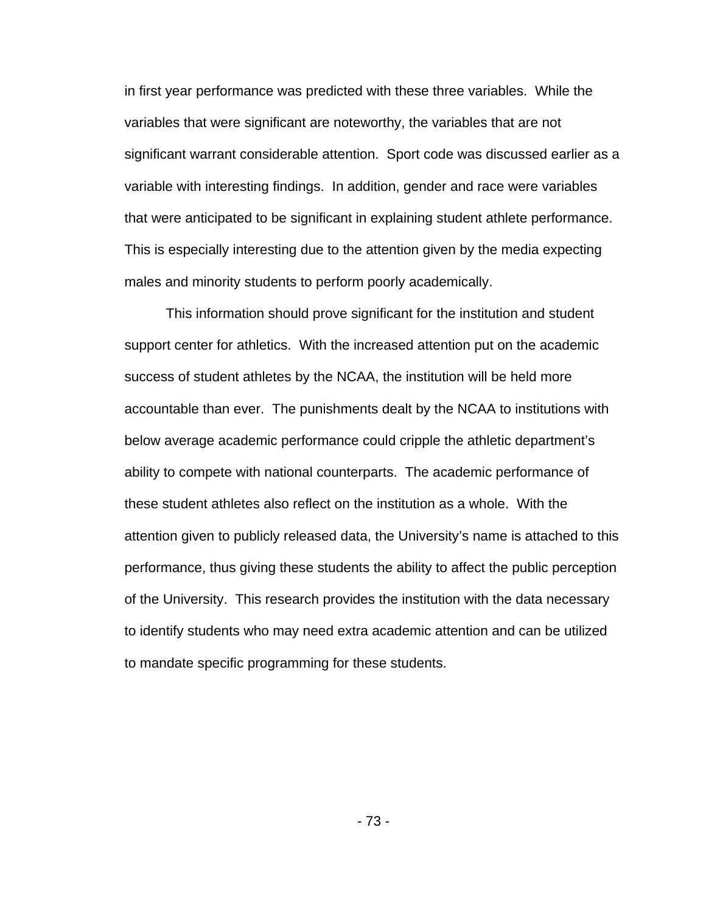in first year performance was predicted with these three variables. While the variables that were significant are noteworthy, the variables that are not significant warrant considerable attention. Sport code was discussed earlier as a variable with interesting findings. In addition, gender and race were variables that were anticipated to be significant in explaining student athlete performance. This is especially interesting due to the attention given by the media expecting males and minority students to perform poorly academically.

This information should prove significant for the institution and student support center for athletics. With the increased attention put on the academic success of student athletes by the NCAA, the institution will be held more accountable than ever. The punishments dealt by the NCAA to institutions with below average academic performance could cripple the athletic department's ability to compete with national counterparts. The academic performance of these student athletes also reflect on the institution as a whole. With the attention given to publicly released data, the University's name is attached to this performance, thus giving these students the ability to affect the public perception of the University. This research provides the institution with the data necessary to identify students who may need extra academic attention and can be utilized to mandate specific programming for these students.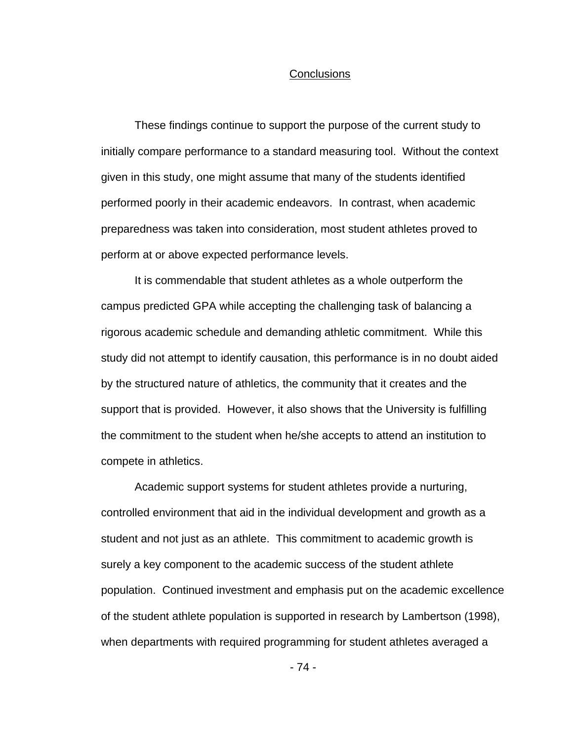## Conclusions

These findings continue to support the purpose of the current study to initially compare performance to a standard measuring tool. Without the context given in this study, one might assume that many of the students identified performed poorly in their academic endeavors. In contrast, when academic preparedness was taken into consideration, most student athletes proved to perform at or above expected performance levels.

It is commendable that student athletes as a whole outperform the campus predicted GPA while accepting the challenging task of balancing a rigorous academic schedule and demanding athletic commitment. While this study did not attempt to identify causation, this performance is in no doubt aided by the structured nature of athletics, the community that it creates and the support that is provided. However, it also shows that the University is fulfilling the commitment to the student when he/she accepts to attend an institution to compete in athletics.

Academic support systems for student athletes provide a nurturing, controlled environment that aid in the individual development and growth as a student and not just as an athlete. This commitment to academic growth is surely a key component to the academic success of the student athlete population. Continued investment and emphasis put on the academic excellence of the student athlete population is supported in research by Lambertson (1998), when departments with required programming for student athletes averaged a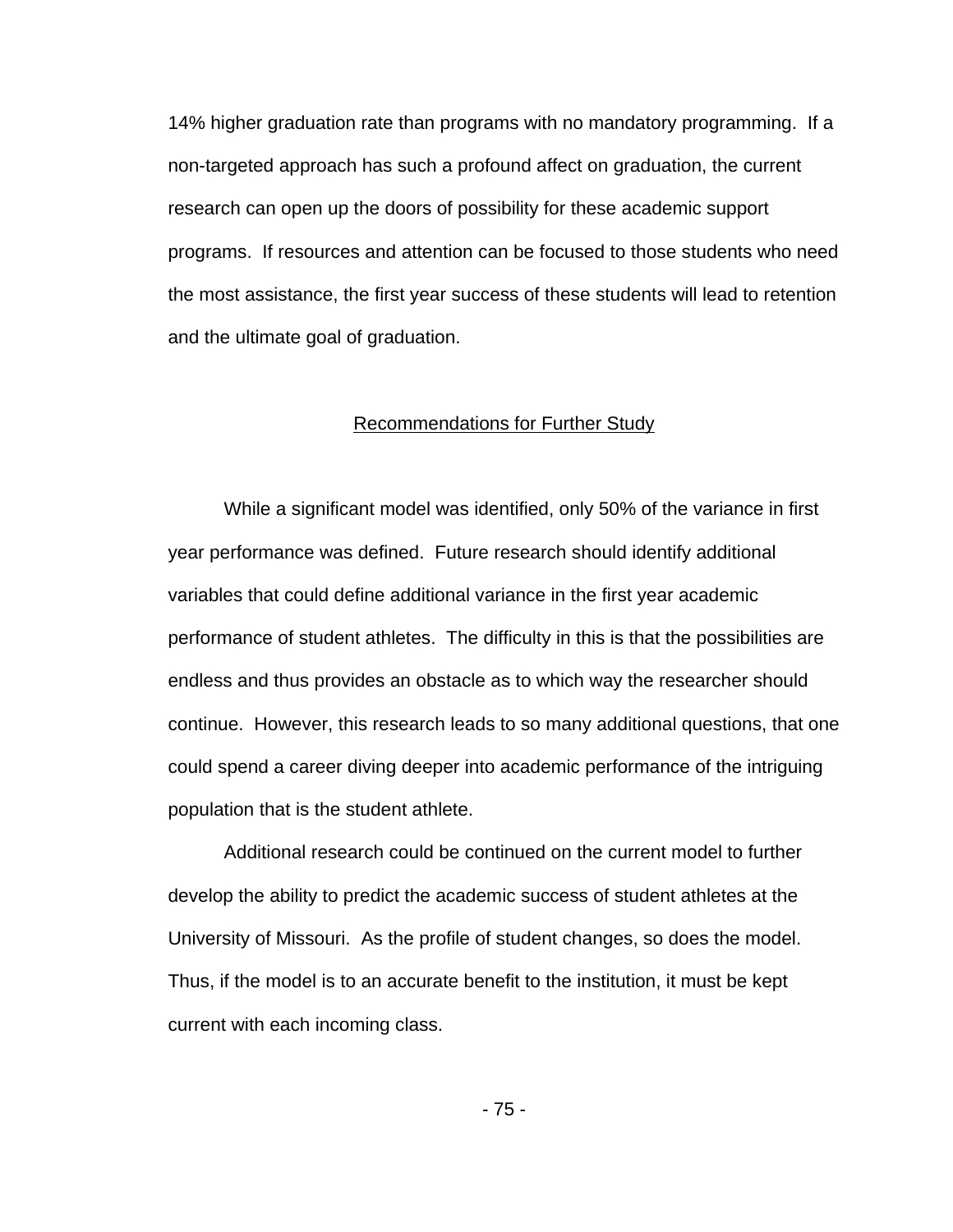14% higher graduation rate than programs with no mandatory programming. If a non-targeted approach has such a profound affect on graduation, the current research can open up the doors of possibility for these academic support programs. If resources and attention can be focused to those students who need the most assistance, the first year success of these students will lead to retention and the ultimate goal of graduation.

## Recommendations for Further Study

While a significant model was identified, only 50% of the variance in first year performance was defined. Future research should identify additional variables that could define additional variance in the first year academic performance of student athletes. The difficulty in this is that the possibilities are endless and thus provides an obstacle as to which way the researcher should continue. However, this research leads to so many additional questions, that one could spend a career diving deeper into academic performance of the intriguing population that is the student athlete.

Additional research could be continued on the current model to further develop the ability to predict the academic success of student athletes at the University of Missouri. As the profile of student changes, so does the model. Thus, if the model is to an accurate benefit to the institution, it must be kept current with each incoming class.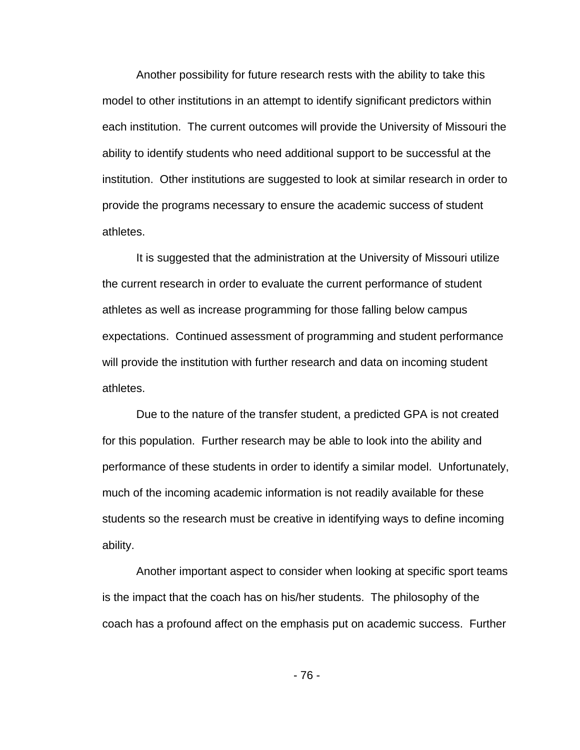Another possibility for future research rests with the ability to take this model to other institutions in an attempt to identify significant predictors within each institution. The current outcomes will provide the University of Missouri the ability to identify students who need additional support to be successful at the institution. Other institutions are suggested to look at similar research in order to provide the programs necessary to ensure the academic success of student athletes.

It is suggested that the administration at the University of Missouri utilize the current research in order to evaluate the current performance of student athletes as well as increase programming for those falling below campus expectations. Continued assessment of programming and student performance will provide the institution with further research and data on incoming student athletes.

Due to the nature of the transfer student, a predicted GPA is not created for this population. Further research may be able to look into the ability and performance of these students in order to identify a similar model. Unfortunately, much of the incoming academic information is not readily available for these students so the research must be creative in identifying ways to define incoming ability.

Another important aspect to consider when looking at specific sport teams is the impact that the coach has on his/her students. The philosophy of the coach has a profound affect on the emphasis put on academic success. Further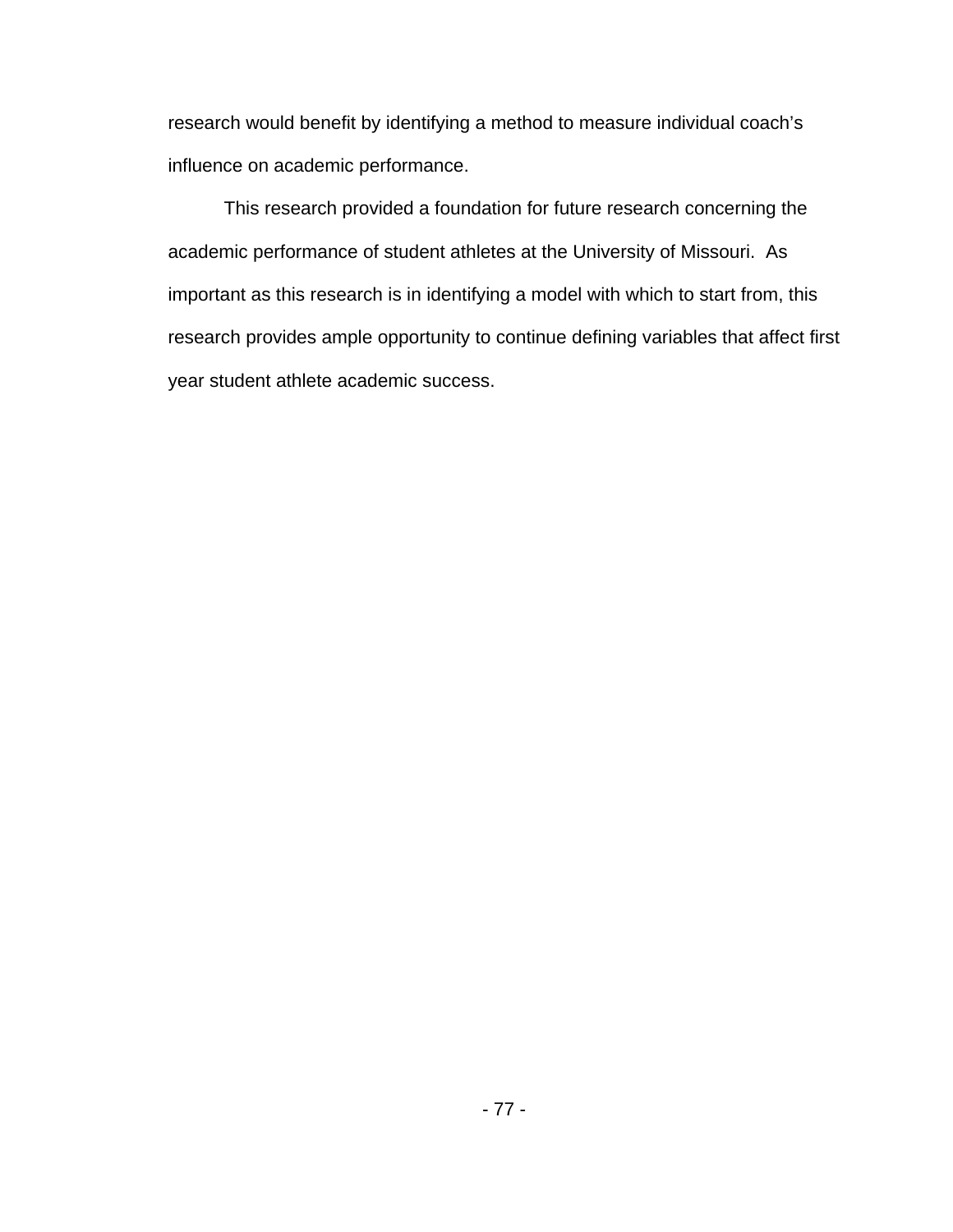research would benefit by identifying a method to measure individual coach's influence on academic performance.

This research provided a foundation for future research concerning the academic performance of student athletes at the University of Missouri. As important as this research is in identifying a model with which to start from, this research provides ample opportunity to continue defining variables that affect first year student athlete academic success.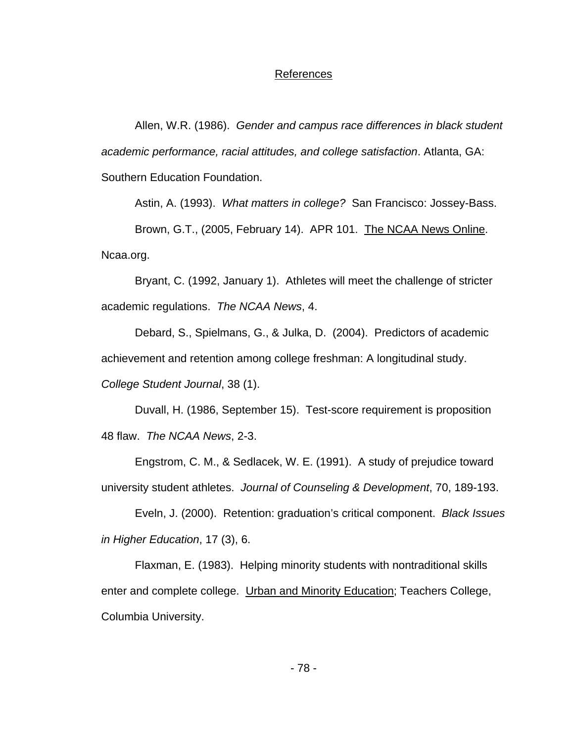## References

Allen, W.R. (1986). *Gender and campus race differences in black student academic performance, racial attitudes, and college satisfaction*. Atlanta, GA: Southern Education Foundation.

Astin, A. (1993). *What matters in college?* San Francisco: Jossey-Bass.

Brown, G.T., (2005, February 14). APR 101. The NCAA News Online. Ncaa.org.

Bryant, C. (1992, January 1). Athletes will meet the challenge of stricter academic regulations. *The NCAA News*, 4.

Debard, S., Spielmans, G., & Julka, D. (2004). Predictors of academic achievement and retention among college freshman: A longitudinal study. *College Student Journal*, 38 (1).

Duvall, H. (1986, September 15). Test-score requirement is proposition 48 flaw. *The NCAA News*, 2-3.

Engstrom, C. M., & Sedlacek, W. E. (1991). A study of prejudice toward university student athletes. *Journal of Counseling & Development*, 70, 189-193.

Eveln, J. (2000). Retention: graduation's critical component. *Black Issues in Higher Education*, 17 (3), 6.

Flaxman, E. (1983). Helping minority students with nontraditional skills enter and complete college. Urban and Minority Education; Teachers College, Columbia University.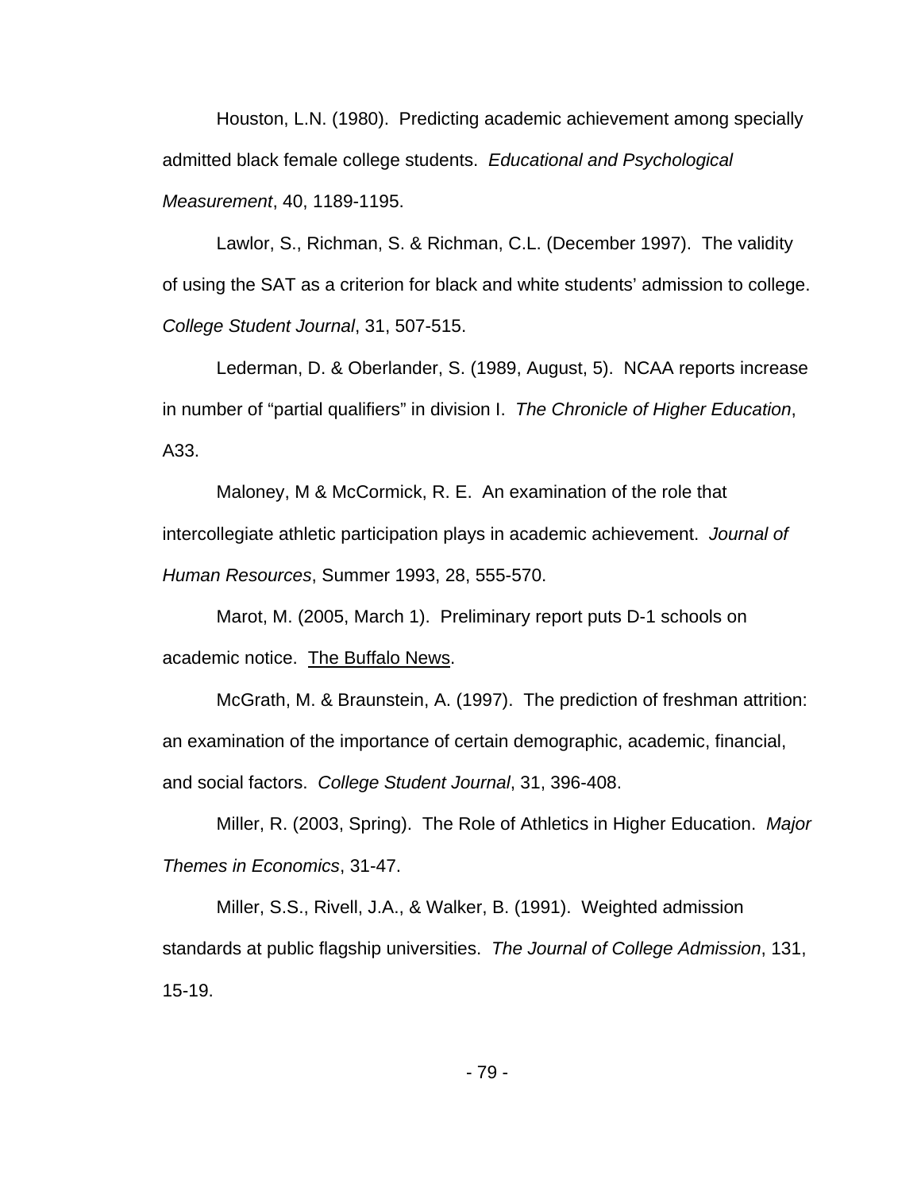Houston, L.N. (1980). Predicting academic achievement among specially admitted black female college students. *Educational and Psychological Measurement*, 40, 1189-1195.

Lawlor, S., Richman, S. & Richman, C.L. (December 1997). The validity of using the SAT as a criterion for black and white students' admission to college. *College Student Journal*, 31, 507-515.

Lederman, D. & Oberlander, S. (1989, August, 5). NCAA reports increase in number of "partial qualifiers" in division I. *The Chronicle of Higher Education*, A33.

Maloney, M & McCormick, R. E. An examination of the role that intercollegiate athletic participation plays in academic achievement. *Journal of Human Resources*, Summer 1993, 28, 555-570.

Marot, M. (2005, March 1). Preliminary report puts D-1 schools on academic notice. The Buffalo News.

McGrath, M. & Braunstein, A. (1997). The prediction of freshman attrition: an examination of the importance of certain demographic, academic, financial, and social factors. *College Student Journal*, 31, 396-408.

Miller, R. (2003, Spring). The Role of Athletics in Higher Education. *Major Themes in Economics*, 31-47.

Miller, S.S., Rivell, J.A., & Walker, B. (1991). Weighted admission standards at public flagship universities. *The Journal of College Admission*, 131, 15-19.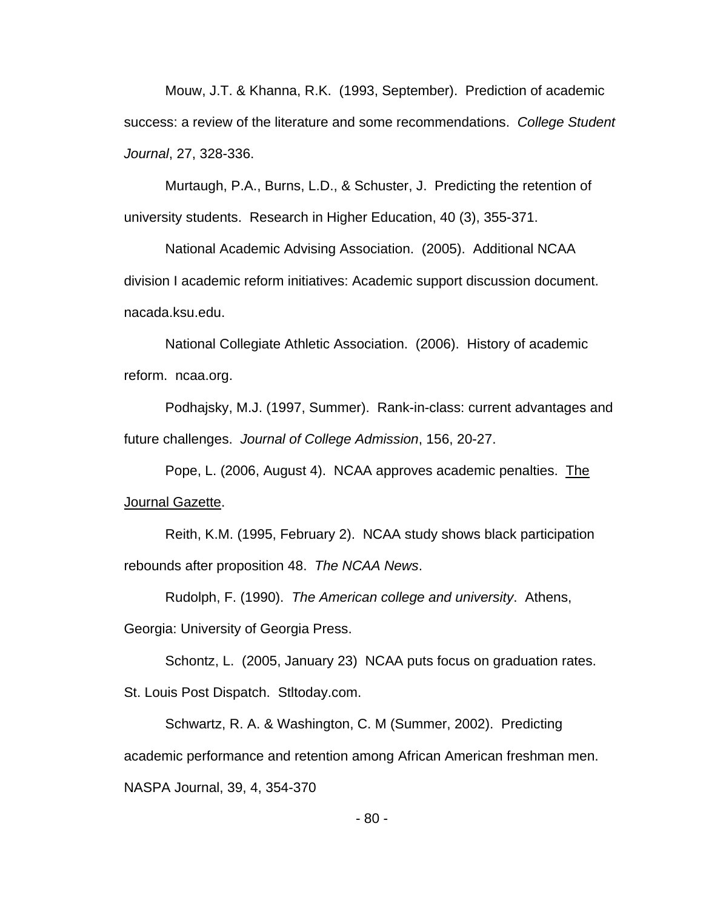Mouw, J.T. & Khanna, R.K. (1993, September). Prediction of academic success: a review of the literature and some recommendations. *College Student Journal*, 27, 328-336.

Murtaugh, P.A., Burns, L.D., & Schuster, J. Predicting the retention of university students. Research in Higher Education, 40 (3), 355-371.

National Academic Advising Association. (2005). Additional NCAA division I academic reform initiatives: Academic support discussion document. nacada.ksu.edu.

National Collegiate Athletic Association. (2006). History of academic reform. ncaa.org.

Podhajsky, M.J. (1997, Summer). Rank-in-class: current advantages and future challenges. *Journal of College Admission*, 156, 20-27.

Pope, L. (2006, August 4). NCAA approves academic penalties. The Journal Gazette.

Reith, K.M. (1995, February 2). NCAA study shows black participation rebounds after proposition 48. *The NCAA News*.

Rudolph, F. (1990). *The American college and university*. Athens, Georgia: University of Georgia Press.

Schontz, L. (2005, January 23) NCAA puts focus on graduation rates. St. Louis Post Dispatch. Stltoday.com.

Schwartz, R. A. & Washington, C. M (Summer, 2002). Predicting academic performance and retention among African American freshman men. NASPA Journal, 39, 4, 354-370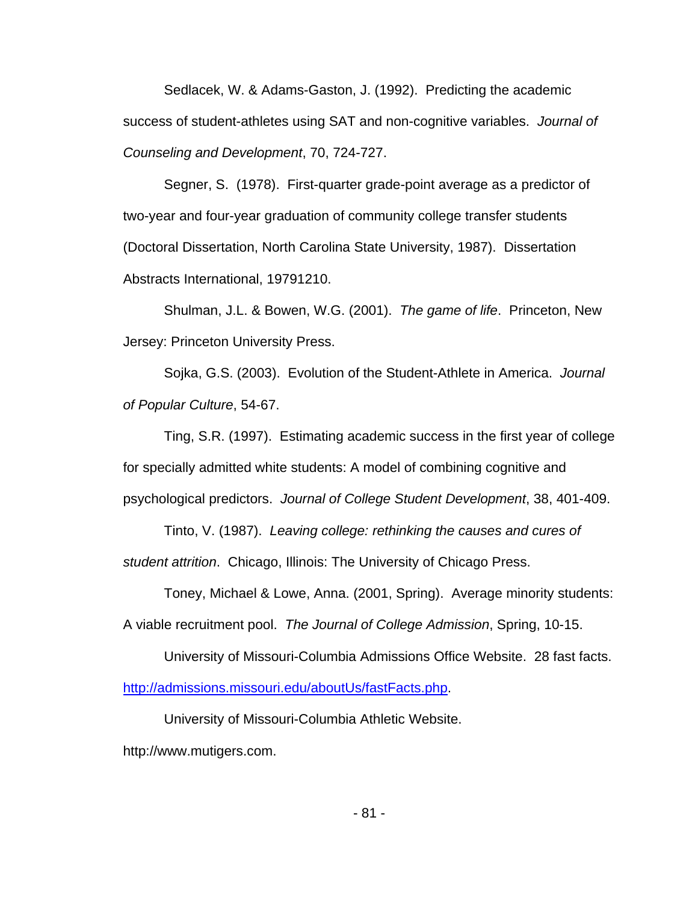Sedlacek, W. & Adams-Gaston, J. (1992). Predicting the academic success of student-athletes using SAT and non-cognitive variables. *Journal of Counseling and Development*, 70, 724-727.

Segner, S. (1978). First-quarter grade-point average as a predictor of two-year and four-year graduation of community college transfer students (Doctoral Dissertation, North Carolina State University, 1987). Dissertation Abstracts International, 19791210.

Shulman, J.L. & Bowen, W.G. (2001). *The game of life*. Princeton, New Jersey: Princeton University Press.

Sojka, G.S. (2003). Evolution of the Student-Athlete in America. *Journal of Popular Culture*, 54-67.

Ting, S.R. (1997). Estimating academic success in the first year of college for specially admitted white students: A model of combining cognitive and psychological predictors. *Journal of College Student Development*, 38, 401-409.

Tinto, V. (1987). *Leaving college: rethinking the causes and cures of student attrition*. Chicago, Illinois: The University of Chicago Press.

Toney, Michael & Lowe, Anna. (2001, Spring). Average minority students: A viable recruitment pool. *The Journal of College Admission*, Spring, 10-15.

University of Missouri-Columbia Admissions Office Website. 28 fast facts. http://admissions.missouri.edu/aboutUs/fastFacts.php.

University of Missouri-Columbia Athletic Website. http://www.mutigers.com.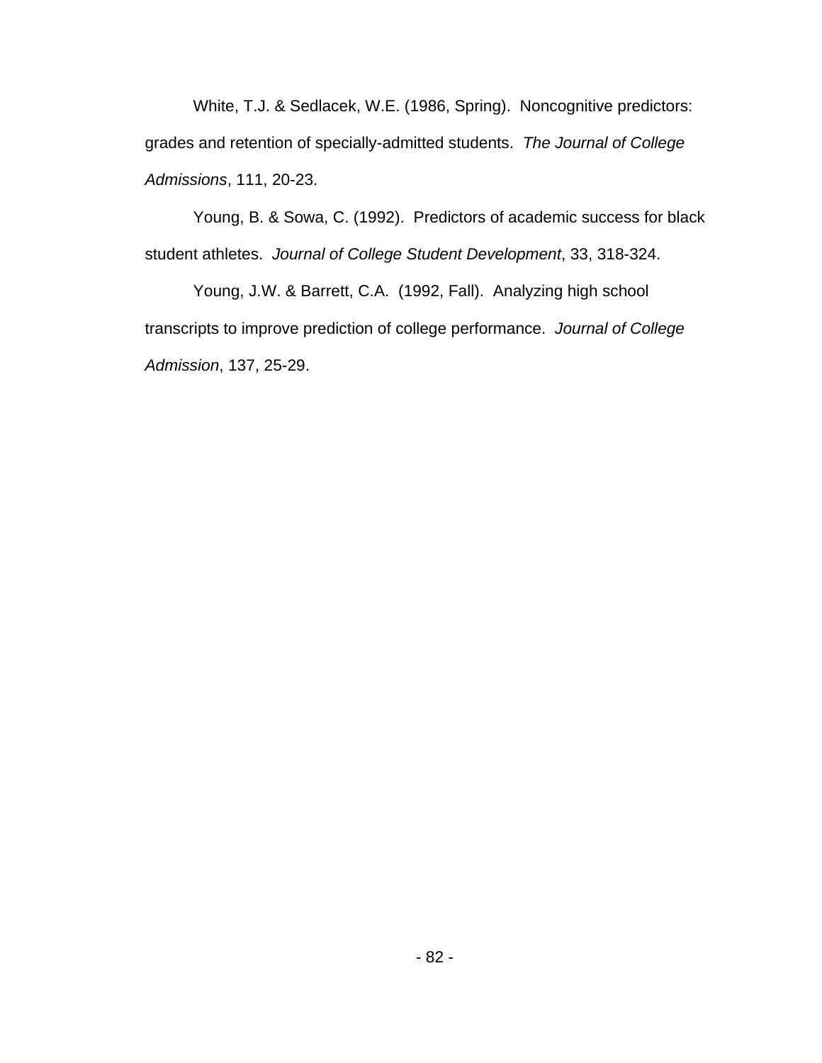White, T.J. & Sedlacek, W.E. (1986, Spring). Noncognitive predictors: grades and retention of specially-admitted students. *The Journal of College Admissions*, 111, 20-23.

Young, B. & Sowa, C. (1992). Predictors of academic success for black student athletes. *Journal of College Student Development*, 33, 318-324.

Young, J.W. & Barrett, C.A. (1992, Fall). Analyzing high school transcripts to improve prediction of college performance. *Journal of College Admission*, 137, 25-29.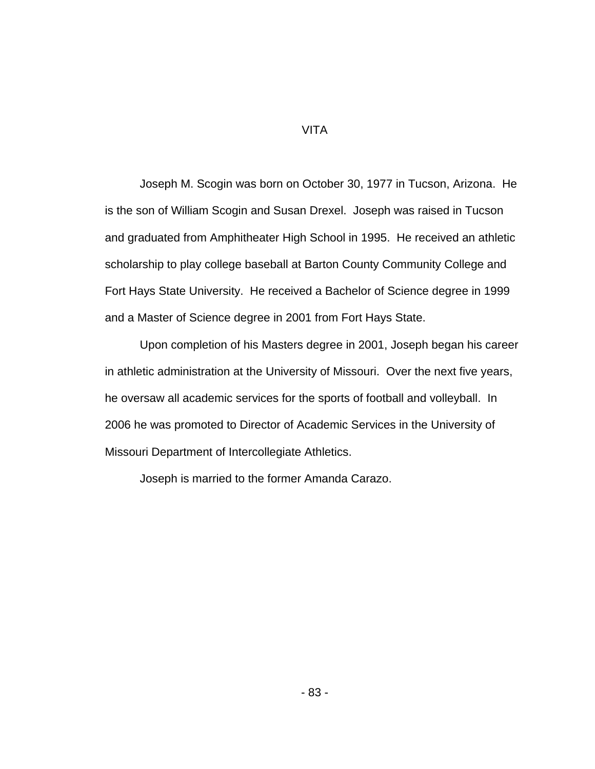# VITA

Joseph M. Scogin was born on October 30, 1977 in Tucson, Arizona. He is the son of William Scogin and Susan Drexel. Joseph was raised in Tucson and graduated from Amphitheater High School in 1995. He received an athletic scholarship to play college baseball at Barton County Community College and Fort Hays State University. He received a Bachelor of Science degree in 1999 and a Master of Science degree in 2001 from Fort Hays State.

Upon completion of his Masters degree in 2001, Joseph began his career in athletic administration at the University of Missouri. Over the next five years, he oversaw all academic services for the sports of football and volleyball. In 2006 he was promoted to Director of Academic Services in the University of Missouri Department of Intercollegiate Athletics.

Joseph is married to the former Amanda Carazo.